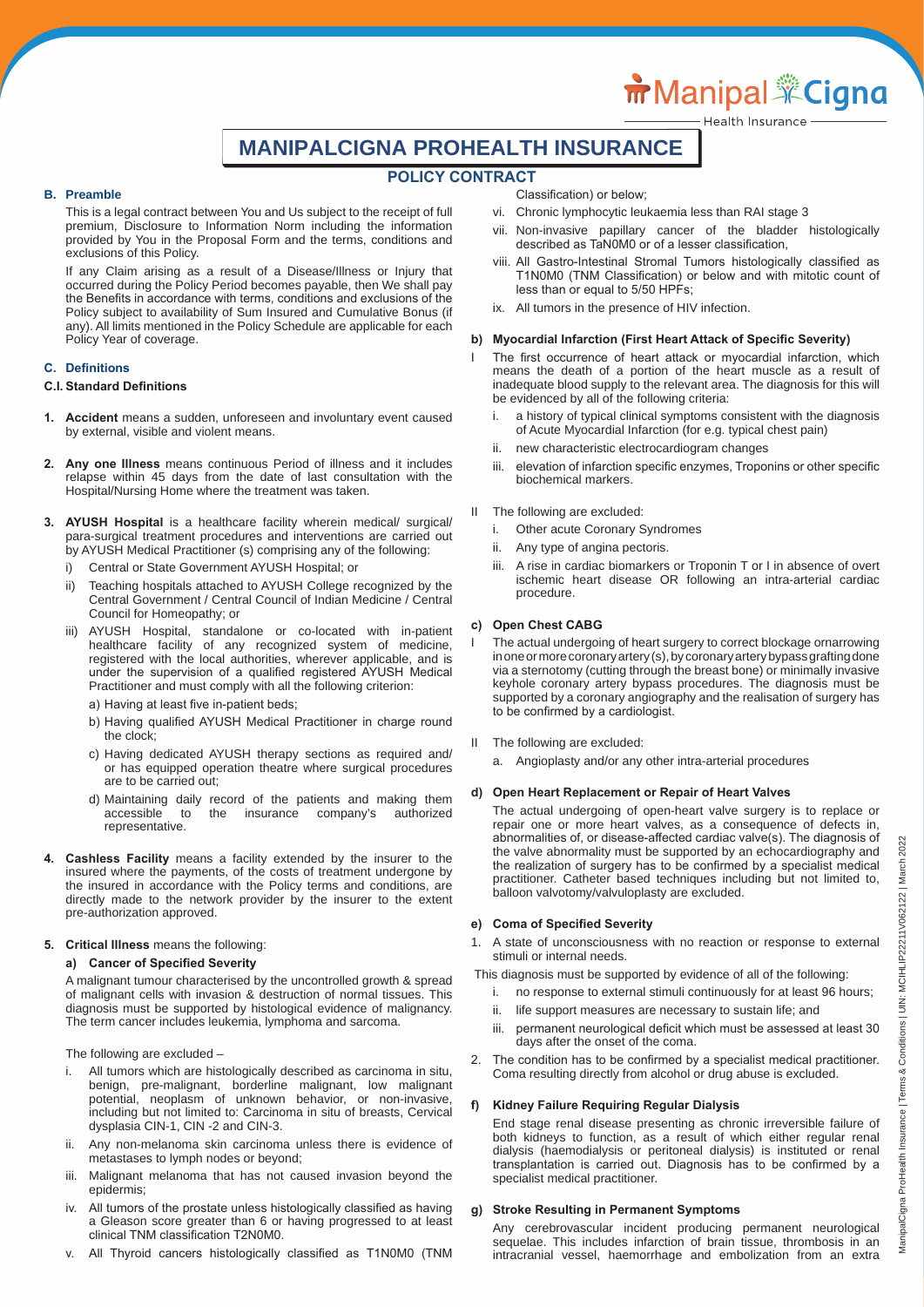# MANIPALCIGNA PROHEALTH INSURANCE

## POLICY CONTRACT

### B. Preamble

This is a legal contract between You and Us subject to the receipt of full premium, Disclosure to Information Norm including the information provided by You in the Proposal Form and the terms, conditions and exclusions of this Policy.

If any Claim arising as a result of a Disease/Illness or Injury that occurred during the Policy Period becomes payable, then We shall pay the Benefits in accordance with terms, conditions and exclusions of the Policy subject to availability of Sum Insured and Cumulative Bonus (if any). All limits mentioned in the Policy Schedule are applicable for each Policy Year of coverage.

### C. Definitions

#### C.I. Standard Definitions

1. **Accident** means a sudden, unforeseen and involuntary event caused by external, visible and violent means.

2. **Any one Illness** means continuous Period of illness and it includes relapse within 45 days from the date of last consultation with the Hospital/Nursing Home where the treatment was taken.

3. **AYUSH Hospital** is a healthcare facility wherein medical/ surgical/ para-surgical treatment procedures and interventions are carried out by AYUSH Medical Practitioner (s) comprising any of the following:
   - i) Central or State Government AYUSH Hospital; or
   - ii) Teaching hospitals attached to AYUSH College recognized by the Central Government / Central Council of Indian Medicine / Central Council for Homeopathy; or
   - iii) AYUSH Hospital, standalone or co-located with in-patient healthcare facility of any recognized system of medicine, registered with the local authorities, wherever applicable, and is under the supervision of a qualified registered AYUSH Medical Practitioner and must comply with all the following criterion:
     - a) Having at least five in-patient beds;
     - b) Having qualified AYUSH Medical Practitioner in charge round the clock;
     - c) Having dedicated AYUSH therapy sections as required and/ or has equipped operation theatre where surgical procedures are to be carried out;
     - d) Maintaining daily record of the patients and making them accessible to the insurance company's authorized representative.

4. **Cashless Facility** means a facility extended by the insurer to the insured where the payments, of the costs of treatment undergone by the insured in accordance with the Policy terms and conditions, are directly made to the network provider by the insurer to the extent pre-authorization approved.

5. **Critical Illness** means the following:

   **a) Cancer of Specified Severity**

   A malignant tumour characterised by the uncontrolled growth & spread of malignant cells with invasion & destruction of normal tissues. This diagnosis must be supported by histological evidence of malignancy. The term cancer includes leukemia, lymphoma and sarcoma.

   The following are excluded –

   - i. All tumors which are histologically described as carcinoma in situ, benign, pre-malignant, borderline malignant, low malignant potential, neoplasm of unknown behavior, or non-invasive, including but not limited to: Carcinoma in situ of breasts, Cervical dysplasia CIN-1, CIN -2 and CIN-3.
   - ii. Any non-melanoma skin carcinoma unless there is evidence of metastases to lymph nodes or beyond;
   - iii. Malignant melanoma that has not caused invasion beyond the epidermis;
   - iv. All tumors of the prostate unless histologically classified as having a Gleason score greater than 6 or having progressed to at least clinical TNM classification T2N0M0.
   - v. All Thyroid cancers histologically classified as T1N0M0 (TNM Classification) or below;
   - vi. Chronic lymphocytic leukaemia less than RAI stage 3
   - vii. Non-invasive papillary cancer of the bladder histologically described as TaN0M0 or of a lesser classification,
   - viii. All Gastro-Intestinal Stromal Tumors histologically classified as T1N0M0 (TNM Classification) or below and with mitotic count of less than or equal to 5/50 HPFs;
   - ix. All tumors in the presence of HIV infection.

   **b) Myocardial Infarction (First Heart Attack of Specific Severity)**

   I The first occurrence of heart attack or myocardial infarction, which means the death of a portion of the heart muscle as a result of inadequate blood supply to the relevant area. The diagnosis for this will be evidenced by all of the following criteria:
   - i. a history of typical clinical symptoms consistent with the diagnosis of Acute Myocardial Infarction (for e.g. typical chest pain)
   - ii. new characteristic electrocardiogram changes
   - iii. elevation of infarction specific enzymes, Troponins or other specific biochemical markers.

   II The following are excluded:
   - i. Other acute Coronary Syndromes
   - ii. Any type of angina pectoris.
   - iii. A rise in cardiac biomarkers or Troponin T or I in absence of overt ischemic heart disease OR following an intra-arterial cardiac procedure.

   **c) Open Chest CABG**

   I The actual undergoing of heart surgery to correct blockage ornarrowing in one or more coronary artery(s), by coronary artery bypass grafting done via a sternotomy (cutting through the breast bone) or minimally invasive keyhole coronary artery bypass procedures. The diagnosis must be supported by a coronary angiography and the realisation of surgery has to be confirmed by a cardiologist.

   II The following are excluded:
   - a. Angioplasty and/or any other intra-arterial procedures

   **d) Open Heart Replacement or Repair of Heart Valves**

   The actual undergoing of open-heart valve surgery is to replace or repair one or more heart valves, as a consequence of defects in, abnormalities of, or disease-affected cardiac valve(s). The diagnosis of the valve abnormality must be supported by an echocardiography and the realization of surgery has to be confirmed by a specialist medical practitioner. Catheter based techniques including but not limited to, balloon valvotomy/valvuloplasty are excluded.

   **e) Coma of Specified Severity**

   1. A state of unconsciousness with no reaction or response to external stimuli or internal needs.

   This diagnosis must be supported by evidence of all of the following:
   - i. no response to external stimuli continuously for at least 96 hours;
   - ii. life support measures are necessary to sustain life; and
   - iii. permanent neurological deficit which must be assessed at least 30 days after the onset of the coma.

   2. The condition has to be confirmed by a specialist medical practitioner. Coma resulting directly from alcohol or drug abuse is excluded.

   **f) Kidney Failure Requiring Regular Dialysis**

   End stage renal disease presenting as chronic irreversible failure of both kidneys to function, as a result of which either regular renal dialysis (haemodialysis or peritoneal dialysis) is instituted or renal transplantation is carried out. Diagnosis has to be confirmed by a specialist medical practitioner.

   **g) Stroke Resulting in Permanent Symptoms**

   Any cerebrovascular incident producing permanent neurological sequelae. This includes infarction of brain tissue, thrombosis in an intracranial vessel, haemorrhage and embolization from an extra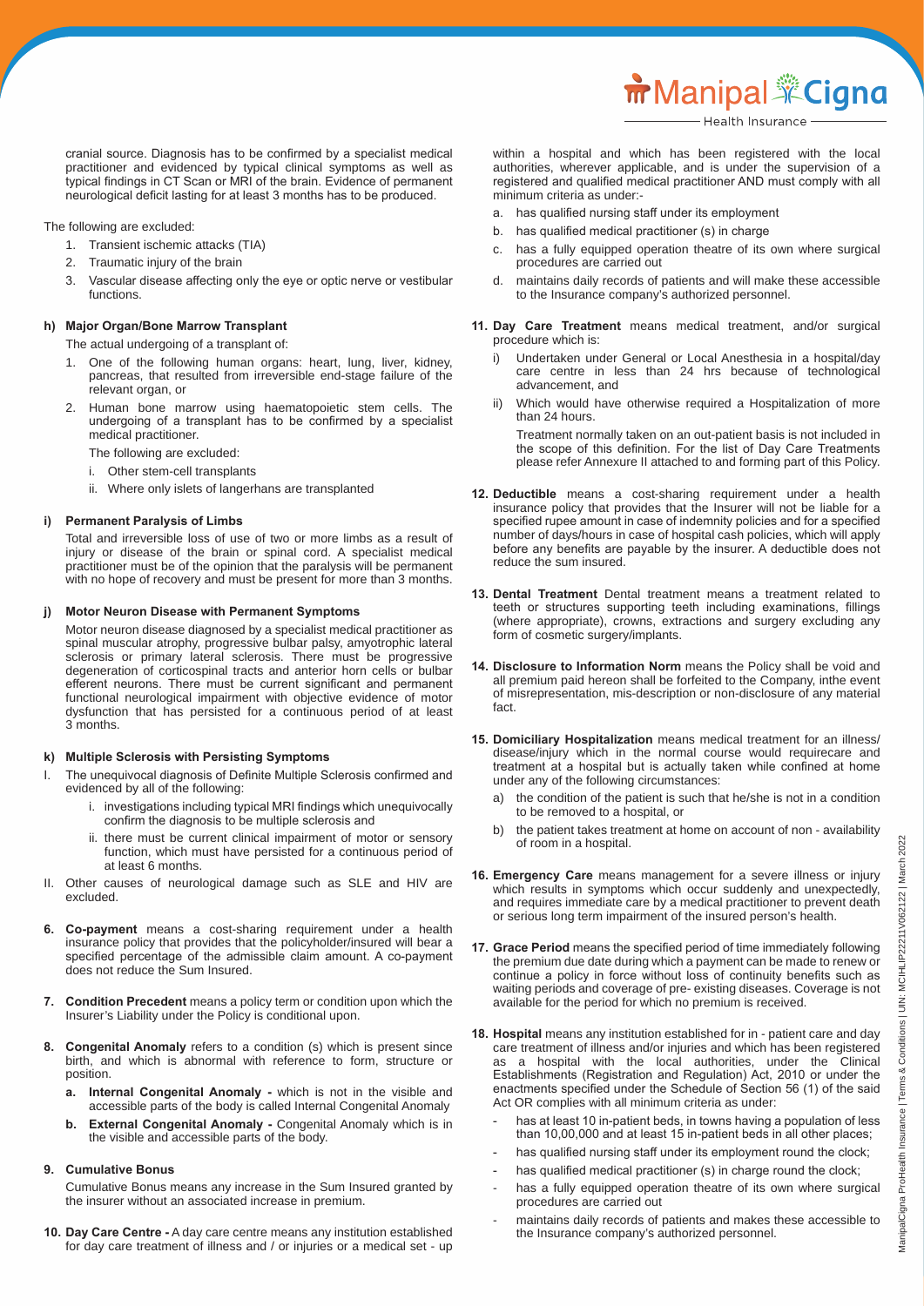cranial source. Diagnosis has to be confirmed by a specialist medical practitioner and evidenced by typical clinical symptoms as well as typical findings in CT Scan or MRI of the brain. Evidence of permanent neurological deficit lasting for at least 3 months has to be produced.

The following are excluded:

1. Transient ischemic attacks (TIA)
2. Traumatic injury of the brain
3. Vascular disease affecting only the eye or optic nerve or vestibular functions.

**h) Major Organ/Bone Marrow Transplant**

The actual undergoing of a transplant of:

1. One of the following human organs: heart, lung, liver, kidney, pancreas, that resulted from irreversible end-stage failure of the relevant organ, or
2. Human bone marrow using haematopoietic stem cells. The undergoing of a transplant has to be confirmed by a specialist medical practitioner.

The following are excluded:

i. Other stem-cell transplants
ii. Where only islets of langerhans are transplanted

**i) Permanent Paralysis of Limbs**

Total and irreversible loss of use of two or more limbs as a result of injury or disease of the brain or spinal cord. A specialist medical practitioner must be of the opinion that the paralysis will be permanent with no hope of recovery and must be present for more than 3 months.

**j) Motor Neuron Disease with Permanent Symptoms**

Motor neuron disease diagnosed by a specialist medical practitioner as spinal muscular atrophy, progressive bulbar palsy, amyotrophic lateral sclerosis or primary lateral sclerosis. There must be progressive degeneration of corticospinal tracts and anterior horn cells or bulbar efferent neurons. There must be current significant and permanent functional neurological impairment with objective evidence of motor dysfunction that has persisted for a continuous period of at least 3 months.

**k) Multiple Sclerosis with Persisting Symptoms**

I. The unequivocal diagnosis of Definite Multiple Sclerosis confirmed and evidenced by all of the following:
   i. investigations including typical MRI findings which unequivocally confirm the diagnosis to be multiple sclerosis and
   ii. there must be current clinical impairment of motor or sensory function, which must have persisted for a continuous period of at least 6 months.

II. Other causes of neurological damage such as SLE and HIV are excluded.

**6. Co-payment** means a cost-sharing requirement under a health insurance policy that provides that the policyholder/insured will bear a specified percentage of the admissible claim amount. A co-payment does not reduce the Sum Insured.

**7. Condition Precedent** means a policy term or condition upon which the Insurer's Liability under the Policy is conditional upon.

**8. Congenital Anomaly** refers to a condition (s) which is present since birth, and which is abnormal with reference to form, structure or position.

   a. **Internal Congenital Anomaly -** which is not in the visible and accessible parts of the body is called Internal Congenital Anomaly
   b. **External Congenital Anomaly -** Congenital Anomaly which is in the visible and accessible parts of the body.

**9. Cumulative Bonus**

Cumulative Bonus means any increase in the Sum Insured granted by the insurer without an associated increase in premium.

**10. Day Care Centre -** A day care centre means any institution established for day care treatment of illness and / or injuries or a medical set - up within a hospital and which has been registered with the local authorities, wherever applicable, and is under the supervision of a registered and qualified medical practitioner AND must comply with all minimum criteria as under:-

   a. has qualified nursing staff under its employment
   b. has qualified medical practitioner (s) in charge
   c. has a fully equipped operation theatre of its own where surgical procedures are carried out
   d. maintains daily records of patients and will make these accessible to the Insurance company's authorized personnel.

**11. Day Care Treatment** means medical treatment, and/or surgical procedure which is:

   i) Undertaken under General or Local Anesthesia in a hospital/day care centre in less than 24 hrs because of technological advancement, and
   ii) Which would have otherwise required a Hospitalization of more than 24 hours.

   Treatment normally taken on an out-patient basis is not included in the scope of this definition. For the list of Day Care Treatments please refer Annexure II attached to and forming part of this Policy.

**12. Deductible** means a cost-sharing requirement under a health insurance policy that provides that the Insurer will not be liable for a specified rupee amount in case of indemnity policies and for a specified number of days/hours in case of hospital cash policies, which will apply before any benefits are payable by the insurer. A deductible does not reduce the sum insured.

**13. Dental Treatment** Dental treatment means a treatment related to teeth or structures supporting teeth including examinations, fillings (where appropriate), crowns, extractions and surgery excluding any form of cosmetic surgery/implants.

**14. Disclosure to Information Norm** means the Policy shall be void and all premium paid hereon shall be forfeited to the Company, inthe event of misrepresentation, mis-description or non-disclosure of any material fact.

**15. Domiciliary Hospitalization** means medical treatment for an illness/ disease/injury which in the normal course would requirecare and treatment at a hospital but is actually taken while confined at home under any of the following circumstances:

   a) the condition of the patient is such that he/she is not in a condition to be removed to a hospital, or
   b) the patient takes treatment at home on account of non - availability of room in a hospital.

**16. Emergency Care** means management for a severe illness or injury which results in symptoms which occur suddenly and unexpectedly, and requires immediate care by a medical practitioner to prevent death or serious long term impairment of the insured person's health.

**17. Grace Period** means the specified period of time immediately following the premium due date during which a payment can be made to renew or continue a policy in force without loss of continuity benefits such as waiting periods and coverage of pre- existing diseases. Coverage is not available for the period for which no premium is received.

**18. Hospital** means any institution established for in - patient care and day care treatment of illness and/or injuries and which has been registered as a hospital with the local authorities, under the Clinical Establishments (Registration and Regulation) Act, 2010 or under the enactments specified under the Schedule of Section 56 (1) of the said Act OR complies with all minimum criteria as under:

- has at least 10 in-patient beds, in towns having a population of less than 10,00,000 and at least 15 in-patient beds in all other places;
- has qualified nursing staff under its employment round the clock;
- has qualified medical practitioner (s) in charge round the clock;
- has a fully equipped operation theatre of its own where surgical procedures are carried out
- maintains daily records of patients and makes these accessible to the Insurance company's authorized personnel.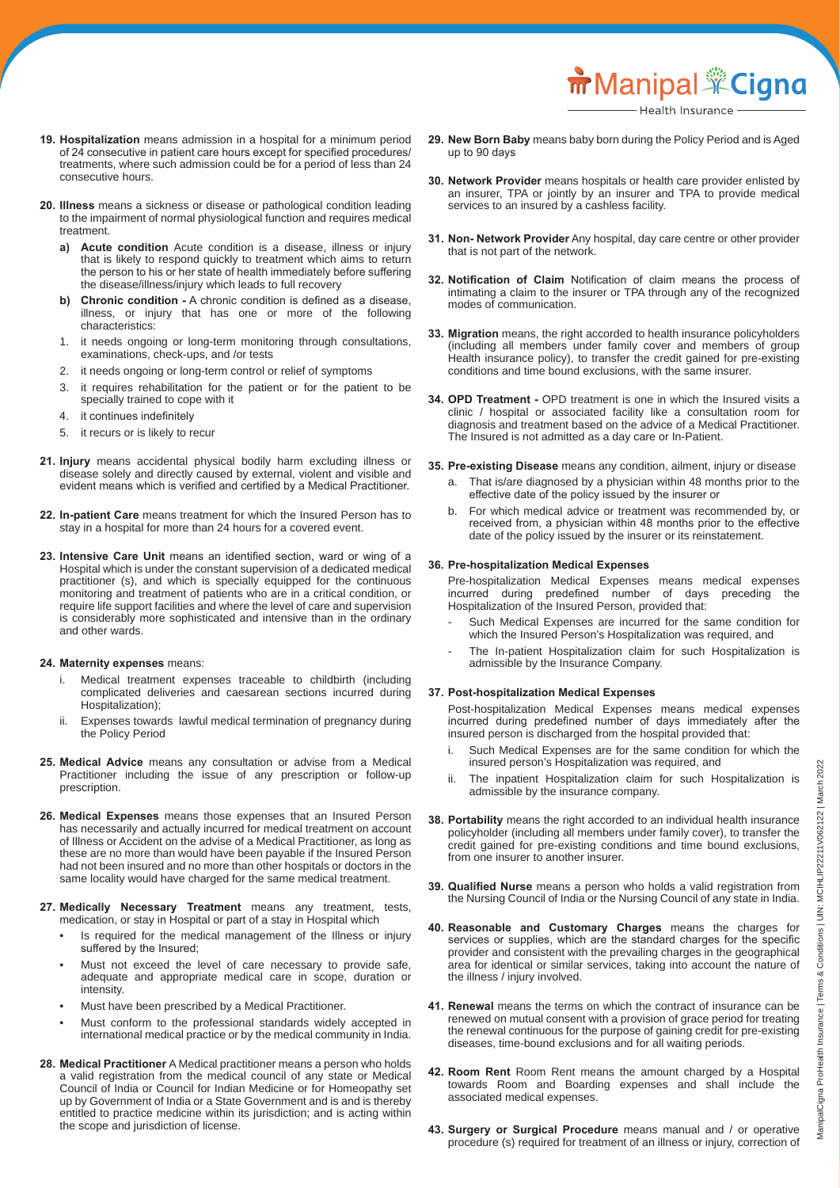19. **Hospitalization** means admission in a hospital for a minimum period of 24 consecutive in patient care hours except for specified procedures/ treatments, where such admission could be for a period of less than 24 consecutive hours.

20. **Illness** means a sickness or disease or pathological condition leading to the impairment of normal physiological function and requires medical treatment.

    a) **Acute condition** Acute condition is a disease, illness or injury that is likely to respond quickly to treatment which aims to return the person to his or her state of health immediately before suffering the disease/illness/injury which leads to full recovery

    b) **Chronic condition -** A chronic condition is defined as a disease, illness, or injury that has one or more of the following characteristics:

    1. it needs ongoing or long-term monitoring through consultations, examinations, check-ups, and /or tests
    2. it needs ongoing or long-term control or relief of symptoms
    3. it requires rehabilitation for the patient or for the patient to be specially trained to cope with it
    4. it continues indefinitely
    5. it recurs or is likely to recur

21. **Injury** means accidental physical bodily harm excluding illness or disease solely and directly caused by external, violent and visible and evident means which is verified and certified by a Medical Practitioner.

22. **In-patient Care** means treatment for which the Insured Person has to stay in a hospital for more than 24 hours for a covered event.

23. **Intensive Care Unit** means an identified section, ward or wing of a Hospital which is under the constant supervision of a dedicated medical practitioner (s), and which is specially equipped for the continuous monitoring and treatment of patients who are in a critical condition, or require life support facilities and where the level of care and supervision is considerably more sophisticated and intensive than in the ordinary and other wards.

24. **Maternity expenses** means:

    i. Medical treatment expenses traceable to childbirth (including complicated deliveries and caesarean sections incurred during Hospitalization);

    ii. Expenses towards lawful medical termination of pregnancy during the Policy Period

25. **Medical Advice** means any consultation or advise from a Medical Practitioner including the issue of any prescription or follow-up prescription.

26. **Medical Expenses** means those expenses that an Insured Person has necessarily and actually incurred for medical treatment on account of Illness or Accident on the advise of a Medical Practitioner, as long as these are no more than would have been payable if the Insured Person had not been insured and no more than other hospitals or doctors in the same locality would have charged for the same medical treatment.

27. **Medically Necessary Treatment** means any treatment, tests, medication, or stay in Hospital or part of a stay in Hospital which

    - Is required for the medical management of the Illness or injury suffered by the Insured;
    - Must not exceed the level of care necessary to provide safe, adequate and appropriate medical care in scope, duration or intensity.
    - Must have been prescribed by a Medical Practitioner.
    - Must conform to the professional standards widely accepted in international medical practice or by the medical community in India.

28. **Medical Practitioner** A Medical practitioner means a person who holds a valid registration from the medical council of any state or Medical Council of India or Council for Indian Medicine or for Homeopathy set up by Government of India or a State Government and is and is thereby entitled to practice medicine within its jurisdiction; and is acting within the scope and jurisdiction of license.

29. **New Born Baby** means baby born during the Policy Period and is Aged up to 90 days

30. **Network Provider** means hospitals or health care provider enlisted by an insurer, TPA or jointly by an insurer and TPA to provide medical services to an insured by a cashless facility.

31. **Non- Network Provider** Any hospital, day care centre or other provider that is not part of the network.

32. **Notification of Claim** Notification of claim means the process of intimating a claim to the insurer or TPA through any of the recognized modes of communication.

33. **Migration** means, the right accorded to health insurance policyholders (including all members under family cover and members of group Health insurance policy), to transfer the credit gained for pre-existing conditions and time bound exclusions, with the same insurer.

34. **OPD Treatment -** OPD treatment is one in which the Insured visits a clinic / hospital or associated facility like a consultation room for diagnosis and treatment based on the advice of a Medical Practitioner. The Insured is not admitted as a day care or In-Patient.

35. **Pre-existing Disease** means any condition, ailment, injury or disease

    a. That is/are diagnosed by a physician within 48 months prior to the effective date of the policy issued by the insurer or

    b. For which medical advice or treatment was recommended by, or received from, a physician within 48 months prior to the effective date of the policy issued by the insurer or its reinstatement.

36. **Pre-hospitalization Medical Expenses**

    Pre-hospitalization Medical Expenses means medical expenses incurred during predefined number of days preceding the Hospitalization of the Insured Person, provided that:

    - Such Medical Expenses are incurred for the same condition for which the Insured Person's Hospitalization was required, and
    - The In-patient Hospitalization claim for such Hospitalization is admissible by the Insurance Company.

37. **Post-hospitalization Medical Expenses**

    Post-hospitalization Medical Expenses means medical expenses incurred during predefined number of days immediately after the insured person is discharged from the hospital provided that:

    i. Such Medical Expenses are for the same condition for which the insured person's Hospitalization was required, and

    ii. The inpatient Hospitalization claim for such Hospitalization is admissible by the insurance company.

38. **Portability** means the right accorded to an individual health insurance policyholder (including all members under family cover), to transfer the credit gained for pre-existing conditions and time bound exclusions, from one insurer to another insurer.

39. **Qualified Nurse** means a person who holds a valid registration from the Nursing Council of India or the Nursing Council of any state in India.

40. **Reasonable and Customary Charges** means the charges for services or supplies, which are the standard charges for the specific provider and consistent with the prevailing charges in the geographical area for identical or similar services, taking into account the nature of the illness / injury involved.

41. **Renewal** means the terms on which the contract of insurance can be renewed on mutual consent with a provision of grace period for treating the renewal continuous for the purpose of gaining credit for pre-existing diseases, time-bound exclusions and for all waiting periods.

42. **Room Rent** Room Rent means the amount charged by a Hospital towards Room and Boarding expenses and shall include the associated medical expenses.

43. **Surgery or Surgical Procedure** means manual and / or operative procedure (s) required for treatment of an illness or injury, correction of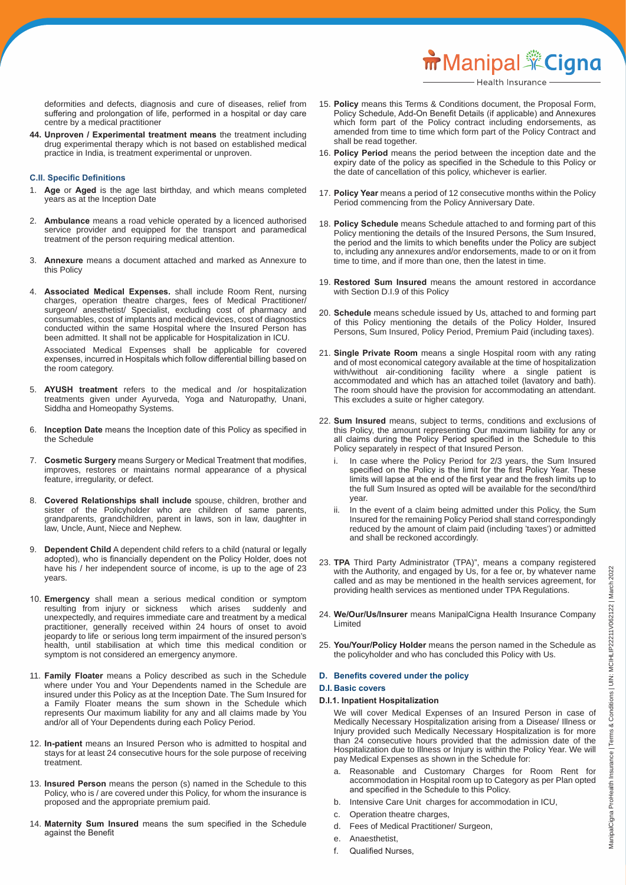deformities and defects, diagnosis and cure of diseases, relief from suffering and prolongation of life, performed in a hospital or day care centre by a medical practitioner

44. **Unproven / Experimental treatment means** the treatment including drug experimental therapy which is not based on established medical practice in India, is treatment experimental or unproven.

### C.II. Specific Definitions

1. **Age** or **Aged** is the age last birthday, and which means completed years as at the Inception Date
2. **Ambulance** means a road vehicle operated by a licenced authorised service provider and equipped for the transport and paramedical treatment of the person requiring medical attention.
3. **Annexure** means a document attached and marked as Annexure to this Policy
4. **Associated Medical Expenses.** shall include Room Rent, nursing charges, operation theatre charges, fees of Medical Practitioner/ surgeon/ anesthetist/ Specialist, excluding cost of pharmacy and consumables, cost of implants and medical devices, cost of diagnostics conducted within the same Hospital where the Insured Person has been admitted. It shall not be applicable for Hospitalization in ICU.

   Associated Medical Expenses shall be applicable for covered expenses, incurred in Hospitals which follow differential billing based on the room category.
5. **AYUSH treatment** refers to the medical and /or hospitalization treatments given under Ayurveda, Yoga and Naturopathy, Unani, Siddha and Homeopathy Systems.
6. **Inception Date** means the Inception date of this Policy as specified in the Schedule
7. **Cosmetic Surgery** means Surgery or Medical Treatment that modifies, improves, restores or maintains normal appearance of a physical feature, irregularity, or defect.
8. **Covered Relationships shall include** spouse, children, brother and sister of the Policyholder who are children of same parents, grandparents, grandchildren, parent in laws, son in law, daughter in law, Uncle, Aunt, Niece and Nephew.
9. **Dependent Child** A dependent child refers to a child (natural or legally adopted), who is financially dependent on the Policy Holder, does not have his / her independent source of income, is up to the age of 23 years.
10. **Emergency** shall mean a serious medical condition or symptom resulting from injury or sickness which arises suddenly and unexpectedly, and requires immediate care and treatment by a medical practitioner, generally received within 24 hours of onset to avoid jeopardy to life or serious long term impairment of the insured person's health, until stabilisation at which time this medical condition or symptom is not considered an emergency anymore.
11. **Family Floater** means a Policy described as such in the Schedule where under You and Your Dependents named in the Schedule are insured under this Policy as at the Inception Date. The Sum Insured for a Family Floater means the sum shown in the Schedule which represents Our maximum liability for any and all claims made by You and/or all of Your Dependents during each Policy Period.
12. **In-patient** means an Insured Person who is admitted to hospital and stays for at least 24 consecutive hours for the sole purpose of receiving treatment.
13. **Insured Person** means the person (s) named in the Schedule to this Policy, who is / are covered under this Policy, for whom the insurance is proposed and the appropriate premium paid.
14. **Maternity Sum Insured** means the sum specified in the Schedule against the Benefit
15. **Policy** means this Terms & Conditions document, the Proposal Form, Policy Schedule, Add-On Benefit Details (if applicable) and Annexures which form part of the Policy contract including endorsements, as amended from time to time which form part of the Policy Contract and shall be read together.
16. **Policy Period** means the period between the inception date and the expiry date of the policy as specified in the Schedule to this Policy or the date of cancellation of this policy, whichever is earlier.
17. **Policy Year** means a period of 12 consecutive months within the Policy Period commencing from the Policy Anniversary Date.
18. **Policy Schedule** means Schedule attached to and forming part of this Policy mentioning the details of the Insured Persons, the Sum Insured, the period and the limits to which benefits under the Policy are subject to, including any annexures and/or endorsements, made to or on it from time to time, and if more than one, then the latest in time.
19. **Restored Sum Insured** means the amount restored in accordance with Section D.I.9 of this Policy
20. **Schedule** means schedule issued by Us, attached to and forming part of this Policy mentioning the details of the Policy Holder, Insured Persons, Sum Insured, Policy Period, Premium Paid (including taxes).
21. **Single Private Room** means a single Hospital room with any rating and of most economical category available at the time of hospitalization with/without air-conditioning facility where a single patient is accommodated and which has an attached toilet (lavatory and bath). The room should have the provision for accommodating an attendant. This excludes a suite or higher category.
22. **Sum Insured** means, subject to terms, conditions and exclusions of this Policy, the amount representing Our maximum liability for any or all claims during the Policy Period specified in the Schedule to this Policy separately in respect of that Insured Person.
    1. In case where the Policy Period for 2/3 years, the Sum Insured specified on the Policy is the limit for the first Policy Year. These limits will lapse at the end of the first year and the fresh limits up to the full Sum Insured as opted will be available for the second/third year.
    2. In the event of a claim being admitted under this Policy, the Sum Insured for the remaining Policy Period shall stand correspondingly reduced by the amount of claim paid (including 'taxes') or admitted and shall be reckoned accordingly.
23. **TPA** Third Party Administrator (TPA)", means a company registered with the Authority, and engaged by Us, for a fee or, by whatever name called and as may be mentioned in the health services agreement, for providing health services as mentioned under TPA Regulations.
24. **We/Our/Us/Insurer** means ManipalCigna Health Insurance Company Limited
25. **You/Your/Policy Holder** means the person named in the Schedule as the policyholder and who has concluded this Policy with Us.

## D. Benefits covered under the policy

### D.I. Basic covers

#### D.I.1. Inpatient Hospitalization

We will cover Medical Expenses of an Insured Person in case of Medically Necessary Hospitalization arising from a Disease/ Illness or Injury provided such Medically Necessary Hospitalization is for more than 24 consecutive hours provided that the admission date of the Hospitalization due to Illness or Injury is within the Policy Year. We will pay Medical Expenses as shown in the Schedule for:

a. Reasonable and Customary Charges for Room Rent for accommodation in Hospital room up to Category as per Plan opted and specified in the Schedule to this Policy.
b. Intensive Care Unit charges for accommodation in ICU,
c. Operation theatre charges,
d. Fees of Medical Practitioner/ Surgeon,
e. Anaesthetist,
f. Qualified Nurses,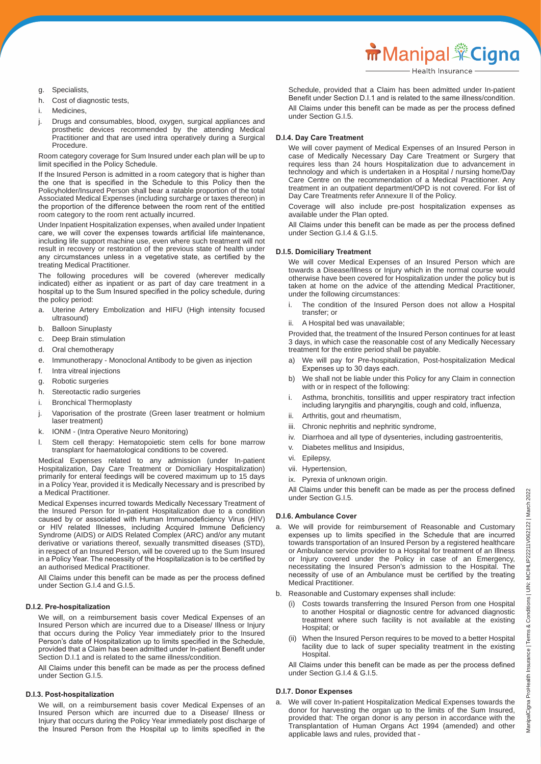g. Specialists,
h. Cost of diagnostic tests,
i. Medicines,
j. Drugs and consumables, blood, oxygen, surgical appliances and prosthetic devices recommended by the attending Medical Practitioner and that are used intra operatively during a Surgical Procedure.

Room category coverage for Sum Insured under each plan will be up to limit specified in the Policy Schedule.

If the Insured Person is admitted in a room category that is higher than the one that is specified in the Schedule to this Policy then the Policyholder/Insured Person shall bear a ratable proportion of the total Associated Medical Expenses (including surcharge or taxes thereon) in the proportion of the difference between the room rent of the entitled room category to the room rent actually incurred.

Under Inpatient Hospitalization expenses, when availed under Inpatient care, we will cover the expenses towards artificial life maintenance, including life support machine use, even where such treatment will not result in recovery or restoration of the previous state of health under any circumstances unless in a vegetative state, as certified by the treating Medical Practitioner.

The following procedures will be covered (wherever medically indicated) either as inpatient or as part of day care treatment in a hospital up to the Sum Insured specified in the policy schedule, during the policy period:

a. Uterine Artery Embolization and HIFU (High intensity focused ultrasound)
b. Balloon Sinuplasty
c. Deep Brain stimulation
d. Oral chemotherapy
e. Immunotherapy - Monoclonal Antibody to be given as injection
f. Intra vitreal injections
g. Robotic surgeries
h. Stereotactic radio surgeries
i. Bronchical Thermoplasty
j. Vaporisation of the prostrate (Green laser treatment or holmium laser treatment)
k. IONM - (Intra Operative Neuro Monitoring)
l. Stem cell therapy: Hematopoietic stem cells for bone marrow transplant for haematological conditions to be covered.

Medical Expenses related to any admission (under In-patient Hospitalization, Day Care Treatment or Domiciliary Hospitalization) primarily for enteral feedings will be covered maximum up to 15 days in a Policy Year, provided it is Medically Necessary and is prescribed by a Medical Practitioner.

Medical Expenses incurred towards Medically Necessary Treatment of the Insured Person for In-patient Hospitalization due to a condition caused by or associated with Human Immunodeficiency Virus (HIV) or HIV related Illnesses, including Acquired Immune Deficiency Syndrome (AIDS) or AIDS Related Complex (ARC) and/or any mutant derivative or variations thereof, sexually transmitted diseases (STD), in respect of an Insured Person, will be covered up to the Sum Insured in a Policy Year. The necessity of the Hospitalization is to be certified by an authorised Medical Practitioner.

All Claims under this benefit can be made as per the process defined under Section G.I.4 and G.I.5.

#### D.I.2. Pre-hospitalization

We will, on a reimbursement basis cover Medical Expenses of an Insured Person which are incurred due to a Disease/ Illness or Injury that occurs during the Policy Year immediately prior to the Insured Person's date of Hospitalization up to limits specified in the Schedule, provided that a Claim has been admitted under In-patient Benefit under Section D.I.1 and is related to the same illness/condition.

All Claims under this benefit can be made as per the process defined under Section G.I.5.

#### D.I.3. Post-hospitalization

We will, on a reimbursement basis cover Medical Expenses of an Insured Person which are incurred due to a Disease/ Illness or Injury that occurs during the Policy Year immediately post discharge of the Insured Person from the Hospital up to limits specified in the Schedule, provided that a Claim has been admitted under In-patient Benefit under Section D.I.1 and is related to the same illness/condition.

All Claims under this benefit can be made as per the process defined under Section G.I.5.

#### D.I.4. Day Care Treatment

We will cover payment of Medical Expenses of an Insured Person in case of Medically Necessary Day Care Treatment or Surgery that requires less than 24 hours Hospitalization due to advancement in technology and which is undertaken in a Hospital / nursing home/Day Care Centre on the recommendation of a Medical Practitioner. Any treatment in an outpatient department/OPD is not covered. For list of Day Care Treatments refer Annexure II of the Policy.

Coverage will also include pre-post hospitalization expenses as available under the Plan opted.

All Claims under this benefit can be made as per the process defined under Section G.I.4 & G.I.5.

#### D.I.5. Domiciliary Treatment

We will cover Medical Expenses of an Insured Person which are towards a Disease/Illness or Injury which in the normal course would otherwise have been covered for Hospitalization under the policy but is taken at home on the advice of the attending Medical Practitioner, under the following circumstances:

i. The condition of the Insured Person does not allow a Hospital transfer; or
ii. A Hospital bed was unavailable;

Provided that, the treatment of the Insured Person continues for at least 3 days, in which case the reasonable cost of any Medically Necessary treatment for the entire period shall be payable.

a) We will pay for Pre-hospitalization, Post-hospitalization Medical Expenses up to 30 days each.
b) We shall not be liable under this Policy for any Claim in connection with or in respect of the following:

i. Asthma, bronchitis, tonsillitis and upper respiratory tract infection including laryngitis and pharyngitis, cough and cold, influenza,
ii. Arthritis, gout and rheumatism,
iii. Chronic nephritis and nephritic syndrome,
iv. Diarrhoea and all type of dysenteries, including gastroenteritis,
v. Diabetes mellitus and Insipidus,
vi. Epilepsy,
vii. Hypertension,
ix. Pyrexia of unknown origin.

All Claims under this benefit can be made as per the process defined under Section G.I.5.

#### D.I.6. Ambulance Cover

a. We will provide for reimbursement of Reasonable and Customary expenses up to limits specified in the Schedule that are incurred towards transportation of an Insured Person by a registered healthcare or Ambulance service provider to a Hospital for treatment of an Illness or Injury covered under the Policy in case of an Emergency, necessitating the Insured Person's admission to the Hospital. The necessity of use of an Ambulance must be certified by the treating Medical Practitioner.
b. Reasonable and Customary expenses shall include:
   (i) Costs towards transferring the Insured Person from one Hospital to another Hospital or diagnostic centre for advanced diagnostic treatment where such facility is not available at the existing Hospital; or
   (ii) When the Insured Person requires to be moved to a better Hospital facility due to lack of super speciality treatment in the existing Hospital.

All Claims under this benefit can be made as per the process defined under Section G.I.4 & G.I.5.

#### D.I.7. Donor Expenses

a. We will cover In-patient Hospitalization Medical Expenses towards the donor for harvesting the organ up to the limits of the Sum Insured, provided that: The organ donor is any person in accordance with the Transplantation of Human Organs Act 1994 (amended) and other applicable laws and rules, provided that -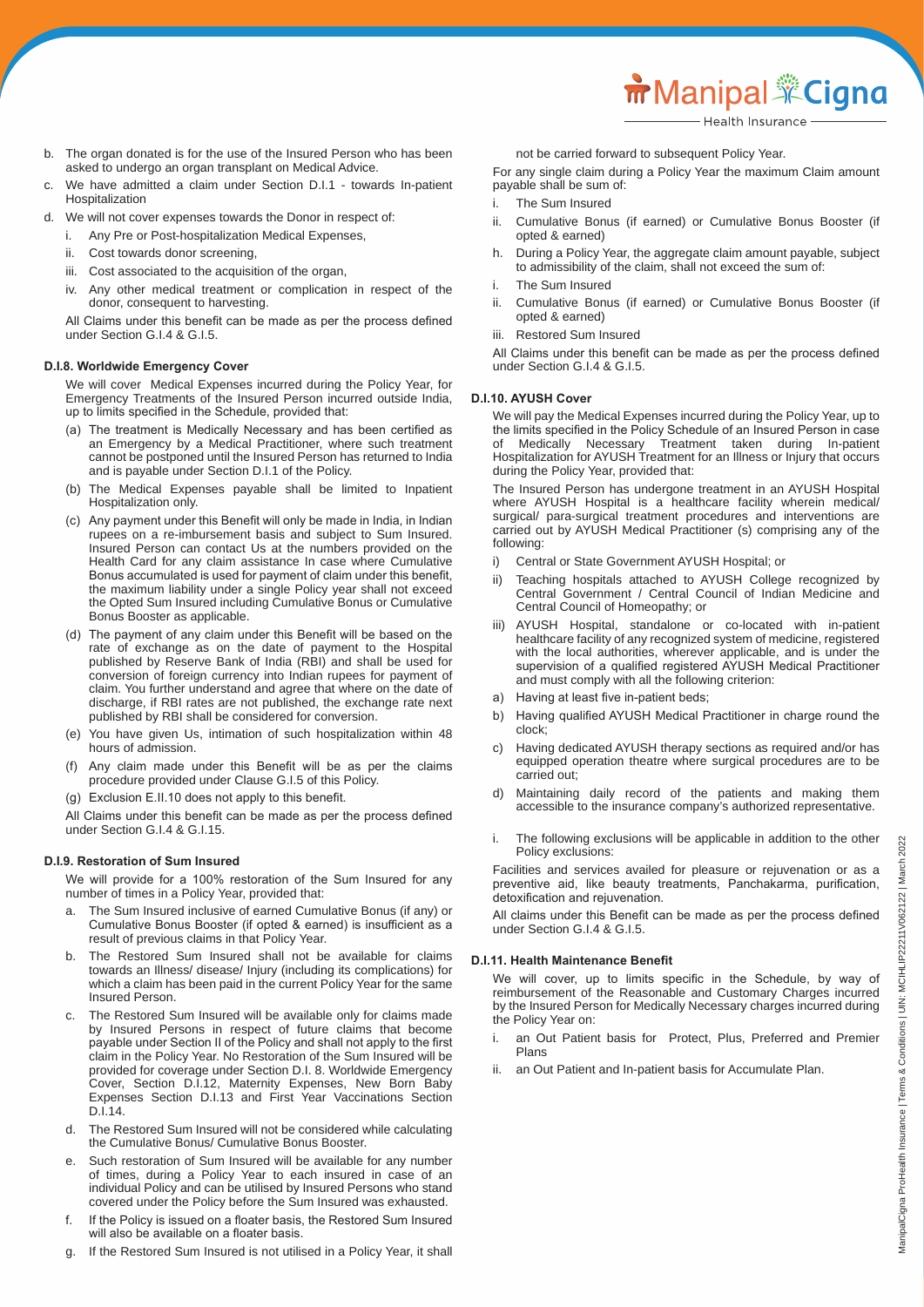b. The organ donated is for the use of the Insured Person who has been asked to undergo an organ transplant on Medical Advice.

c. We have admitted a claim under Section D.I.1 - towards In-patient Hospitalization

d. We will not cover expenses towards the Donor in respect of:

   i. Any Pre or Post-hospitalization Medical Expenses,

   ii. Cost towards donor screening,

   iii. Cost associated to the acquisition of the organ,

   iv. Any other medical treatment or complication in respect of the donor, consequent to harvesting.

   All Claims under this benefit can be made as per the process defined under Section G.I.4 & G.I.5.

#### D.I.8. Worldwide Emergency Cover

We will cover Medical Expenses incurred during the Policy Year, for Emergency Treatments of the Insured Person incurred outside India, up to limits specified in the Schedule, provided that:

(a) The treatment is Medically Necessary and has been certified as an Emergency by a Medical Practitioner, where such treatment cannot be postponed until the Insured Person has returned to India and is payable under Section D.I.1 of the Policy.

(b) The Medical Expenses payable shall be limited to Inpatient Hospitalization only.

(c) Any payment under this Benefit will only be made in India, in Indian rupees on a re-imbursement basis and subject to Sum Insured. Insured Person can contact Us at the numbers provided on the Health Card for any claim assistance In case where Cumulative Bonus accumulated is used for payment of claim under this benefit, the maximum liability under a single Policy year shall not exceed the Opted Sum Insured including Cumulative Bonus or Cumulative Bonus Booster as applicable.

(d) The payment of any claim under this Benefit will be based on the rate of exchange as on the date of payment to the Hospital published by Reserve Bank of India (RBI) and shall be used for conversion of foreign currency into Indian rupees for payment of claim. You further understand and agree that where on the date of discharge, if RBI rates are not published, the exchange rate next published by RBI shall be considered for conversion.

(e) You have given Us, intimation of such hospitalization within 48 hours of admission.

(f) Any claim made under this Benefit will be as per the claims procedure provided under Clause G.I.5 of this Policy.

(g) Exclusion E.II.10 does not apply to this benefit.

All Claims under this benefit can be made as per the process defined under Section G.I.4 & G.I.15.

#### D.I.9. Restoration of Sum Insured

We will provide for a 100% restoration of the Sum Insured for any number of times in a Policy Year, provided that:

a. The Sum Insured inclusive of earned Cumulative Bonus (if any) or Cumulative Bonus Booster (if opted & earned) is insufficient as a result of previous claims in that Policy Year.

b. The Restored Sum Insured shall not be available for claims towards an Illness/ disease/ Injury (including its complications) for which a claim has been paid in the current Policy Year for the same Insured Person.

c. The Restored Sum Insured will be available only for claims made by Insured Persons in respect of future claims that become payable under Section II of the Policy and shall not apply to the first claim in the Policy Year. No Restoration of the Sum Insured will be provided for coverage under Section D.I. 8. Worldwide Emergency Cover, Section D.I.12, Maternity Expenses, New Born Baby Expenses Section D.I.13 and First Year Vaccinations Section D.I.14.

d. The Restored Sum Insured will not be considered while calculating the Cumulative Bonus/ Cumulative Bonus Booster.

e. Such restoration of Sum Insured will be available for any number of times, during a Policy Year to each insured in case of an individual Policy and can be utilised by Insured Persons who stand covered under the Policy before the Sum Insured was exhausted.

f. If the Policy is issued on a floater basis, the Restored Sum Insured will also be available on a floater basis.

g. If the Restored Sum Insured is not utilised in a Policy Year, it shall not be carried forward to subsequent Policy Year.

For any single claim during a Policy Year the maximum Claim amount payable shall be sum of:

i. The Sum Insured

ii. Cumulative Bonus (if earned) or Cumulative Bonus Booster (if opted & earned)

h. During a Policy Year, the aggregate claim amount payable, subject to admissibility of the claim, shall not exceed the sum of:

i. The Sum Insured

ii. Cumulative Bonus (if earned) or Cumulative Bonus Booster (if opted & earned)

iii. Restored Sum Insured

All Claims under this benefit can be made as per the process defined under Section G.I.4 & G.I.5.

#### D.I.10. AYUSH Cover

We will pay the Medical Expenses incurred during the Policy Year, up to the limits specified in the Policy Schedule of an Insured Person in case of Medically Necessary Treatment taken during In-patient Hospitalization for AYUSH Treatment for an Illness or Injury that occurs during the Policy Year, provided that:

The Insured Person has undergone treatment in an AYUSH Hospital where AYUSH Hospital is a healthcare facility wherein medical/ surgical/ para-surgical treatment procedures and interventions are carried out by AYUSH Medical Practitioner (s) comprising any of the following:

i) Central or State Government AYUSH Hospital; or

ii) Teaching hospitals attached to AYUSH College recognized by Central Government / Central Council of Indian Medicine and Central Council of Homeopathy; or

iii) AYUSH Hospital, standalone or co-located with in-patient healthcare facility of any recognized system of medicine, registered with the local authorities, wherever applicable, and is under the supervision of a qualified registered AYUSH Medical Practitioner and must comply with all the following criterion:

a) Having at least five in-patient beds;

b) Having qualified AYUSH Medical Practitioner in charge round the clock;

c) Having dedicated AYUSH therapy sections as required and/or has equipped operation theatre where surgical procedures are to be carried out;

d) Maintaining daily record of the patients and making them accessible to the insurance company's authorized representative.

i. The following exclusions will be applicable in addition to the other Policy exclusions:

Facilities and services availed for pleasure or rejuvenation or as a preventive aid, like beauty treatments, Panchakarma, purification, detoxification and rejuvenation.

All claims under this Benefit can be made as per the process defined under Section G.I.4 & G.I.5.

#### D.I.11. Health Maintenance Benefit

We will cover, up to limits specific in the Schedule, by way of reimbursement of the Reasonable and Customary Charges incurred by the Insured Person for Medically Necessary charges incurred during the Policy Year on:

i. an Out Patient basis for Protect, Plus, Preferred and Premier Plans

ii. an Out Patient and In-patient basis for Accumulate Plan.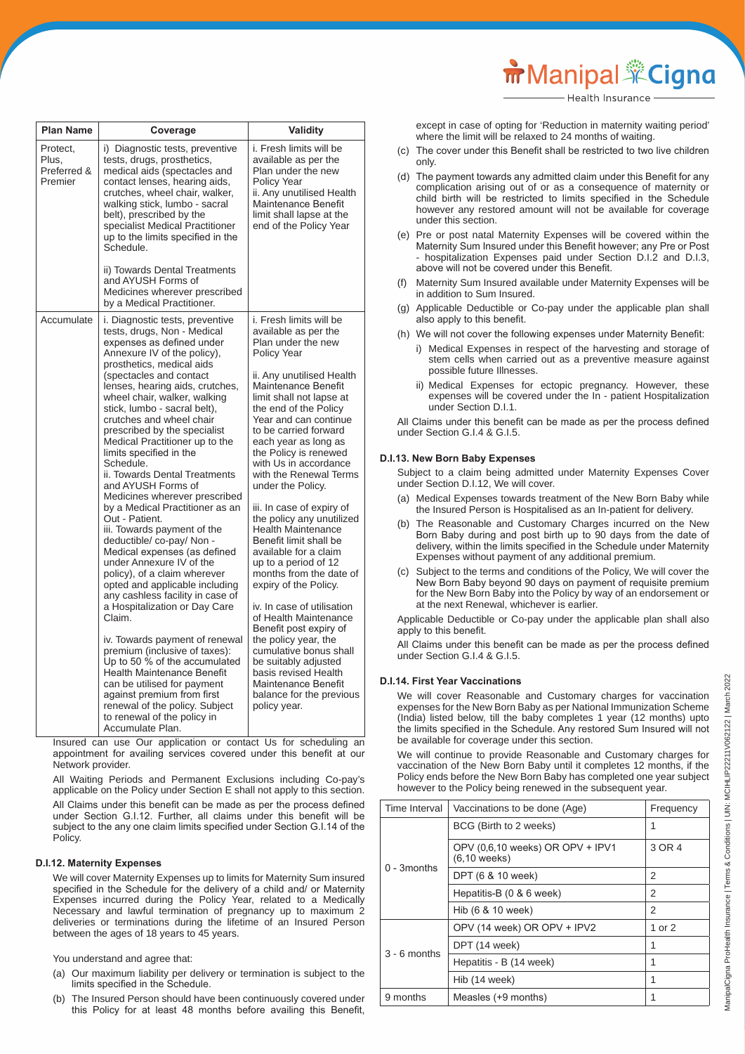| Plan Name | Coverage | Validity |
|---|---|---|
| Protect, Plus, Preferred & Premier | i) Diagnostic tests, preventive tests, drugs, prosthetics, medical aids (spectacles and contact lenses, hearing aids, crutches, wheel chair, walker, walking stick, lumbo - sacral belt), prescribed by the specialist Medical Practitioner up to the limits specified in the Schedule.<br><br>ii) Towards Dental Treatments and AYUSH Forms of Medicines wherever prescribed by a Medical Practitioner. | i. Fresh limits will be available as per the Plan under the new Policy Year<br>ii. Any unutilised Health Maintenance Benefit limit shall lapse at the end of the Policy Year |
| Accumulate | i. Diagnostic tests, preventive tests, drugs, Non - Medical expenses as defined under Annexure IV of the policy), prosthetics, medical aids (spectacles and contact lenses, hearing aids, crutches, wheel chair, walker, walking stick, lumbo - sacral belt), crutches and wheel chair prescribed by the specialist Medical Practitioner up to the limits specified in the Schedule.<br>ii. Towards Dental Treatments and AYUSH Forms of Medicines wherever prescribed by a Medical Practitioner as an Out - Patient.<br>iii. Towards payment of the deductible/ co-pay/ Non - Medical expenses (as defined under Annexure IV of the policy), of a claim wherever opted and applicable including any cashless facility in case of a Hospitalization or Day Care Claim.<br><br>iv. Towards payment of renewal premium (inclusive of taxes): Up to 50 % of the accumulated Health Maintenance Benefit can be utilised for payment against premium from first renewal of the policy. Subject to renewal of the policy in Accumulate Plan. | i. Fresh limits will be available as per the Plan under the new Policy Year<br><br>ii. Any unutilised Health Maintenance Benefit limit shall not lapse at the end of the Policy Year and can continue to be carried forward each year as long as the Policy is renewed with Us in accordance with the Renewal Terms under the Policy.<br><br>iii. In case of expiry of the policy any unutilized Health Maintenance Benefit limit shall be available for a claim up to a period of 12 months from the date of expiry of the Policy.<br><br>iv. In case of utilisation of Health Maintenance Benefit post expiry of the policy year, the cumulative bonus shall be suitably adjusted basis revised Health Maintenance Benefit balance for the previous policy year. |

Insured can use Our application or contact Us for scheduling an appointment for availing services covered under this benefit at our Network provider.

All Waiting Periods and Permanent Exclusions including Co-pay's applicable on the Policy under Section E shall not apply to this section.

All Claims under this benefit can be made as per the process defined under Section G.I.12. Further, all claims under this benefit will be subject to the any one claim limits specified under Section G.I.14 of the Policy.

### D.I.12. Maternity Expenses

We will cover Maternity Expenses up to limits for Maternity Sum insured specified in the Schedule for the delivery of a child and/ or Maternity Expenses incurred during the Policy Year, related to a Medically Necessary and lawful termination of pregnancy up to maximum 2 deliveries or terminations during the lifetime of an Insured Person between the ages of 18 years to 45 years.

You understand and agree that:

(a) Our maximum liability per delivery or termination is subject to the limits specified in the Schedule.

(b) The Insured Person should have been continuously covered under this Policy for at least 48 months before availing this Benefit, except in case of opting for 'Reduction in maternity waiting period' where the limit will be relaxed to 24 months of waiting.

(c) The cover under this Benefit shall be restricted to two live children only.

(d) The payment towards any admitted claim under this Benefit for any complication arising out of or as a consequence of maternity or child birth will be restricted to limits specified in the Schedule however any restored amount will not be available for coverage under this section.

(e) Pre or post natal Maternity Expenses will be covered within the Maternity Sum Insured under this Benefit however; any Pre or Post - hospitalization Expenses paid under Section D.I.2 and D.I.3, above will not be covered under this Benefit.

(f) Maternity Sum Insured available under Maternity Expenses will be in addition to Sum Insured.

(g) Applicable Deductible or Co-pay under the applicable plan shall also apply to this benefit.

(h) We will not cover the following expenses under Maternity Benefit:

  i) Medical Expenses in respect of the harvesting and storage of stem cells when carried out as a preventive measure against possible future Illnesses.

  ii) Medical Expenses for ectopic pregnancy. However, these expenses will be covered under the In - patient Hospitalization under Section D.I.1.

All Claims under this benefit can be made as per the process defined under Section G.I.4 & G.I.5.

### D.I.13. New Born Baby Expenses

Subject to a claim being admitted under Maternity Expenses Cover under Section D.I.12, We will cover.

(a) Medical Expenses towards treatment of the New Born Baby while the Insured Person is Hospitalised as an In-patient for delivery.

(b) The Reasonable and Customary Charges incurred on the New Born Baby during and post birth up to 90 days from the date of delivery, within the limits specified in the Schedule under Maternity Expenses without payment of any additional premium.

(c) Subject to the terms and conditions of the Policy, We will cover the New Born Baby beyond 90 days on payment of requisite premium for the New Born Baby into the Policy by way of an endorsement or at the next Renewal, whichever is earlier.

Applicable Deductible or Co-pay under the applicable plan shall also apply to this benefit.

All Claims under this benefit can be made as per the process defined under Section G.I.4 & G.I.5.

### D.I.14. First Year Vaccinations

We will cover Reasonable and Customary charges for vaccination expenses for the New Born Baby as per National Immunization Scheme (India) listed below, till the baby completes 1 year (12 months) upto the limits specified in the Schedule. Any restored Sum Insured will not be available for coverage under this section.

We will continue to provide Reasonable and Customary charges for vaccination of the New Born Baby until it completes 12 months, if the Policy ends before the New Born Baby has completed one year subject however to the Policy being renewed in the subsequent year.

| Time Interval | Vaccinations to be done (Age) | Frequency |
|---|---|---|
| 0 - 3months | BCG (Birth to 2 weeks) | 1 |
| | OPV (0,6,10 weeks) OR OPV + IPV1 (6,10 weeks) | 3 OR 4 |
| | DPT (6 & 10 week) | 2 |
| | Hepatitis-B (0 & 6 week) | 2 |
| | Hib (6 & 10 week) | 2 |
| 3 - 6 months | OPV (14 week) OR OPV + IPV2 | 1 or 2 |
| | DPT (14 week) | 1 |
| | Hepatitis - B (14 week) | 1 |
| | Hib (14 week) | 1 |
| 9 months | Measles (+9 months) | 1 |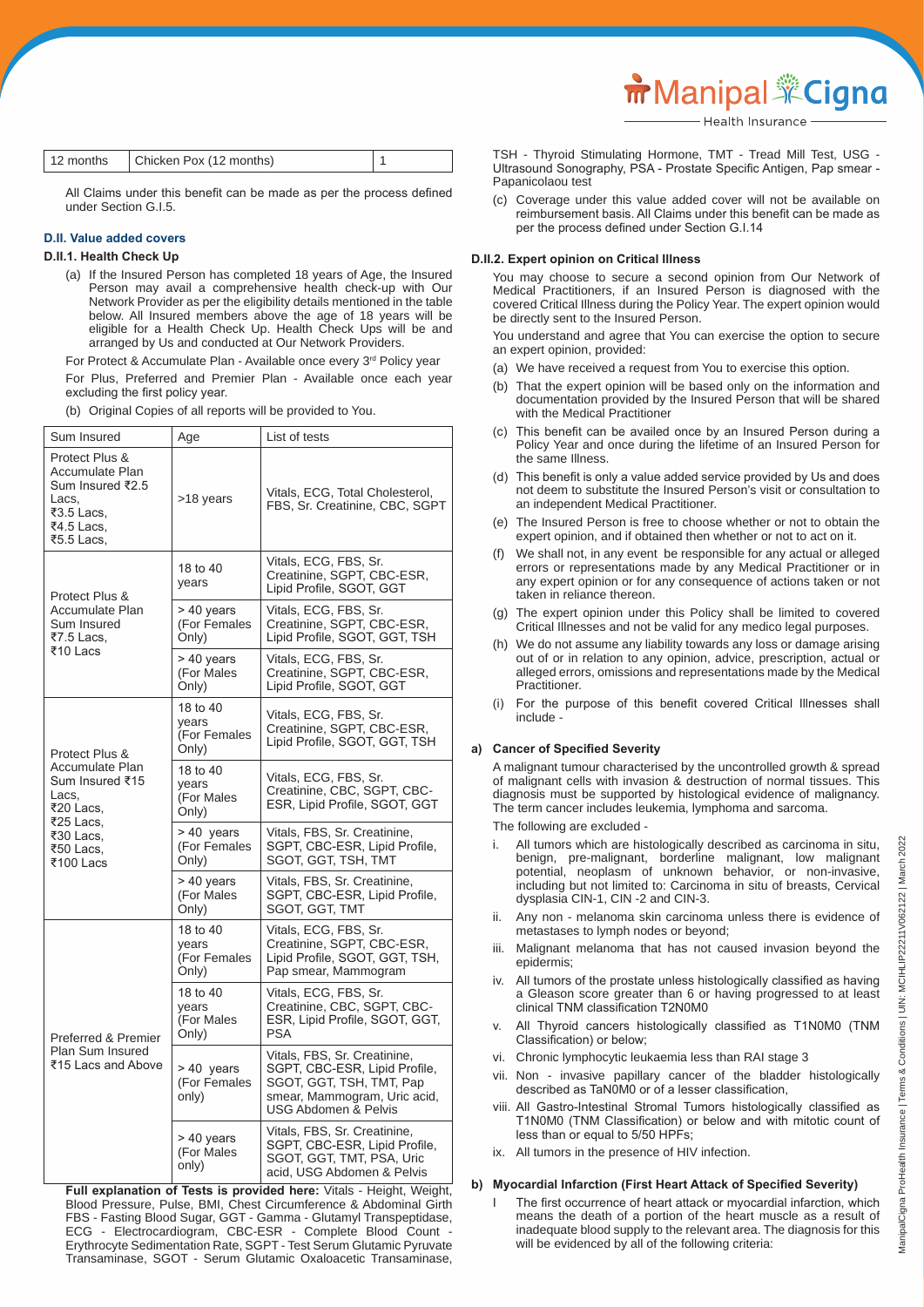| 12 months | Chicken Pox (12 months) | 1 |
|---|---|---|

All Claims under this benefit can be made as per the process defined under Section G.I.5.

### D.II. Value added covers

#### D.II.1. Health Check Up

(a) If the Insured Person has completed 18 years of Age, the Insured Person may avail a comprehensive health check-up with Our Network Provider as per the eligibility details mentioned in the table below. All Insured members above the age of 18 years will be eligible for a Health Check Up. Health Check Ups will be and arranged by Us and conducted at Our Network Providers.

For Protect & Accumulate Plan - Available once every 3rd Policy year

For Plus, Preferred and Premier Plan - Available once each year excluding the first policy year.

(b) Original Copies of all reports will be provided to You.

| Sum Insured | Age | List of tests |
|---|---|---|
| Protect Plus & Accumulate Plan Sum Insured ₹2.5 Lacs, ₹3.5 Lacs, ₹4.5 Lacs, ₹5.5 Lacs, | >18 years | Vitals, ECG, Total Cholesterol, FBS, Sr. Creatinine, CBC, SGPT |
| Protect Plus & Accumulate Plan Sum Insured ₹7.5 Lacs, ₹10 Lacs | 18 to 40 years | Vitals, ECG, FBS, Sr. Creatinine, SGPT, CBC-ESR, Lipid Profile, SGOT, GGT |
| | > 40 years (For Females Only) | Vitals, ECG, FBS, Sr. Creatinine, SGPT, CBC-ESR, Lipid Profile, SGOT, GGT, TSH |
| | > 40 years (For Males Only) | Vitals, ECG, FBS, Sr. Creatinine, SGPT, CBC-ESR, Lipid Profile, SGOT, GGT |
| Protect Plus & Accumulate Plan Sum Insured ₹15 Lacs, ₹20 Lacs, ₹25 Lacs, ₹30 Lacs, ₹50 Lacs, ₹100 Lacs | 18 to 40 years (For Females Only) | Vitals, ECG, FBS, Sr. Creatinine, SGPT, CBC-ESR, Lipid Profile, SGOT, GGT, TSH |
| | 18 to 40 years (For Males Only) | Vitals, ECG, FBS, Sr. Creatinine, CBC, SGPT, CBC-ESR, Lipid Profile, SGOT, GGT |
| | > 40 years (For Females Only) | Vitals, FBS, Sr. Creatinine, SGPT, CBC-ESR, Lipid Profile, SGOT, GGT, TSH, TMT |
| | > 40 years (For Males Only) | Vitals, FBS, Sr. Creatinine, SGPT, CBC-ESR, Lipid Profile, SGOT, GGT, TMT |
| Preferred & Premier Plan Sum Insured ₹15 Lacs and Above | 18 to 40 years (For Females Only) | Vitals, ECG, FBS, Sr. Creatinine, SGPT, CBC-ESR, Lipid Profile, SGOT, GGT, TSH, Pap smear, Mammogram |
| | 18 to 40 years (For Males Only) | Vitals, ECG, FBS, Sr. Creatinine, CBC, SGPT, CBC-ESR, Lipid Profile, SGOT, GGT, PSA |
| | > 40 years (For Females only) | Vitals, FBS, Sr. Creatinine, SGPT, CBC-ESR, Lipid Profile, SGOT, GGT, TSH, TMT, Pap smear, Mammogram, Uric acid, USG Abdomen & Pelvis |
| | > 40 years (For Males only) | Vitals, FBS, Sr. Creatinine, SGPT, CBC-ESR, Lipid Profile, SGOT, GGT, TMT, PSA, Uric acid, USG Abdomen & Pelvis |

**Full explanation of Tests is provided here:** Vitals - Height, Weight, Blood Pressure, Pulse, BMI, Chest Circumference & Abdominal Girth FBS - Fasting Blood Sugar, GGT - Gamma - Glutamyl Transpeptidase, ECG - Electrocardiogram, CBC-ESR - Complete Blood Count - Erythrocyte Sedimentation Rate, SGPT - Test Serum Glutamic Pyruvate Transaminase, SGOT - Serum Glutamic Oxaloacetic Transaminase, TSH - Thyroid Stimulating Hormone, TMT - Tread Mill Test, USG - Ultrasound Sonography, PSA - Prostate Specific Antigen, Pap smear - Papanicolaou test

(c) Coverage under this value added cover will not be available on reimbursement basis. All Claims under this benefit can be made as per the process defined under Section G.I.14

#### D.II.2. Expert opinion on Critical Illness

You may choose to secure a second opinion from Our Network of Medical Practitioners, if an Insured Person is diagnosed with the covered Critical Illness during the Policy Year. The expert opinion would be directly sent to the Insured Person.

You understand and agree that You can exercise the option to secure an expert opinion, provided:

(a) We have received a request from You to exercise this option.

(b) That the expert opinion will be based only on the information and documentation provided by the Insured Person that will be shared with the Medical Practitioner

(c) This benefit can be availed once by an Insured Person during a Policy Year and once during the lifetime of an Insured Person for the same Illness.

(d) This benefit is only a value added service provided by Us and does not deem to substitute the Insured Person's visit or consultation to an independent Medical Practitioner.

(e) The Insured Person is free to choose whether or not to obtain the expert opinion, and if obtained then whether or not to act on it.

(f) We shall not, in any event be responsible for any actual or alleged errors or representations made by any Medical Practitioner or in any expert opinion or for any consequence of actions taken or not taken in reliance thereon.

(g) The expert opinion under this Policy shall be limited to covered Critical Illnesses and not be valid for any medico legal purposes.

(h) We do not assume any liability towards any loss or damage arising out of or in relation to any opinion, advice, prescription, actual or alleged errors, omissions and representations made by the Medical Practitioner.

(i) For the purpose of this benefit covered Critical Illnesses shall include -

**a) Cancer of Specified Severity**

A malignant tumour characterised by the uncontrolled growth & spread of malignant cells with invasion & destruction of normal tissues. This diagnosis must be supported by histological evidence of malignancy. The term cancer includes leukemia, lymphoma and sarcoma.

The following are excluded -

i. All tumors which are histologically described as carcinoma in situ, benign, pre-malignant, borderline malignant, low malignant potential, neoplasm of unknown behavior, or non-invasive, including but not limited to: Carcinoma in situ of breasts, Cervical dysplasia CIN-1, CIN -2 and CIN-3.

ii. Any non - melanoma skin carcinoma unless there is evidence of metastases to lymph nodes or beyond;

iii. Malignant melanoma that has not caused invasion beyond the epidermis;

iv. All tumors of the prostate unless histologically classified as having a Gleason score greater than 6 or having progressed to at least clinical TNM classification T2N0M0

v. All Thyroid cancers histologically classified as T1N0M0 (TNM Classification) or below;

vi. Chronic lymphocytic leukaemia less than RAI stage 3

vii. Non - invasive papillary cancer of the bladder histologically described as TaN0M0 or of a lesser classification,

viii. All Gastro-Intestinal Stromal Tumors histologically classified as T1N0M0 (TNM Classification) or below and with mitotic count of less than or equal to 5/50 HPFs;

ix. All tumors in the presence of HIV infection.

**b) Myocardial Infarction (First Heart Attack of Specified Severity)**

I The first occurrence of heart attack or myocardial infarction, which means the death of a portion of the heart muscle as a result of inadequate blood supply to the relevant area. The diagnosis for this will be evidenced by all of the following criteria: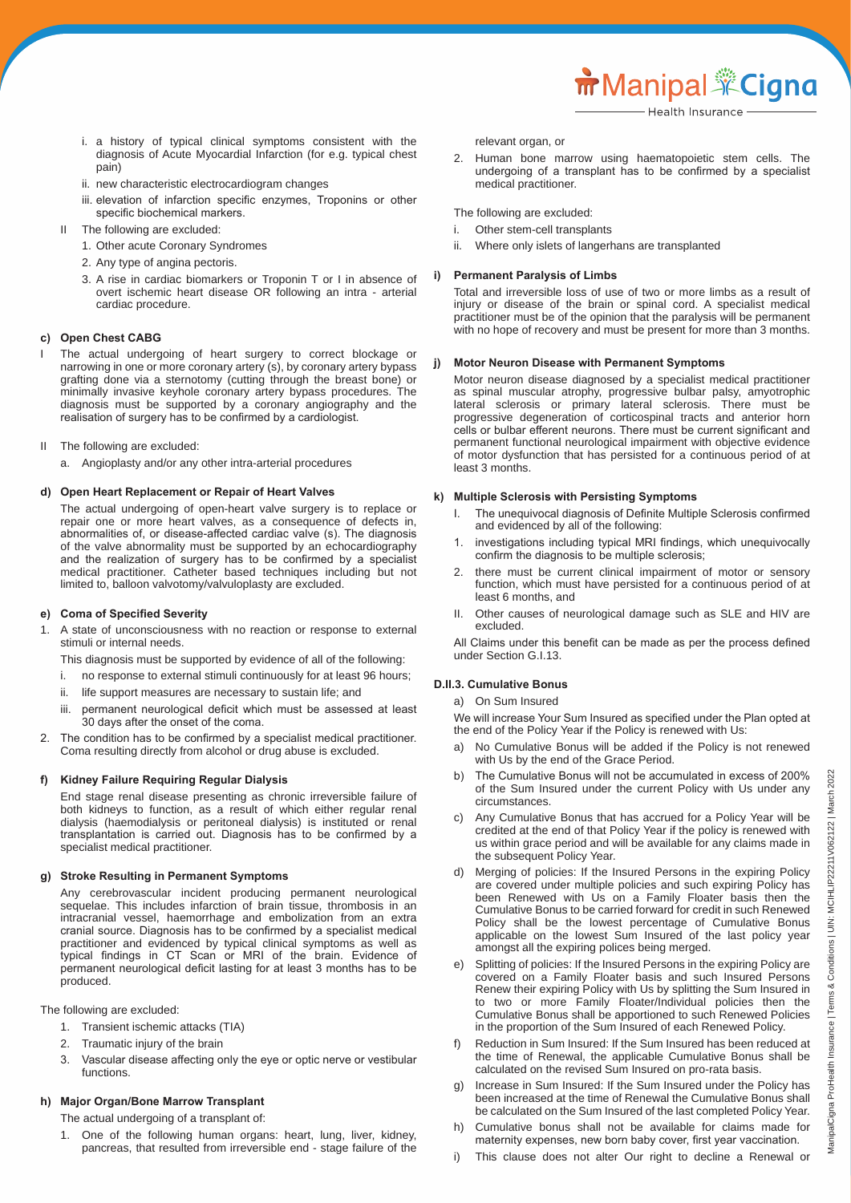i. a history of typical clinical symptoms consistent with the diagnosis of Acute Myocardial Infarction (for e.g. typical chest pain)

ii. new characteristic electrocardiogram changes

iii. elevation of infarction specific enzymes, Troponins or other specific biochemical markers.

II The following are excluded:

1. Other acute Coronary Syndromes
2. Any type of angina pectoris.
3. A rise in cardiac biomarkers or Troponin T or I in absence of overt ischemic heart disease OR following an intra - arterial cardiac procedure.

#### c) Open Chest CABG

I The actual undergoing of heart surgery to correct blockage or narrowing in one or more coronary artery (s), by coronary artery bypass grafting done via a sternotomy (cutting through the breast bone) or minimally invasive keyhole coronary artery bypass procedures. The diagnosis must be supported by a coronary angiography and the realisation of surgery has to be confirmed by a cardiologist.

II The following are excluded:

a. Angioplasty and/or any other intra-arterial procedures

#### d) Open Heart Replacement or Repair of Heart Valves

The actual undergoing of open-heart valve surgery is to replace or repair one or more heart valves, as a consequence of defects in, abnormalities of, or disease-affected cardiac valve (s). The diagnosis of the valve abnormality must be supported by an echocardiography and the realization of surgery has to be confirmed by a specialist medical practitioner. Catheter based techniques including but not limited to, balloon valvotomy/valvuloplasty are excluded.

#### e) Coma of Specified Severity

1. A state of unconsciousness with no reaction or response to external stimuli or internal needs.

   This diagnosis must be supported by evidence of all of the following:

   i. no response to external stimuli continuously for at least 96 hours;

   ii. life support measures are necessary to sustain life; and

   iii. permanent neurological deficit which must be assessed at least 30 days after the onset of the coma.

2. The condition has to be confirmed by a specialist medical practitioner. Coma resulting directly from alcohol or drug abuse is excluded.

#### f) Kidney Failure Requiring Regular Dialysis

End stage renal disease presenting as chronic irreversible failure of both kidneys to function, as a result of which either regular renal dialysis (haemodialysis or peritoneal dialysis) is instituted or renal transplantation is carried out. Diagnosis has to be confirmed by a specialist medical practitioner.

#### g) Stroke Resulting in Permanent Symptoms

Any cerebrovascular incident producing permanent neurological sequelae. This includes infarction of brain tissue, thrombosis in an intracranial vessel, haemorrhage and embolization from an extra cranial source. Diagnosis has to be confirmed by a specialist medical practitioner and evidenced by typical clinical symptoms as well as typical findings in CT Scan or MRI of the brain. Evidence of permanent neurological deficit lasting for at least 3 months has to be produced.

The following are excluded:

1. Transient ischemic attacks (TIA)
2. Traumatic injury of the brain
3. Vascular disease affecting only the eye or optic nerve or vestibular functions.

#### h) Major Organ/Bone Marrow Transplant

The actual undergoing of a transplant of:

1. One of the following human organs: heart, lung, liver, kidney, pancreas, that resulted from irreversible end - stage failure of the relevant organ, or
2. Human bone marrow using haematopoietic stem cells. The undergoing of a transplant has to be confirmed by a specialist medical practitioner.

The following are excluded:

i. Other stem-cell transplants

ii. Where only islets of langerhans are transplanted

#### i) Permanent Paralysis of Limbs

Total and irreversible loss of use of two or more limbs as a result of injury or disease of the brain or spinal cord. A specialist medical practitioner must be of the opinion that the paralysis will be permanent with no hope of recovery and must be present for more than 3 months.

#### j) Motor Neuron Disease with Permanent Symptoms

Motor neuron disease diagnosed by a specialist medical practitioner as spinal muscular atrophy, progressive bulbar palsy, amyotrophic lateral sclerosis or primary lateral sclerosis. There must be progressive degeneration of corticospinal tracts and anterior horn cells or bulbar efferent neurons. There must be current significant and permanent functional neurological impairment with objective evidence of motor dysfunction that has persisted for a continuous period of at least 3 months.

#### k) Multiple Sclerosis with Persisting Symptoms

I. The unequivocal diagnosis of Definite Multiple Sclerosis confirmed and evidenced by all of the following:

1. investigations including typical MRI findings, which unequivocally confirm the diagnosis to be multiple sclerosis;
2. there must be current clinical impairment of motor or sensory function, which must have persisted for a continuous period of at least 6 months, and

II. Other causes of neurological damage such as SLE and HIV are excluded.

All Claims under this benefit can be made as per the process defined under Section G.I.13.

### D.II.3. Cumulative Bonus

a) On Sum Insured

We will increase Your Sum Insured as specified under the Plan opted at the end of the Policy Year if the Policy is renewed with Us:

a) No Cumulative Bonus will be added if the Policy is not renewed with Us by the end of the Grace Period.

b) The Cumulative Bonus will not be accumulated in excess of 200% of the Sum Insured under the current Policy with Us under any circumstances.

c) Any Cumulative Bonus that has accrued for a Policy Year will be credited at the end of that Policy Year if the policy is renewed with us within grace period and will be available for any claims made in the subsequent Policy Year.

d) Merging of policies: If the Insured Persons in the expiring Policy are covered under multiple policies and such expiring Policy has been Renewed with Us on a Family Floater basis then the Cumulative Bonus to be carried forward for credit in such Renewed Policy shall be the lowest percentage of Cumulative Bonus applicable on the lowest Sum Insured of the last policy year amongst all the expiring polices being merged.

e) Splitting of policies: If the Insured Persons in the expiring Policy are covered on a Family Floater basis and such Insured Persons Renew their expiring Policy with Us by splitting the Sum Insured in to two or more Family Floater/Individual policies then the Cumulative Bonus shall be apportioned to such Renewed Policies in the proportion of the Sum Insured of each Renewed Policy.

f) Reduction in Sum Insured: If the Sum Insured has been reduced at the time of Renewal, the applicable Cumulative Bonus shall be calculated on the revised Sum Insured on pro-rata basis.

g) Increase in Sum Insured: If the Sum Insured under the Policy has been increased at the time of Renewal the Cumulative Bonus shall be calculated on the Sum Insured of the last completed Policy Year.

h) Cumulative bonus shall not be available for claims made for maternity expenses, new born baby cover, first year vaccination.

i) This clause does not alter Our right to decline a Renewal or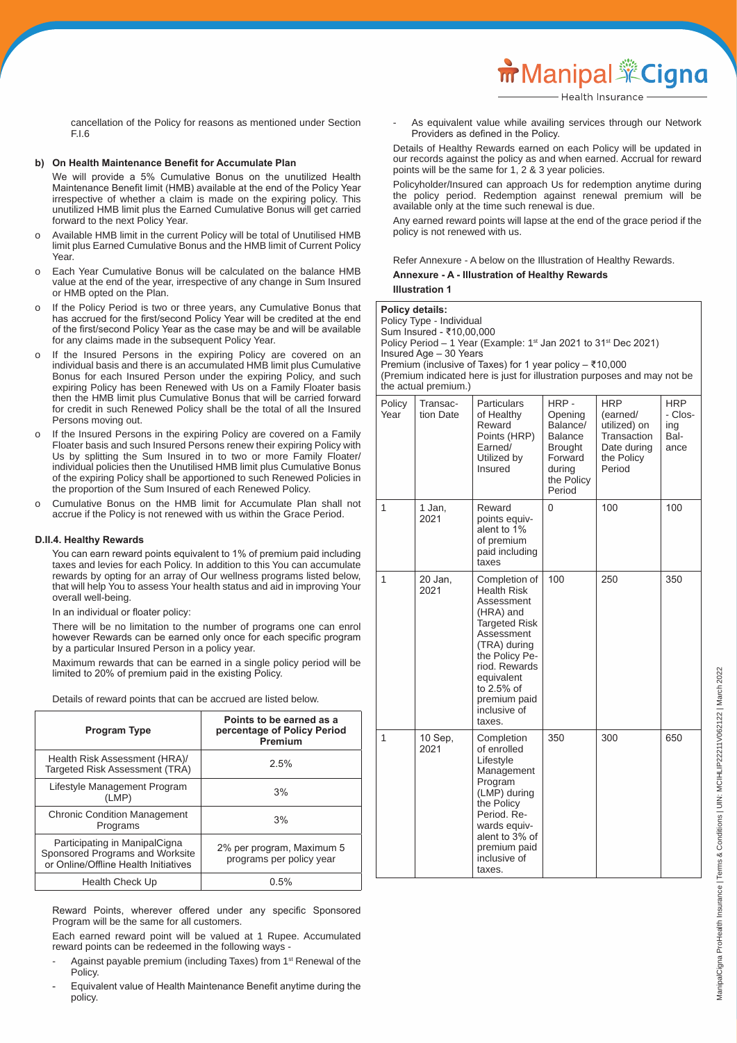cancellation of the Policy for reasons as mentioned under Section F.I.6

**b) On Health Maintenance Benefit for Accumulate Plan**

We will provide a 5% Cumulative Bonus on the unutilized Health Maintenance Benefit limit (HMB) available at the end of the Policy Year irrespective of whether a claim is made on the expiring policy. This unutilized HMB limit plus the Earned Cumulative Bonus will get carried forward to the next Policy Year.

- Available HMB limit in the current Policy will be total of Unutilised HMB limit plus Earned Cumulative Bonus and the HMB limit of Current Policy Year.
- Each Year Cumulative Bonus will be calculated on the balance HMB value at the end of the year, irrespective of any change in Sum Insured or HMB opted on the Plan.
- If the Policy Period is two or three years, any Cumulative Bonus that has accrued for the first/second Policy Year will be credited at the end of the first/second Policy Year as the case may be and will be available for any claims made in the subsequent Policy Year.
- If the Insured Persons in the expiring Policy are covered on an individual basis and there is an accumulated HMB limit plus Cumulative Bonus for each Insured Person under the expiring Policy, and such expiring Policy has been Renewed with Us on a Family Floater basis then the HMB limit plus Cumulative Bonus that will be carried forward for credit in such Renewed Policy shall be the total of all the Insured Persons moving out.
- If the Insured Persons in the expiring Policy are covered on a Family Floater basis and such Insured Persons renew their expiring Policy with Us by splitting the Sum Insured in to two or more Family Floater/ individual policies then the Unutilised HMB limit plus Cumulative Bonus of the expiring Policy shall be apportioned to such Renewed Policies in the proportion of the Sum Insured of each Renewed Policy.
- Cumulative Bonus on the HMB limit for Accumulate Plan shall not accrue if the Policy is not renewed with us within the Grace Period.

**D.II.4. Healthy Rewards**

You can earn reward points equivalent to 1% of premium paid including taxes and levies for each Policy. In addition to this You can accumulate rewards by opting for an array of Our wellness programs listed below, that will help You to assess Your health status and aid in improving Your overall well-being.

In an individual or floater policy:

There will be no limitation to the number of programs one can enrol however Rewards can be earned only once for each specific program by a particular Insured Person in a policy year.

Maximum rewards that can be earned in a single policy period will be limited to 20% of premium paid in the existing Policy.

Details of reward points that can be accrued are listed below.

| Program Type | Points to be earned as a percentage of Policy Period Premium |
|---|---|
| Health Risk Assessment (HRA)/ Targeted Risk Assessment (TRA) | 2.5% |
| Lifestyle Management Program (LMP) | 3% |
| Chronic Condition Management Programs | 3% |
| Participating in ManipalCigna Sponsored Programs and Worksite or Online/Offline Health Initiatives | 2% per program, Maximum 5 programs per policy year |
| Health Check Up | 0.5% |

Reward Points, wherever offered under any specific Sponsored Program will be the same for all customers.

Each earned reward point will be valued at 1 Rupee. Accumulated reward points can be redeemed in the following ways -

- Against payable premium (including Taxes) from 1st Renewal of the Policy.
- Equivalent value of Health Maintenance Benefit anytime during the policy.
- As equivalent value while availing services through our Network Providers as defined in the Policy.

Details of Healthy Rewards earned on each Policy will be updated in our records against the policy as and when earned. Accrual for reward points will be the same for 1, 2 & 3 year policies.

Policyholder/Insured can approach Us for redemption anytime during the policy period. Redemption against renewal premium will be available only at the time such renewal is due.

Any earned reward points will lapse at the end of the grace period if the policy is not renewed with us.

Refer Annexure - A below on the Illustration of Healthy Rewards.

**Annexure - A - Illustration of Healthy Rewards**

**Illustration 1**

**Policy details:**
Policy Type - Individual
Sum Insured - ₹10,00,000
Policy Period – 1 Year (Example: 1st Jan 2021 to 31st Dec 2021)
Insured Age – 30 Years
Premium (inclusive of Taxes) for 1 year policy – ₹10,000
(Premium indicated here is just for illustration purposes and may not be the actual premium.)

| Policy Year | Transaction Date | Particulars of Healthy Reward Points (HRP) Earned/ Utilized by Insured | HRP - Opening Balance/ Balance Brought Forward during the Policy Period | HRP (earned/ utilized) on Transaction Date during the Policy Period | HRP - Closing Balance |
|---|---|---|---|---|---|
| 1 | 1 Jan, 2021 | Reward points equivalent to 1% of premium paid including taxes | 0 | 100 | 100 |
| 1 | 20 Jan, 2021 | Completion of Health Risk Assessment (HRA) and Targeted Risk Assessment (TRA) during the Policy Period. Rewards equivalent to 2.5% of premium paid inclusive of taxes. | 100 | 250 | 350 |
| 1 | 10 Sep, 2021 | Completion of enrolled Lifestyle Management Program (LMP) during the Policy Period. Rewards equivalent to 3% of premium paid inclusive of taxes. | 350 | 300 | 650 |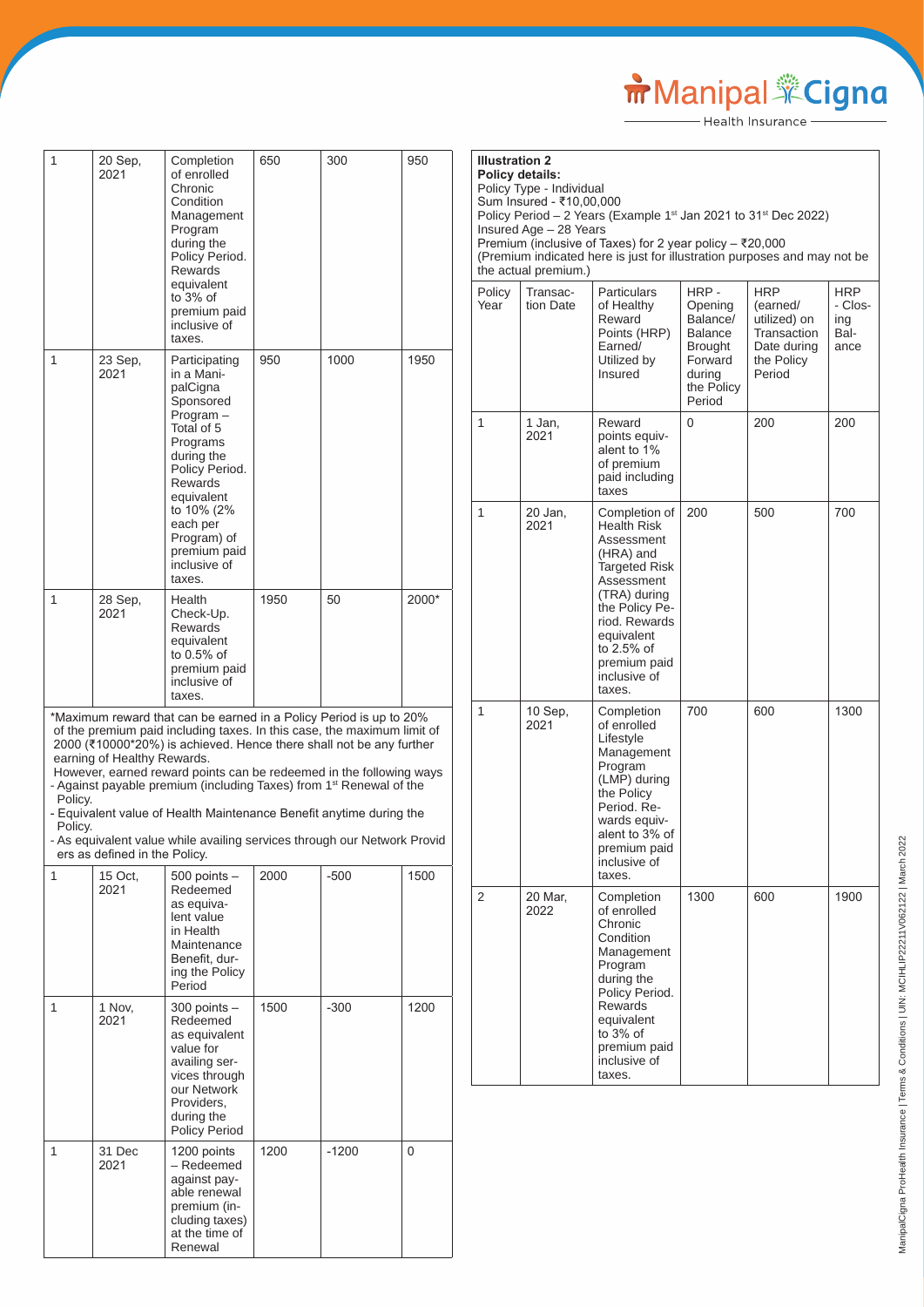| 1 | 20 Sep, 2021 | Completion of enrolled Chronic Condition Management Program during the Policy Period. Rewards equivalent to 3% of premium paid inclusive of taxes. | 650 | 300 | 950 |
|---|---|---|---|---|---|
| 1 | 23 Sep, 2021 | Participating in a ManipalCigna Sponsored Program – Total of 5 Programs during the Policy Period. Rewards equivalent to 10% (2% each per Program) of premium paid inclusive of taxes. | 950 | 1000 | 1950 |
| 1 | 28 Sep, 2021 | Health Check-Up. Rewards equivalent to 0.5% of premium paid inclusive of taxes. | 1950 | 50 | 2000* |

*Maximum reward that can be earned in a Policy Period is up to 20% of the premium paid including taxes. In this case, the maximum limit of 2000 (₹10000*20%) is achieved. Hence there shall not be any further earning of Healthy Rewards.

However, earned reward points can be redeemed in the following ways

- Against payable premium (including Taxes) from 1st Renewal of the Policy.
- Equivalent value of Health Maintenance Benefit anytime during the Policy.
- As equivalent value while availing services through our Network Providers as defined in the Policy.

| 1 | 15 Oct, 2021 | 500 points – Redeemed as equivalent value in Health Maintenance Benefit, during the Policy Period | 2000 | -500 | 1500 |
|---|---|---|---|---|---|
| 1 | 1 Nov, 2021 | 300 points – Redeemed as equivalent value for availing services through our Network Providers, during the Policy Period | 1500 | -300 | 1200 |
| 1 | 31 Dec 2021 | 1200 points – Redeemed against payable renewal premium (including taxes) at the time of Renewal | 1200 | -1200 | 0 |

**Illustration 2**

**Policy details:**

Policy Type - Individual

Sum Insured - ₹10,00,000

Policy Period – 2 Years (Example 1st Jan 2021 to 31st Dec 2022)

Insured Age – 28 Years

Premium (inclusive of Taxes) for 2 year policy – ₹20,000

(Premium indicated here is just for illustration purposes and may not be the actual premium.)

| Policy Year | Transaction Date | Particulars of Healthy Reward Points (HRP) Earned/ Utilized by Insured | HRP - Opening Balance/ Balance Brought Forward during the Policy Period | HRP (earned/ utilized) on Transaction Date during the Policy Period | HRP - Closing Balance |
|---|---|---|---|---|---|
| 1 | 1 Jan, 2021 | Reward points equivalent to 1% of premium paid including taxes | 0 | 200 | 200 |
| 1 | 20 Jan, 2021 | Completion of Health Risk Assessment (HRA) and Targeted Risk Assessment (TRA) during the Policy Period. Rewards equivalent to 2.5% of premium paid inclusive of taxes. | 200 | 500 | 700 |
| 1 | 10 Sep, 2021 | Completion of enrolled Lifestyle Management Program (LMP) during the Policy Period. Rewards equivalent to 3% of premium paid inclusive of taxes. | 700 | 600 | 1300 |
| 2 | 20 Mar, 2022 | Completion of enrolled Chronic Condition Management Program during the Policy Period. Rewards equivalent to 3% of premium paid inclusive of taxes. | 1300 | 600 | 1900 |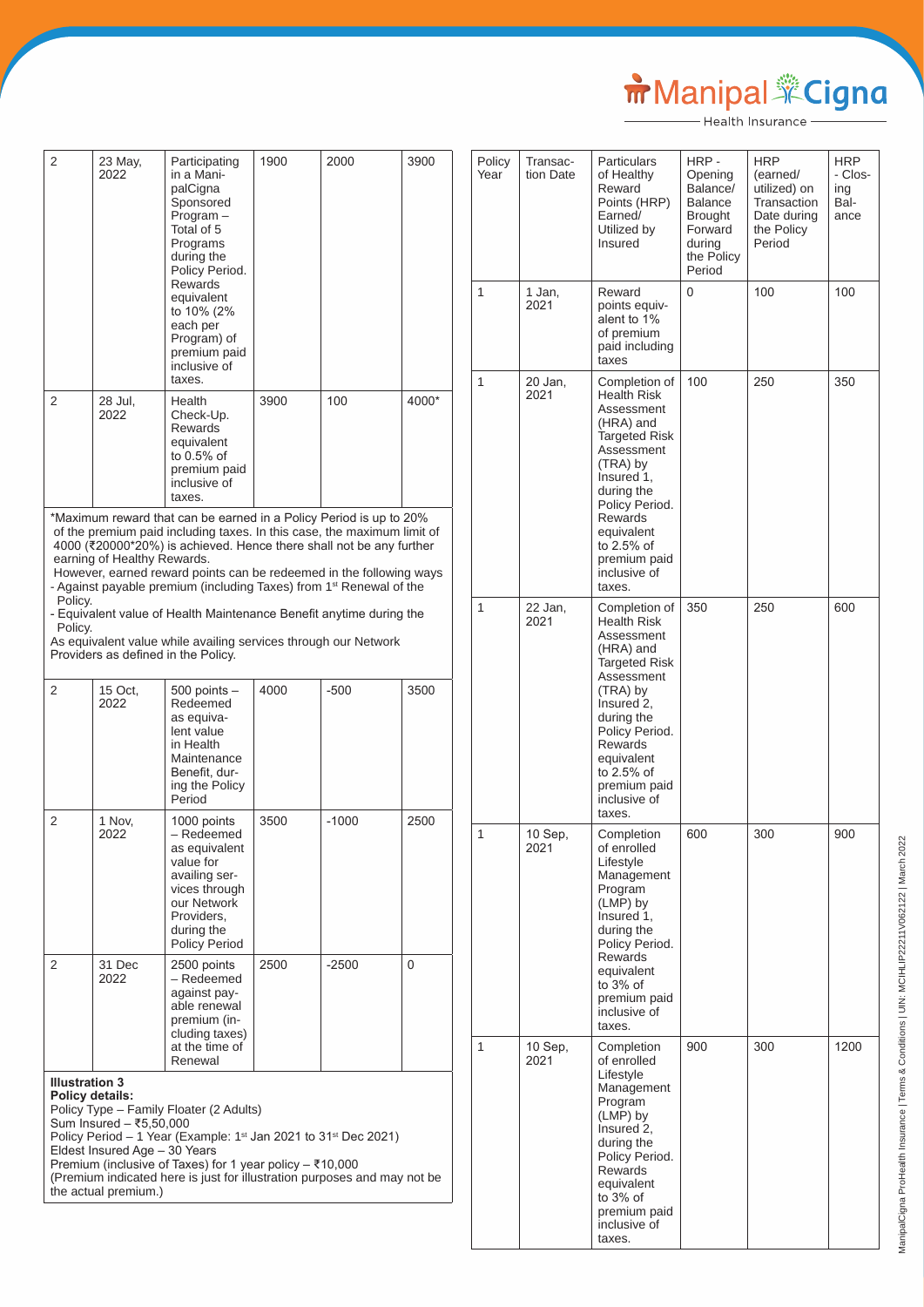| | | | | | |
|---|---|---|---|---|---|
| 2 | 23 May, 2022 | Participating in a ManipalCigna Sponsored Program – Total of 5 Programs during the Policy Period. Rewards equivalent to 10% (2% each per Program) of premium paid inclusive of taxes. | 1900 | 2000 | 3900 |
| 2 | 28 Jul, 2022 | Health Check-Up. Rewards equivalent to 0.5% of premium paid inclusive of taxes. | 3900 | 100 | 4000* |

*Maximum reward that can be earned in a Policy Period is up to 20% of the premium paid including taxes. In this case, the maximum limit of 4000 (₹20000*20%) is achieved. Hence there shall not be any further earning of Healthy Rewards.

However, earned reward points can be redeemed in the following ways

- Against payable premium (including Taxes) from 1st Renewal of the Policy.
- Equivalent value of Health Maintenance Benefit anytime during the Policy.

As equivalent value while availing services through our Network Providers as defined in the Policy.

| | | | | | |
|---|---|---|---|---|---|
| 2 | 15 Oct, 2022 | 500 points – Redeemed as equivalent value in Health Maintenance Benefit, during the Policy Period | 4000 | -500 | 3500 |
| 2 | 1 Nov, 2022 | 1000 points – Redeemed as equivalent value for availing services through our Network Providers, during the Policy Period | 3500 | -1000 | 2500 |
| 2 | 31 Dec 2022 | 2500 points – Redeemed against payable renewal premium (including taxes) at the time of Renewal | 2500 | -2500 | 0 |

**Illustration 3**

**Policy details:**

Policy Type – Family Floater (2 Adults)
Sum Insured – ₹5,50,000
Policy Period – 1 Year (Example: 1st Jan 2021 to 31st Dec 2021)
Eldest Insured Age – 30 Years
Premium (inclusive of Taxes) for 1 year policy – ₹10,000
(Premium indicated here is just for illustration purposes and may not be the actual premium.)

| Policy Year | Transaction Date | Particulars of Healthy Reward Points (HRP) Earned/ Utilized by Insured | HRP - Opening Balance/ Balance Brought Forward during the Policy Period | HRP (earned/ utilized) on Transaction Date during the Policy Period | HRP - Closing Balance |
|---|---|---|---|---|---|
| 1 | 1 Jan, 2021 | Reward points equivalent to 1% of premium paid including taxes | 0 | 100 | 100 |
| 1 | 20 Jan, 2021 | Completion of Health Risk Assessment (HRA) and Targeted Risk Assessment (TRA) by Insured 1, during the Policy Period. Rewards equivalent to 2.5% of premium paid inclusive of taxes. | 100 | 250 | 350 |
| 1 | 22 Jan, 2021 | Completion of Health Risk Assessment (HRA) and Targeted Risk Assessment (TRA) by Insured 2, during the Policy Period. Rewards equivalent to 2.5% of premium paid inclusive of taxes. | 350 | 250 | 600 |
| 1 | 10 Sep, 2021 | Completion of enrolled Lifestyle Management Program (LMP) by Insured 1, during the Policy Period. Rewards equivalent to 3% of premium paid inclusive of taxes. | 600 | 300 | 900 |
| 1 | 10 Sep, 2021 | Completion of enrolled Lifestyle Management Program (LMP) by Insured 2, during the Policy Period. Rewards equivalent to 3% of premium paid inclusive of taxes. | 900 | 300 | 1200 |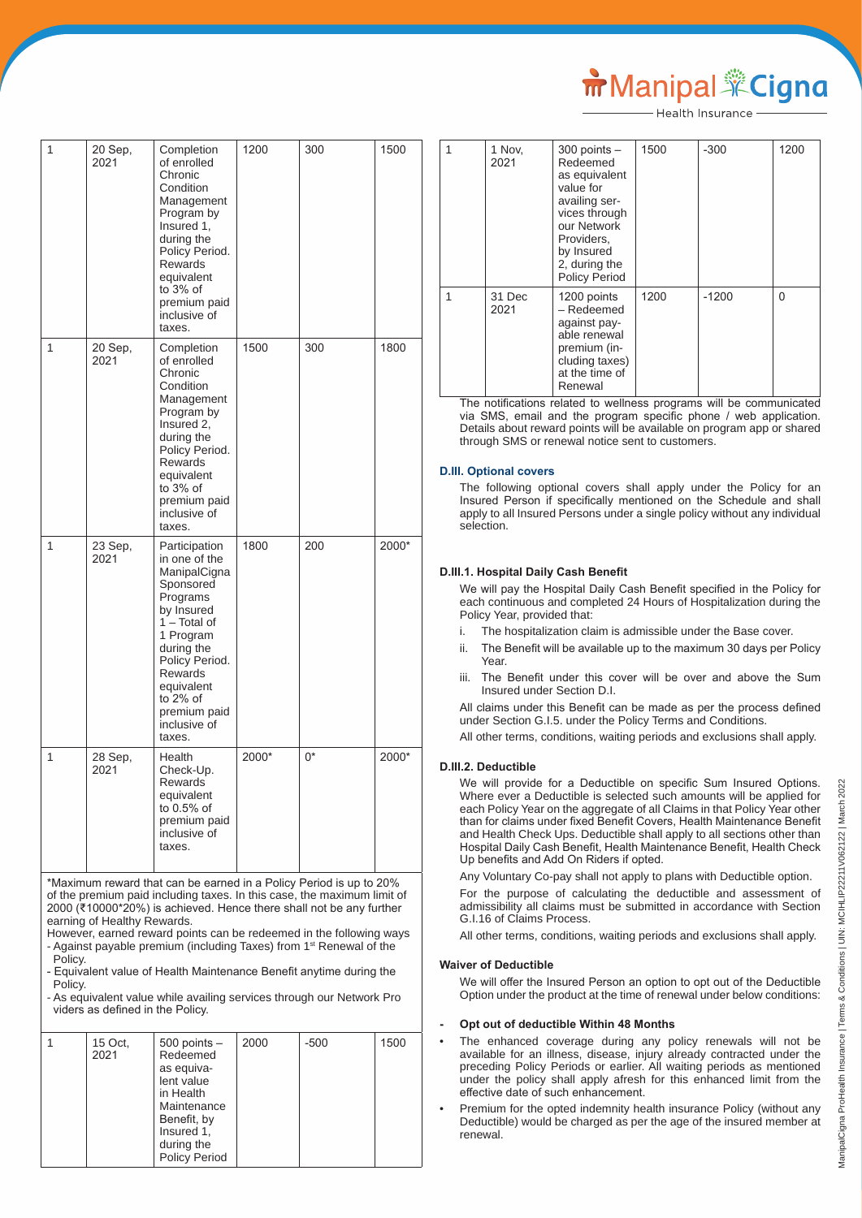| 1 | 20 Sep, 2021 | Completion of enrolled Chronic Condition Management Program by Insured 1, during the Policy Period. Rewards equivalent to 3% of premium paid inclusive of taxes. | 1200 | 300 | 1500 |
|---|---|---|---|---|---|
| 1 | 20 Sep, 2021 | Completion of enrolled Chronic Condition Management Program by Insured 2, during the Policy Period. Rewards equivalent to 3% of premium paid inclusive of taxes. | 1500 | 300 | 1800 |
| 1 | 23 Sep, 2021 | Participation in one of the ManipalCigna Sponsored Programs by Insured 1 – Total of 1 Program during the Policy Period. Rewards equivalent to 2% of premium paid inclusive of taxes. | 1800 | 200 | 2000* |
| 1 | 28 Sep, 2021 | Health Check-Up. Rewards equivalent to 0.5% of premium paid inclusive of taxes. | 2000* | 0* | 2000* |

*Maximum reward that can be earned in a Policy Period is up to 20% of the premium paid including taxes. In this case, the maximum limit of 2000 (₹10000*20%) is achieved. Hence there shall not be any further earning of Healthy Rewards.

However, earned reward points can be redeemed in the following ways
- Against payable premium (including Taxes) from 1st Renewal of the Policy.
- Equivalent value of Health Maintenance Benefit anytime during the Policy.
- As equivalent value while availing services through our Network Pro viders as defined in the Policy.

| 1 | 15 Oct, 2021 | 500 points – Redeemed as equivalent value in Health Maintenance Benefit, by Insured 1, during the Policy Period | 2000 | -500 | 1500 |
|---|---|---|---|---|---|
| 1 | 1 Nov, 2021 | 300 points – Redeemed as equivalent value for availing services through our Network Providers, by Insured 2, during the Policy Period | 1500 | -300 | 1200 |
| 1 | 31 Dec 2021 | 1200 points – Redeemed against payable renewal premium (including taxes) at the time of Renewal | 1200 | -1200 | 0 |

The notifications related to wellness programs will be communicated via SMS, email and the program specific phone / web application. Details about reward points will be available on program app or shared through SMS or renewal notice sent to customers.

### D.III. Optional covers

The following optional covers shall apply under the Policy for an Insured Person if specifically mentioned on the Schedule and shall apply to all Insured Persons under a single policy without any individual selection.

#### D.III.1. Hospital Daily Cash Benefit

We will pay the Hospital Daily Cash Benefit specified in the Policy for each continuous and completed 24 Hours of Hospitalization during the Policy Year, provided that:

i. The hospitalization claim is admissible under the Base cover.

ii. The Benefit will be available up to the maximum 30 days per Policy Year.

iii. The Benefit under this cover will be over and above the Sum Insured under Section D.I.

All claims under this Benefit can be made as per the process defined under Section G.I.5. under the Policy Terms and Conditions.

All other terms, conditions, waiting periods and exclusions shall apply.

#### D.III.2. Deductible

We will provide for a Deductible on specific Sum Insured Options. Where ever a Deductible is selected such amounts will be applied for each Policy Year on the aggregate of all Claims in that Policy Year other than for claims under fixed Benefit Covers, Health Maintenance Benefit and Health Check Ups. Deductible shall apply to all sections other than Hospital Daily Cash Benefit, Health Maintenance Benefit, Health Check Up benefits and Add On Riders if opted.

Any Voluntary Co-pay shall not apply to plans with Deductible option.

For the purpose of calculating the deductible and assessment of admissibility all claims must be submitted in accordance with Section G.I.16 of Claims Process.

All other terms, conditions, waiting periods and exclusions shall apply.

**Waiver of Deductible**

We will offer the Insured Person an option to opt out of the Deductible Option under the product at the time of renewal under below conditions:

- **Opt out of deductible Within 48 Months**

- The enhanced coverage during any policy renewals will not be available for an illness, disease, injury already contracted under the preceding Policy Periods or earlier. All waiting periods as mentioned under the policy shall apply afresh for this enhanced limit from the effective date of such enhancement.
- Premium for the opted indemnity health insurance Policy (without any Deductible) would be charged as per the age of the insured member at renewal.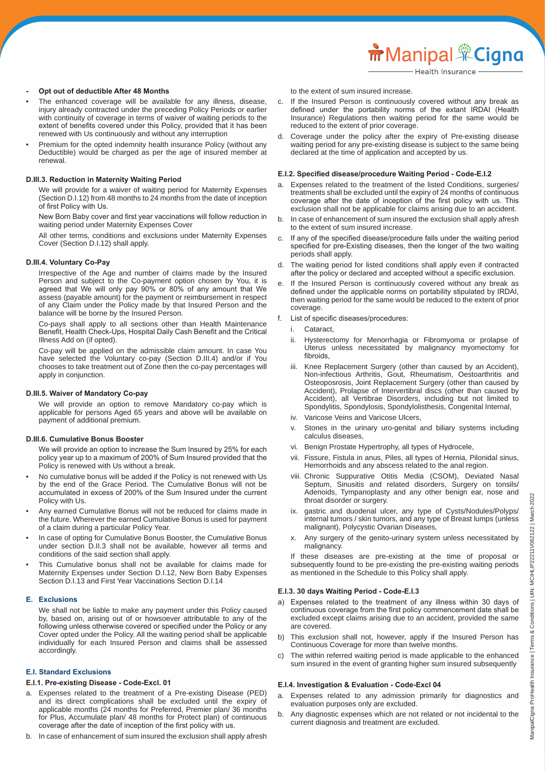- **Opt out of deductible After 48 Months**

- The enhanced coverage will be available for any illness, disease, injury already contracted under the preceding Policy Periods or earlier with continuity of coverage in terms of waiver of waiting periods to the extent of benefits covered under this Policy, provided that it has been renewed with Us continuously and without any interruption
- Premium for the opted indemnity health insurance Policy (without any Deductible) would be charged as per the age of insured member at renewal.

#### D.III.3. Reduction in Maternity Waiting Period

We will provide for a waiver of waiting period for Maternity Expenses (Section D.I.12) from 48 months to 24 months from the date of inception of first Policy with Us.

New Born Baby cover and first year vaccinations will follow reduction in waiting period under Maternity Expenses Cover

All other terms, conditions and exclusions under Maternity Expenses Cover (Section D.I.12) shall apply.

#### D.III.4. Voluntary Co-Pay

Irrespective of the Age and number of claims made by the Insured Person and subject to the Co-payment option chosen by You, it is agreed that We will only pay 90% or 80% of any amount that We assess (payable amount) for the payment or reimbursement in respect of any Claim under the Policy made by that Insured Person and the balance will be borne by the Insured Person.

Co-pays shall apply to all sections other than Health Maintenance Benefit, Health Check-Ups, Hospital Daily Cash Benefit and the Critical Illness Add on (if opted).

Co-pay will be applied on the admissible claim amount. In case You have selected the Voluntary co-pay (Section D.III.4) and/or if You chooses to take treatment out of Zone then the co-pay percentages will apply in conjunction.

#### D.III.5. Waiver of Mandatory Co-pay

We will provide an option to remove Mandatory co-pay which is applicable for persons Aged 65 years and above will be available on payment of additional premium.

#### D.III.6. Cumulative Bonus Booster

We will provide an option to increase the Sum Insured by 25% for each policy year up to a maximum of 200% of Sum Insured provided that the Policy is renewed with Us without a break.

- No cumulative bonus will be added if the Policy is not renewed with Us by the end of the Grace Period. The Cumulative Bonus will not be accumulated in excess of 200% of the Sum Insured under the current Policy with Us.
- Any earned Cumulative Bonus will not be reduced for claims made in the future. Wherever the earned Cumulative Bonus is used for payment of a claim during a particular Policy Year.
- In case of opting for Cumulative Bonus Booster, the Cumulative Bonus under section D.II.3 shall not be available, however all terms and conditions of the said section shall apply.
- This Cumulative bonus shall not be available for claims made for Maternity Expenses under Section D.I.12, New Born Baby Expenses Section D.I.13 and First Year Vaccinations Section D.I.14

## E. Exclusions

We shall not be liable to make any payment under this Policy caused by, based on, arising out of or howsoever attributable to any of the following unless otherwise covered or specified under the Policy or any Cover opted under the Policy. All the waiting period shall be applicable individually for each Insured Person and claims shall be assessed accordingly.

### E.I. Standard Exclusions

#### E.I.1. Pre-existing Disease - Code-Excl. 01

a. Expenses related to the treatment of a Pre-existing Disease (PED) and its direct complications shall be excluded until the expiry of applicable months (24 months for Preferred, Premier plan/ 36 months for Plus, Accumulate plan/ 48 months for Protect plan) of continuous coverage after the date of inception of the first policy with us.
b. In case of enhancement of sum insured the exclusion shall apply afresh to the extent of sum insured increase.
c. If the Insured Person is continuously covered without any break as defined under the portability norms of the extant IRDAI (Health Insurance) Regulations then waiting period for the same would be reduced to the extent of prior coverage.
d. Coverage under the policy after the expiry of Pre-existing disease waiting period for any pre-existing disease is subject to the same being declared at the time of application and accepted by us.

#### E.I.2. Specified disease/procedure Waiting Period - Code-E.I.2

a. Expenses related to the treatment of the listed Conditions, surgeries/ treatments shall be excluded until the expiry of 24 months of continuous coverage after the date of inception of the first policy with us. This exclusion shall not be applicable for claims arising due to an accident.
b. In case of enhancement of sum insured the exclusion shall apply afresh to the extent of sum insured increase.
c. If any of the specified disease/procedure falls under the waiting period specified for pre-Existing diseases, then the longer of the two waiting periods shall apply.
d. The waiting period for listed conditions shall apply even if contracted after the policy or declared and accepted without a specific exclusion.
e. If the Insured Person is continuously covered without any break as defined under the applicable norms on portability stipulated by IRDAI, then waiting period for the same would be reduced to the extent of prior coverage.
f. List of specific diseases/procedures:
   i. Cataract,
   ii. Hysterectomy for Menorrhagia or Fibromyoma or prolapse of Uterus unless necessitated by malignancy myomectomy for fibroids,
   iii. Knee Replacement Surgery (other than caused by an Accident), Non-infectious Arthritis, Gout, Rheumatism, Oestoarthritis and Osteoposrosis, Joint Replacement Surgery (other than caused by Accident), Prolapse of Intervertibral discs (other than caused by Accident), all Vertibrae Disorders, including but not limited to Spondylitis, Spondylosis, Spondylolisthesis, Congenital Internal,
   iv. Varicose Veins and Varicose Ulcers,
   v. Stones in the urinary uro-genital and biliary systems including calculus diseases,
   vi. Benign Prostate Hypertrophy, all types of Hydrocele,
   vii. Fissure, Fistula in anus, Piles, all types of Hernia, Pilonidal sinus, Hemorrhoids and any abscess related to the anal region.
   viii. Chronic Suppurative Otitis Media (CSOM), Deviated Nasal Septum, Sinusitis and related disorders, Surgery on tonsils/ Adenoids, Tympanoplasty and any other benign ear, nose and throat disorder or surgery.
   ix. gastric and duodenal ulcer, any type of Cysts/Nodules/Polyps/ internal tumors / skin tumors, and any type of Breast lumps (unless malignant), Polycystic Ovarian Diseases,
   x. Any surgery of the genito-urinary system unless necessitated by malignancy.

If these diseases are pre-existing at the time of proposal or subsequently found to be pre-existing the pre-existing waiting periods as mentioned in the Schedule to this Policy shall apply.

#### E.I.3. 30 days Waiting Period - Code-E.I.3

a) Expenses related to the treatment of any illness within 30 days of continuous coverage from the first policy commencement date shall be excluded except claims arising due to an accident, provided the same are covered.
b) This exclusion shall not, however, apply if the Insured Person has Continuous Coverage for more than twelve months.
c) The within referred waiting period is made applicable to the enhanced sum insured in the event of granting higher sum insured subsequently

#### E.I.4. Investigation & Evaluation - Code-Excl 04

a. Expenses related to any admission primarily for diagnostics and evaluation purposes only are excluded.
b. Any diagnostic expenses which are not related or not incidental to the current diagnosis and treatment are excluded.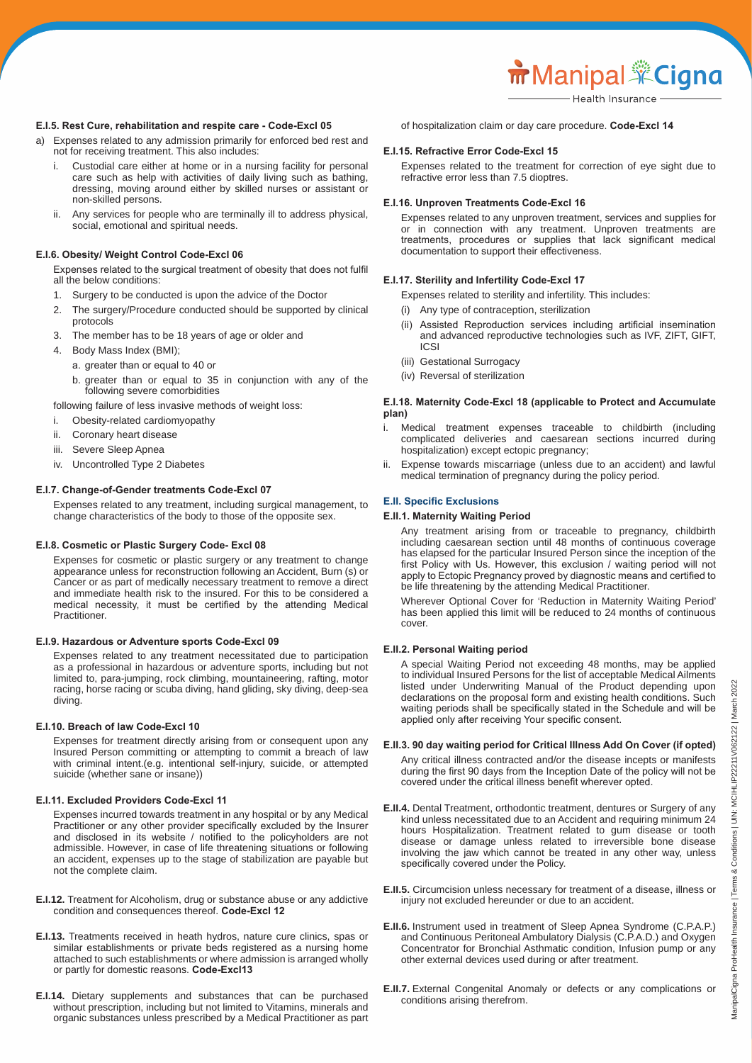#### E.I.5. Rest Cure, rehabilitation and respite care - Code-Excl 05

a) Expenses related to any admission primarily for enforced bed rest and not for receiving treatment. This also includes:

   i. Custodial care either at home or in a nursing facility for personal care such as help with activities of daily living such as bathing, dressing, moving around either by skilled nurses or assistant or non-skilled persons.

   ii. Any services for people who are terminally ill to address physical, social, emotional and spiritual needs.

#### E.I.6. Obesity/ Weight Control Code-Excl 06

Expenses related to the surgical treatment of obesity that does not fulfil all the below conditions:

1. Surgery to be conducted is upon the advice of the Doctor
2. The surgery/Procedure conducted should be supported by clinical protocols
3. The member has to be 18 years of age or older and
4. Body Mass Index (BMI);
   a. greater than or equal to 40 or
   b. greater than or equal to 35 in conjunction with any of the following severe comorbidities

following failure of less invasive methods of weight loss:

i. Obesity-related cardiomyopathy
ii. Coronary heart disease
iii. Severe Sleep Apnea
iv. Uncontrolled Type 2 Diabetes

#### E.I.7. Change-of-Gender treatments Code-Excl 07

Expenses related to any treatment, including surgical management, to change characteristics of the body to those of the opposite sex.

#### E.I.8. Cosmetic or Plastic Surgery Code- Excl 08

Expenses for cosmetic or plastic surgery or any treatment to change appearance unless for reconstruction following an Accident, Burn (s) or Cancer or as part of medically necessary treatment to remove a direct and immediate health risk to the insured. For this to be considered a medical necessity, it must be certified by the attending Medical Practitioner.

#### E.I.9. Hazardous or Adventure sports Code-Excl 09

Expenses related to any treatment necessitated due to participation as a professional in hazardous or adventure sports, including but not limited to, para-jumping, rock climbing, mountaineering, rafting, motor racing, horse racing or scuba diving, hand gliding, sky diving, deep-sea diving.

#### E.I.10. Breach of law Code-Excl 10

Expenses for treatment directly arising from or consequent upon any Insured Person committing or attempting to commit a breach of law with criminal intent.(e.g. intentional self-injury, suicide, or attempted suicide (whether sane or insane))

#### E.I.11. Excluded Providers Code-Excl 11

Expenses incurred towards treatment in any hospital or by any Medical Practitioner or any other provider specifically excluded by the Insurer and disclosed in its website / notified to the policyholders are not admissible. However, in case of life threatening situations or following an accident, expenses up to the stage of stabilization are payable but not the complete claim.

**E.I.12.** Treatment for Alcoholism, drug or substance abuse or any addictive condition and consequences thereof. **Code-Excl 12**

**E.I.13.** Treatments received in heath hydros, nature cure clinics, spas or similar establishments or private beds registered as a nursing home attached to such establishments or where admission is arranged wholly or partly for domestic reasons. **Code-Excl13**

**E.I.14.** Dietary supplements and substances that can be purchased without prescription, including but not limited to Vitamins, minerals and organic substances unless prescribed by a Medical Practitioner as part of hospitalization claim or day care procedure. **Code-Excl 14**

#### E.I.15. Refractive Error Code-Excl 15

Expenses related to the treatment for correction of eye sight due to refractive error less than 7.5 dioptres.

#### E.I.16. Unproven Treatments Code-Excl 16

Expenses related to any unproven treatment, services and supplies for or in connection with any treatment. Unproven treatments are treatments, procedures or supplies that lack significant medical documentation to support their effectiveness.

#### E.I.17. Sterility and Infertility Code-Excl 17

Expenses related to sterility and infertility. This includes:

(i) Any type of contraception, sterilization
(ii) Assisted Reproduction services including artificial insemination and advanced reproductive technologies such as IVF, ZIFT, GIFT, ICSI
(iii) Gestational Surrogacy
(iv) Reversal of sterilization

#### E.I.18. Maternity Code-Excl 18 (applicable to Protect and Accumulate plan)

i. Medical treatment expenses traceable to childbirth (including complicated deliveries and caesarean sections incurred during hospitalization) except ectopic pregnancy;

ii. Expense towards miscarriage (unless due to an accident) and lawful medical termination of pregnancy during the policy period.

### E.II. Specific Exclusions

#### E.II.1. Maternity Waiting Period

Any treatment arising from or traceable to pregnancy, childbirth including caesarean section until 48 months of continuous coverage has elapsed for the particular Insured Person since the inception of the first Policy with Us. However, this exclusion / waiting period will not apply to Ectopic Pregnancy proved by diagnostic means and certified to be life threatening by the attending Medical Practitioner.

Wherever Optional Cover for 'Reduction in Maternity Waiting Period' has been applied this limit will be reduced to 24 months of continuous cover.

#### E.II.2. Personal Waiting period

A special Waiting Period not exceeding 48 months, may be applied to individual Insured Persons for the list of acceptable Medical Ailments listed under Underwriting Manual of the Product depending upon declarations on the proposal form and existing health conditions. Such waiting periods shall be specifically stated in the Schedule and will be applied only after receiving Your specific consent.

#### E.II.3. 90 day waiting period for Critical Illness Add On Cover (if opted)

Any critical illness contracted and/or the disease incepts or manifests during the first 90 days from the Inception Date of the policy will not be covered under the critical illness benefit wherever opted.

**E.II.4.** Dental Treatment, orthodontic treatment, dentures or Surgery of any kind unless necessitated due to an Accident and requiring minimum 24 hours Hospitalization. Treatment related to gum disease or tooth disease or damage unless related to irreversible bone disease involving the jaw which cannot be treated in any other way, unless specifically covered under the Policy.

**E.II.5.** Circumcision unless necessary for treatment of a disease, illness or injury not excluded hereunder or due to an accident.

**E.II.6.** Instrument used in treatment of Sleep Apnea Syndrome (C.P.A.P.) and Continuous Peritoneal Ambulatory Dialysis (C.P.A.D.) and Oxygen Concentrator for Bronchial Asthmatic condition, Infusion pump or any other external devices used during or after treatment.

**E.II.7.** External Congenital Anomaly or defects or any complications or conditions arising therefrom.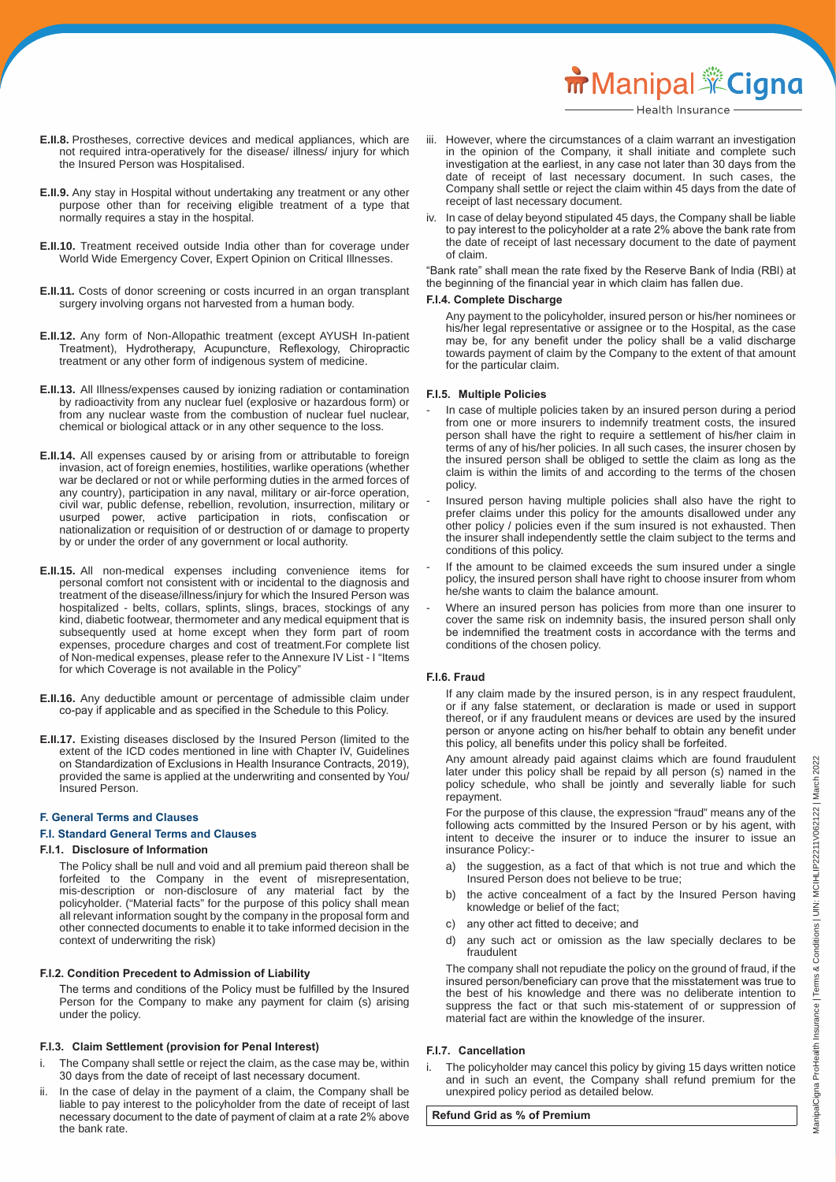**E.II.8.** Prostheses, corrective devices and medical appliances, which are not required intra-operatively for the disease/ illness/ injury for which the Insured Person was Hospitalised.

**E.II.9.** Any stay in Hospital without undertaking any treatment or any other purpose other than for receiving eligible treatment of a type that normally requires a stay in the hospital.

**E.II.10.** Treatment received outside India other than for coverage under World Wide Emergency Cover, Expert Opinion on Critical Illnesses.

**E.II.11.** Costs of donor screening or costs incurred in an organ transplant surgery involving organs not harvested from a human body.

**E.II.12.** Any form of Non-Allopathic treatment (except AYUSH In-patient Treatment), Hydrotherapy, Acupuncture, Reflexology, Chiropractic treatment or any other form of indigenous system of medicine.

**E.II.13.** All Illness/expenses caused by ionizing radiation or contamination by radioactivity from any nuclear fuel (explosive or hazardous form) or from any nuclear waste from the combustion of nuclear fuel nuclear, chemical or biological attack or in any other sequence to the loss.

**E.II.14.** All expenses caused by or arising from or attributable to foreign invasion, act of foreign enemies, hostilities, warlike operations (whether war be declared or not or while performing duties in the armed forces of any country), participation in any naval, military or air-force operation, civil war, public defense, rebellion, revolution, insurrection, military or usurped power, active participation in riots, confiscation or nationalization or requisition of or destruction of or damage to property by or under the order of any government or local authority.

**E.II.15.** All non-medical expenses including convenience items for personal comfort not consistent with or incidental to the diagnosis and treatment of the disease/illness/injury for which the Insured Person was hospitalized - belts, collars, splints, slings, braces, stockings of any kind, diabetic footwear, thermometer and any medical equipment that is subsequently used at home except when they form part of room expenses, procedure charges and cost of treatment.For complete list of Non-medical expenses, please refer to the Annexure IV List - I "Items for which Coverage is not available in the Policy"

**E.II.16.** Any deductible amount or percentage of admissible claim under co-pay if applicable and as specified in the Schedule to this Policy.

**E.II.17.** Existing diseases disclosed by the Insured Person (limited to the extent of the ICD codes mentioned in line with Chapter IV, Guidelines on Standardization of Exclusions in Health Insurance Contracts, 2019), provided the same is applied at the underwriting and consented by You/ Insured Person.

## F. General Terms and Clauses

### F.I. Standard General Terms and Clauses

#### F.I.1. Disclosure of Information

The Policy shall be null and void and all premium paid thereon shall be forfeited to the Company in the event of misrepresentation, mis-description or non-disclosure of any material fact by the policyholder. ("Material facts" for the purpose of this policy shall mean all relevant information sought by the company in the proposal form and other connected documents to enable it to take informed decision in the context of underwriting the risk)

#### F.I.2. Condition Precedent to Admission of Liability

The terms and conditions of the Policy must be fulfilled by the Insured Person for the Company to make any payment for claim (s) arising under the policy.

#### F.I.3. Claim Settlement (provision for Penal Interest)

i. The Company shall settle or reject the claim, as the case may be, within 30 days from the date of receipt of last necessary document.

ii. In the case of delay in the payment of a claim, the Company shall be liable to pay interest to the policyholder from the date of receipt of last necessary document to the date of payment of claim at a rate 2% above the bank rate.

iii. However, where the circumstances of a claim warrant an investigation in the opinion of the Company, it shall initiate and complete such investigation at the earliest, in any case not later than 30 days from the date of receipt of last necessary document. In such cases, the Company shall settle or reject the claim within 45 days from the date of receipt of last necessary document.

iv. In case of delay beyond stipulated 45 days, the Company shall be liable to pay interest to the policyholder at a rate 2% above the bank rate from the date of receipt of last necessary document to the date of payment of claim.

"Bank rate" shall mean the rate fixed by the Reserve Bank of India (RBI) at the beginning of the financial year in which claim has fallen due.

#### F.I.4. Complete Discharge

Any payment to the policyholder, insured person or his/her nominees or his/her legal representative or assignee or to the Hospital, as the case may be, for any benefit under the policy shall be a valid discharge towards payment of claim by the Company to the extent of that amount for the particular claim.

#### F.I.5. Multiple Policies

- In case of multiple policies taken by an insured person during a period from one or more insurers to indemnify treatment costs, the insured person shall have the right to require a settlement of his/her claim in terms of any of his/her policies. In all such cases, the insurer chosen by the insured person shall be obliged to settle the claim as long as the claim is within the limits of and according to the terms of the chosen policy.
- Insured person having multiple policies shall also have the right to prefer claims under this policy for the amounts disallowed under any other policy / policies even if the sum insured is not exhausted. Then the insurer shall independently settle the claim subject to the terms and conditions of this policy.
- If the amount to be claimed exceeds the sum insured under a single policy, the insured person shall have right to choose insurer from whom he/she wants to claim the balance amount.
- Where an insured person has policies from more than one insurer to cover the same risk on indemnity basis, the insured person shall only be indemnified the treatment costs in accordance with the terms and conditions of the chosen policy.

#### F.I.6. Fraud

If any claim made by the insured person, is in any respect fraudulent, or if any false statement, or declaration is made or used in support thereof, or if any fraudulent means or devices are used by the insured person or anyone acting on his/her behalf to obtain any benefit under this policy, all benefits under this policy shall be forfeited.

Any amount already paid against claims which are found fraudulent later under this policy shall be repaid by all person (s) named in the policy schedule, who shall be jointly and severally liable for such repayment.

For the purpose of this clause, the expression "fraud" means any of the following acts committed by the Insured Person or by his agent, with intent to deceive the insurer or to induce the insurer to issue an insurance Policy:-

a) the suggestion, as a fact of that which is not true and which the Insured Person does not believe to be true;

b) the active concealment of a fact by the Insured Person having knowledge or belief of the fact;

c) any other act fitted to deceive; and

d) any such act or omission as the law specially declares to be fraudulent

The company shall not repudiate the policy on the ground of fraud, if the insured person/beneficiary can prove that the misstatement was true to the best of his knowledge and there was no deliberate intention to suppress the fact or that such mis-statement of or suppression of material fact are within the knowledge of the insurer.

#### F.I.7. Cancellation

i. The policyholder may cancel this policy by giving 15 days written notice and in such an event, the Company shall refund premium for the unexpired policy period as detailed below.

| Refund Grid as % of Premium |
|---|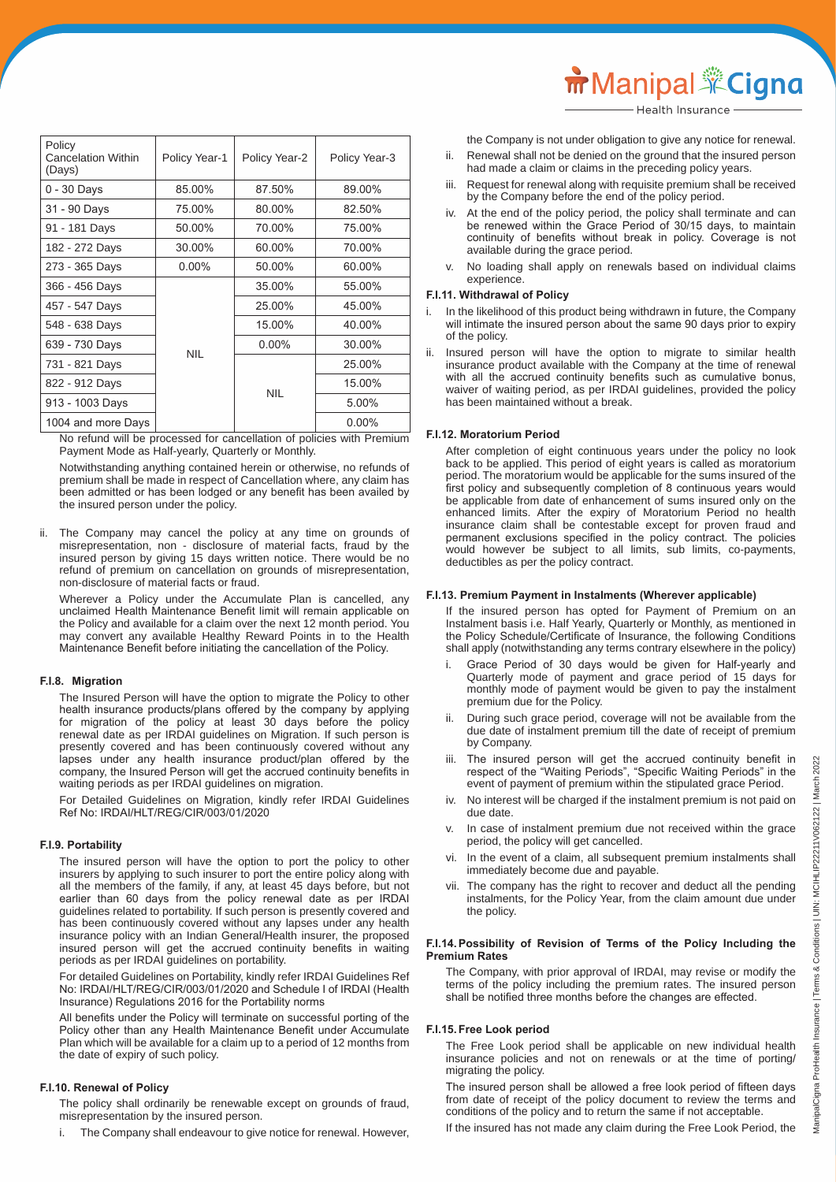| Policy Cancelation Within (Days) | Policy Year-1 | Policy Year-2 | Policy Year-3 |
|---|---|---|---|
| 0 - 30 Days | 85.00% | 87.50% | 89.00% |
| 31 - 90 Days | 75.00% | 80.00% | 82.50% |
| 91 - 181 Days | 50.00% | 70.00% | 75.00% |
| 182 - 272 Days | 30.00% | 60.00% | 70.00% |
| 273 - 365 Days | 0.00% | 50.00% | 60.00% |
| 366 - 456 Days | NIL | 35.00% | 55.00% |
| 457 - 547 Days | | 25.00% | 45.00% |
| 548 - 638 Days | | 15.00% | 40.00% |
| 639 - 730 Days | | 0.00% | 30.00% |
| 731 - 821 Days | | NIL | 25.00% |
| 822 - 912 Days | | | 15.00% |
| 913 - 1003 Days | | | 5.00% |
| 1004 and more Days | | | 0.00% |

No refund will be processed for cancellation of policies with Premium Payment Mode as Half-yearly, Quarterly or Monthly.

Notwithstanding anything contained herein or otherwise, no refunds of premium shall be made in respect of Cancellation where, any claim has been admitted or has been lodged or any benefit has been availed by the insured person under the policy.

ii. The Company may cancel the policy at any time on grounds of misrepresentation, non - disclosure of material facts, fraud by the insured person by giving 15 days written notice. There would be no refund of premium on cancellation on grounds of misrepresentation, non-disclosure of material facts or fraud.

Wherever a Policy under the Accumulate Plan is cancelled, any unclaimed Health Maintenance Benefit limit will remain applicable on the Policy and available for a claim over the next 12 month period. You may convert any available Healthy Reward Points in to the Health Maintenance Benefit before initiating the cancellation of the Policy.

#### F.I.8. Migration

The Insured Person will have the option to migrate the Policy to other health insurance products/plans offered by the company by applying for migration of the policy at least 30 days before the policy renewal date as per IRDAI guidelines on Migration. If such person is presently covered and has been continuously covered without any lapses under any health insurance product/plan offered by the company, the Insured Person will get the accrued continuity benefits in waiting periods as per IRDAI guidelines on migration.

For Detailed Guidelines on Migration, kindly refer IRDAI Guidelines Ref No: IRDAI/HLT/REG/CIR/003/01/2020

#### F.I.9. Portability

The insured person will have the option to port the policy to other insurers by applying to such insurer to port the entire policy along with all the members of the family, if any, at least 45 days before, but not earlier than 60 days from the policy renewal date as per IRDAI guidelines related to portability. If such person is presently covered and has been continuously covered without any lapses under any health insurance policy with an Indian General/Health insurer, the proposed insured person will get the accrued continuity benefits in waiting periods as per IRDAI guidelines on portability.

For detailed Guidelines on Portability, kindly refer IRDAI Guidelines Ref No: IRDAI/HLT/REG/CIR/003/01/2020 and Schedule I of IRDAI (Health Insurance) Regulations 2016 for the Portability norms

All benefits under the Policy will terminate on successful porting of the Policy other than any Health Maintenance Benefit under Accumulate Plan which will be available for a claim up to a period of 12 months from the date of expiry of such policy.

#### F.I.10. Renewal of Policy

The policy shall ordinarily be renewable except on grounds of fraud, misrepresentation by the insured person.

i. The Company shall endeavour to give notice for renewal. However, the Company is not under obligation to give any notice for renewal.

ii. Renewal shall not be denied on the ground that the insured person had made a claim or claims in the preceding policy years.

iii. Request for renewal along with requisite premium shall be received by the Company before the end of the policy period.

iv. At the end of the policy period, the policy shall terminate and can be renewed within the Grace Period of 30/15 days, to maintain continuity of benefits without break in policy. Coverage is not available during the grace period.

v. No loading shall apply on renewals based on individual claims experience.

#### F.I.11. Withdrawal of Policy

i. In the likelihood of this product being withdrawn in future, the Company will intimate the insured person about the same 90 days prior to expiry of the policy.

ii. Insured person will have the option to migrate to similar health insurance product available with the Company at the time of renewal with all the accrued continuity benefits such as cumulative bonus, waiver of waiting period, as per IRDAI guidelines, provided the policy has been maintained without a break.

#### F.I.12. Moratorium Period

After completion of eight continuous years under the policy no look back to be applied. This period of eight years is called as moratorium period. The moratorium would be applicable for the sums insured of the first policy and subsequently completion of 8 continuous years would be applicable from date of enhancement of sums insured only on the enhanced limits. After the expiry of Moratorium Period no health insurance claim shall be contestable except for proven fraud and permanent exclusions specified in the policy contract. The policies would however be subject to all limits, sub limits, co-payments, deductibles as per the policy contract.

#### F.I.13. Premium Payment in Instalments (Wherever applicable)

If the insured person has opted for Payment of Premium on an Instalment basis i.e. Half Yearly, Quarterly or Monthly, as mentioned in the Policy Schedule/Certificate of Insurance, the following Conditions shall apply (notwithstanding any terms contrary elsewhere in the policy)

i. Grace Period of 30 days would be given for Half-yearly and Quarterly mode of payment and grace period of 15 days for monthly mode of payment would be given to pay the instalment premium due for the Policy.

ii. During such grace period, coverage will not be available from the due date of instalment premium till the date of receipt of premium by Company.

iii. The insured person will get the accrued continuity benefit in respect of the "Waiting Periods", "Specific Waiting Periods" in the event of payment of premium within the stipulated grace Period.

iv. No interest will be charged if the instalment premium is not paid on due date.

v. In case of instalment premium due not received within the grace period, the policy will get cancelled.

vi. In the event of a claim, all subsequent premium instalments shall immediately become due and payable.

vii. The company has the right to recover and deduct all the pending instalments, for the Policy Year, from the claim amount due under the policy.

#### F.I.14. Possibility of Revision of Terms of the Policy Including the Premium Rates

The Company, with prior approval of IRDAI, may revise or modify the terms of the policy including the premium rates. The insured person shall be notified three months before the changes are effected.

#### F.I.15. Free Look period

The Free Look period shall be applicable on new individual health insurance policies and not on renewals or at the time of porting/migrating the policy.

The insured person shall be allowed a free look period of fifteen days from date of receipt of the policy document to review the terms and conditions of the policy and to return the same if not acceptable.

If the insured has not made any claim during the Free Look Period, the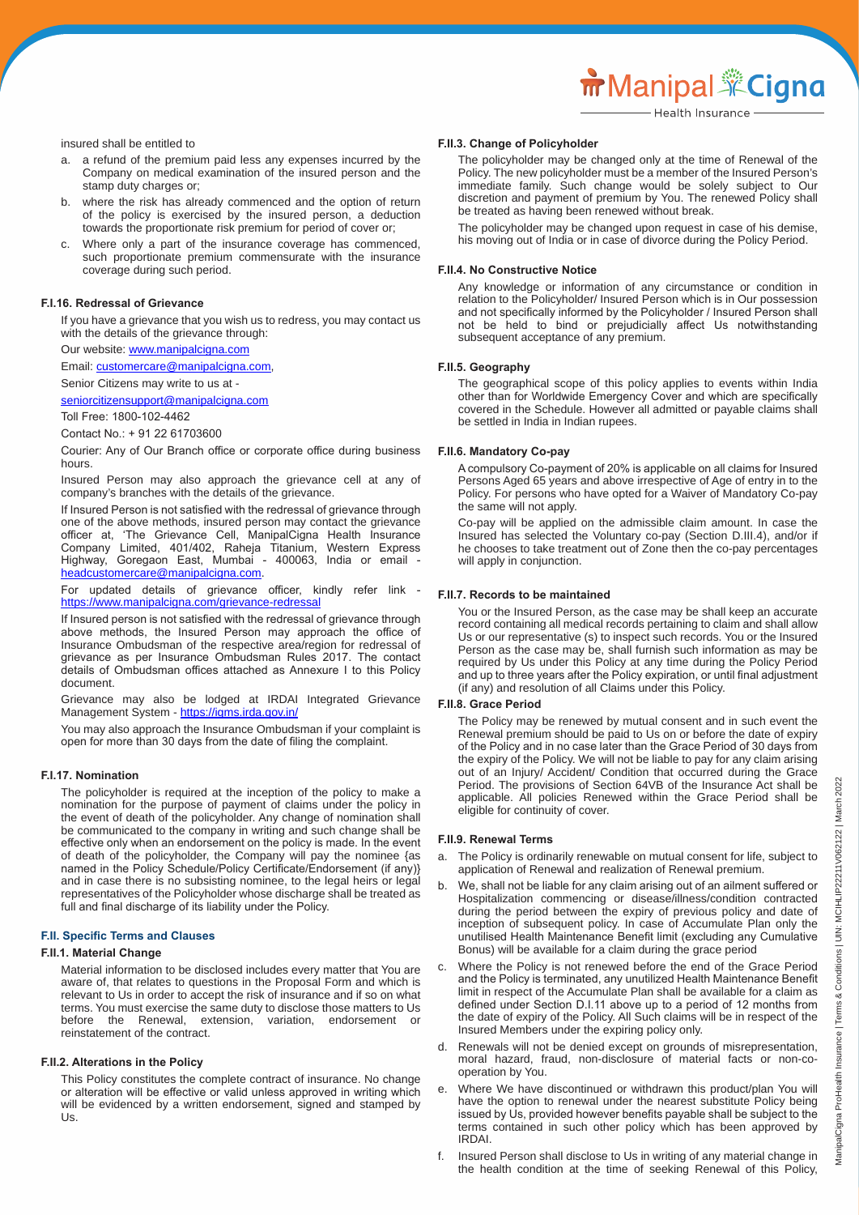insured shall be entitled to

a. a refund of the premium paid less any expenses incurred by the Company on medical examination of the insured person and the stamp duty charges or;
b. where the risk has already commenced and the option of return of the policy is exercised by the insured person, a deduction towards the proportionate risk premium for period of cover or;
c. Where only a part of the insurance coverage has commenced, such proportionate premium commensurate with the insurance coverage during such period.

#### F.I.16. Redressal of Grievance

If you have a grievance that you wish us to redress, you may contact us with the details of the grievance through:

Our website: www.manipalcigna.com

Email: customercare@manipalcigna.com,

Senior Citizens may write to us at -

seniorcitizensupport@manipalcigna.com

Toll Free: 1800-102-4462

Contact No.: + 91 22 61703600

Courier: Any of Our Branch office or corporate office during business hours.

Insured Person may also approach the grievance cell at any of company's branches with the details of the grievance.

If Insured Person is not satisfied with the redressal of grievance through one of the above methods, insured person may contact the grievance officer at, 'The Grievance Cell, ManipalCigna Health Insurance Company Limited, 401/402, Raheja Titanium, Western Express Highway, Goregaon East, Mumbai - 400063, India or email - headcustomercare@manipalcigna.com.

For updated details of grievance officer, kindly refer link - https://www.manipalcigna.com/grievance-redressal

If Insured person is not satisfied with the redressal of grievance through above methods, the Insured Person may approach the office of Insurance Ombudsman of the respective area/region for redressal of grievance as per Insurance Ombudsman Rules 2017. The contact details of Ombudsman offices attached as Annexure I to this Policy document.

Grievance may also be lodged at IRDAI Integrated Grievance Management System - https://igms.irda.gov.in/

You may also approach the Insurance Ombudsman if your complaint is open for more than 30 days from the date of filing the complaint.

#### F.I.17. Nomination

The policyholder is required at the inception of the policy to make a nomination for the purpose of payment of claims under the policy in the event of death of the policyholder. Any change of nomination shall be communicated to the company in writing and such change shall be effective only when an endorsement on the policy is made. In the event of death of the policyholder, the Company will pay the nominee {as named in the Policy Schedule/Policy Certificate/Endorsement (if any)} and in case there is no subsisting nominee, to the legal heirs or legal representatives of the Policyholder whose discharge shall be treated as full and final discharge of its liability under the Policy.

### F.II. Specific Terms and Clauses

#### F.II.1. Material Change

Material information to be disclosed includes every matter that You are aware of, that relates to questions in the Proposal Form and which is relevant to Us in order to accept the risk of insurance and if so on what terms. You must exercise the same duty to disclose those matters to Us before the Renewal, extension, variation, endorsement or reinstatement of the contract.

#### F.II.2. Alterations in the Policy

This Policy constitutes the complete contract of insurance. No change or alteration will be effective or valid unless approved in writing which will be evidenced by a written endorsement, signed and stamped by Us.

#### F.II.3. Change of Policyholder

The policyholder may be changed only at the time of Renewal of the Policy. The new policyholder must be a member of the Insured Person's immediate family. Such change would be solely subject to Our discretion and payment of premium by You. The renewed Policy shall be treated as having been renewed without break.

The policyholder may be changed upon request in case of his demise, his moving out of India or in case of divorce during the Policy Period.

#### F.II.4. No Constructive Notice

Any knowledge or information of any circumstance or condition in relation to the Policyholder/ Insured Person which is in Our possession and not specifically informed by the Policyholder / Insured Person shall not be held to bind or prejudicially affect Us notwithstanding subsequent acceptance of any premium.

#### F.II.5. Geography

The geographical scope of this policy applies to events within India other than for Worldwide Emergency Cover and which are specifically covered in the Schedule. However all admitted or payable claims shall be settled in India in Indian rupees.

#### F.II.6. Mandatory Co-pay

A compulsory Co-payment of 20% is applicable on all claims for Insured Persons Aged 65 years and above irrespective of Age of entry in to the Policy. For persons who have opted for a Waiver of Mandatory Co-pay the same will not apply.

Co-pay will be applied on the admissible claim amount. In case the Insured has selected the Voluntary co-pay (Section D.III.4), and/or if he chooses to take treatment out of Zone then the co-pay percentages will apply in conjunction.

#### F.II.7. Records to be maintained

You or the Insured Person, as the case may be shall keep an accurate record containing all medical records pertaining to claim and shall allow Us or our representative (s) to inspect such records. You or the Insured Person as the case may be, shall furnish such information as may be required by Us under this Policy at any time during the Policy Period and up to three years after the Policy expiration, or until final adjustment (if any) and resolution of all Claims under this Policy.

#### F.II.8. Grace Period

The Policy may be renewed by mutual consent and in such event the Renewal premium should be paid to Us on or before the date of expiry of the Policy and in no case later than the Grace Period of 30 days from the expiry of the Policy. We will not be liable to pay for any claim arising out of an Injury/ Accident/ Condition that occurred during the Grace Period. The provisions of Section 64VB of the Insurance Act shall be applicable. All policies Renewed within the Grace Period shall be eligible for continuity of cover.

#### F.II.9. Renewal Terms

a. The Policy is ordinarily renewable on mutual consent for life, subject to application of Renewal and realization of Renewal premium.
b. We, shall not be liable for any claim arising out of an ailment suffered or Hospitalization commencing or disease/illness/condition contracted during the period between the expiry of previous policy and date of inception of subsequent policy. In case of Accumulate Plan only the unutilised Health Maintenance Benefit limit (excluding any Cumulative Bonus) will be available for a claim during the grace period
c. Where the Policy is not renewed before the end of the Grace Period and the Policy is terminated, any unutilized Health Maintenance Benefit limit in respect of the Accumulate Plan shall be available for a claim as defined under Section D.I.11 above up to a period of 12 months from the date of expiry of the Policy. All Such claims will be in respect of the Insured Members under the expiring policy only.
d. Renewals will not be denied except on grounds of misrepresentation, moral hazard, fraud, non-disclosure of material facts or non-co-operation by You.
e. Where We have discontinued or withdrawn this product/plan You will have the option to renewal under the nearest substitute Policy being issued by Us, provided however benefits payable shall be subject to the terms contained in such other policy which has been approved by IRDAI.
f. Insured Person shall disclose to Us in writing of any material change in the health condition at the time of seeking Renewal of this Policy,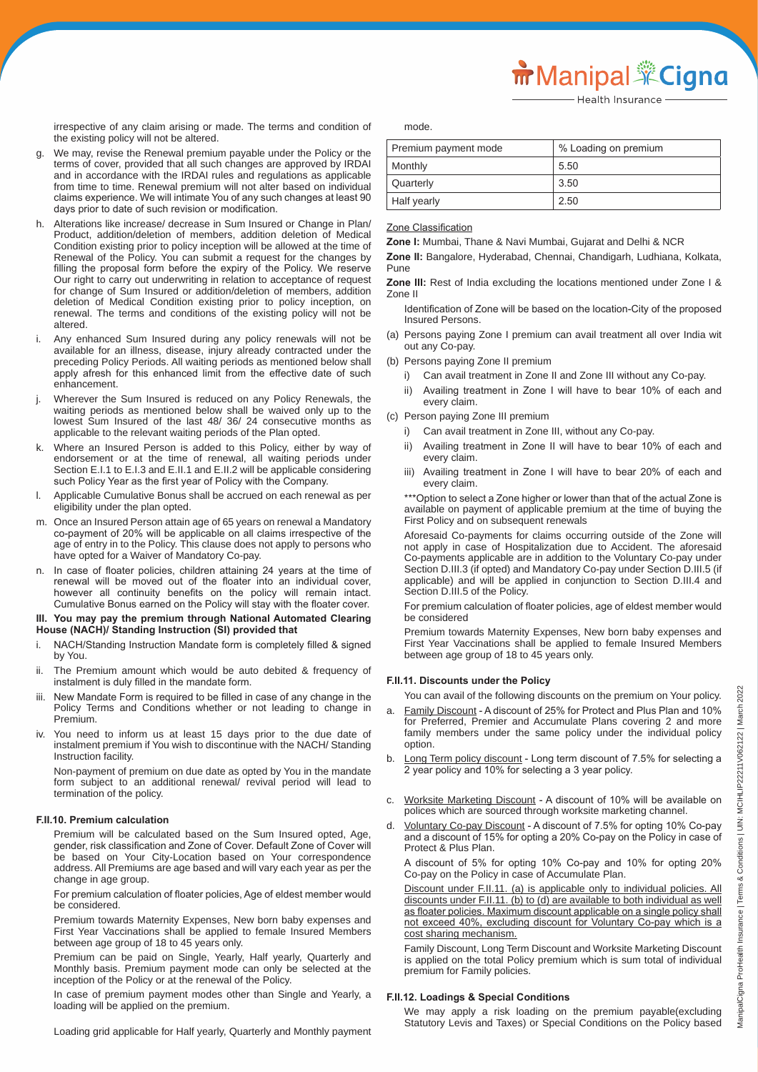irrespective of any claim arising or made. The terms and condition of the existing policy will not be altered.

g. We may, revise the Renewal premium payable under the Policy or the terms of cover, provided that all such changes are approved by IRDAI and in accordance with the IRDAI rules and regulations as applicable from time to time. Renewal premium will not alter based on individual claims experience. We will intimate You of any such changes at least 90 days prior to date of such revision or modification.

h. Alterations like increase/ decrease in Sum Insured or Change in Plan/ Product, addition/deletion of members, addition deletion of Medical Condition existing prior to policy inception will be allowed at the time of Renewal of the Policy. You can submit a request for the changes by filling the proposal form before the expiry of the Policy. We reserve Our right to carry out underwriting in relation to acceptance of request for change of Sum Insured or addition/deletion of members, addition deletion of Medical Condition existing prior to policy inception, on renewal. The terms and conditions of the existing policy will not be altered.

i. Any enhanced Sum Insured during any policy renewals will not be available for an illness, disease, injury already contracted under the preceding Policy Periods. All waiting periods as mentioned below shall apply afresh for this enhanced limit from the effective date of such enhancement.

j. Wherever the Sum Insured is reduced on any Policy Renewals, the waiting periods as mentioned below shall be waived only up to the lowest Sum Insured of the last 48/ 36/ 24 consecutive months as applicable to the relevant waiting periods of the Plan opted.

k. Where an Insured Person is added to this Policy, either by way of endorsement or at the time of renewal, all waiting periods under Section E.I.1 to E.I.3 and E.II.1 and E.II.2 will be applicable considering such Policy Year as the first year of Policy with the Company.

l. Applicable Cumulative Bonus shall be accrued on each renewal as per eligibility under the plan opted.

m. Once an Insured Person attain age of 65 years on renewal a Mandatory co-payment of 20% will be applicable on all claims irrespective of the age of entry in to the Policy. This clause does not apply to persons who have opted for a Waiver of Mandatory Co-pay.

n. In case of floater policies, children attaining 24 years at the time of renewal will be moved out of the floater into an individual cover, however all continuity benefits on the policy will remain intact. Cumulative Bonus earned on the Policy will stay with the floater cover.

**III. You may pay the premium through National Automated Clearing House (NACH)/ Standing Instruction (SI) provided that**

i. NACH/Standing Instruction Mandate form is completely filled & signed by You.

ii. The Premium amount which would be auto debited & frequency of instalment is duly filled in the mandate form.

iii. New Mandate Form is required to be filled in case of any change in the Policy Terms and Conditions whether or not leading to change in Premium.

iv. You need to inform us at least 15 days prior to the due date of instalment premium if You wish to discontinue with the NACH/ Standing Instruction facility.

Non-payment of premium on due date as opted by You in the mandate form subject to an additional renewal/ revival period will lead to termination of the policy.

**F.II.10. Premium calculation**

Premium will be calculated based on the Sum Insured opted, Age, gender, risk classification and Zone of Cover. Default Zone of Cover will be based on Your City-Location based on Your correspondence address. All Premiums are age based and will vary each year as per the change in age group.

For premium calculation of floater policies, Age of eldest member would be considered.

Premium towards Maternity Expenses, New born baby expenses and First Year Vaccinations shall be applied to female Insured Members between age group of 18 to 45 years only.

Premium can be paid on Single, Yearly, Half yearly, Quarterly and Monthly basis. Premium payment mode can only be selected at the inception of the Policy or at the renewal of the Policy.

In case of premium payment modes other than Single and Yearly, a loading will be applied on the premium.

Loading grid applicable for Half yearly, Quarterly and Monthly payment mode.

| Premium payment mode | % Loading on premium |
|---|---|
| Monthly | 5.50 |
| Quarterly | 3.50 |
| Half yearly | 2.50 |

Zone Classification

**Zone I:** Mumbai, Thane & Navi Mumbai, Gujarat and Delhi & NCR

**Zone II:** Bangalore, Hyderabad, Chennai, Chandigarh, Ludhiana, Kolkata, Pune

**Zone III:** Rest of India excluding the locations mentioned under Zone I & Zone II

Identification of Zone will be based on the location-City of the proposed Insured Persons.

(a) Persons paying Zone I premium can avail treatment all over India wit out any Co-pay.

(b) Persons paying Zone II premium

  i) Can avail treatment in Zone II and Zone III without any Co-pay.

  ii) Availing treatment in Zone I will have to bear 10% of each and every claim.

(c) Person paying Zone III premium

  i) Can avail treatment in Zone III, without any Co-pay.

  ii) Availing treatment in Zone II will have to bear 10% of each and every claim.

  iii) Availing treatment in Zone I will have to bear 20% of each and every claim.

***Option to select a Zone higher or lower than that of the actual Zone is available on payment of applicable premium at the time of buying the First Policy and on subsequent renewals

Aforesaid Co-payments for claims occurring outside of the Zone will not apply in case of Hospitalization due to Accident. The aforesaid Co-payments applicable are in addition to the Voluntary Co-pay under Section D.III.3 (if opted) and Mandatory Co-pay under Section D.III.5 (if applicable) and will be applied in conjunction to Section D.III.4 and Section D.III.5 of the Policy.

For premium calculation of floater policies, age of eldest member would be considered

Premium towards Maternity Expenses, New born baby expenses and First Year Vaccinations shall be applied to female Insured Members between age group of 18 to 45 years only.

**F.II.11. Discounts under the Policy**

You can avail of the following discounts on the premium on Your policy.

a. Family Discount - A discount of 25% for Protect and Plus Plan and 10% for Preferred, Premier and Accumulate Plans covering 2 and more family members under the same policy under the individual policy option.

b. Long Term policy discount - Long term discount of 7.5% for selecting a 2 year policy and 10% for selecting a 3 year policy.

c. Worksite Marketing Discount - A discount of 10% will be available on polices which are sourced through worksite marketing channel.

d. Voluntary Co-pay Discount - A discount of 7.5% for opting 10% Co-pay and a discount of 15% for opting a 20% Co-pay on the Policy in case of Protect & Plus Plan.

A discount of 5% for opting 10% Co-pay and 10% for opting 20% Co-pay on the Policy in case of Accumulate Plan.

Discount under F.II.11. (a) is applicable only to individual policies. All discounts under F.II.11. (b) to (d) are available to both individual as well as floater policies. Maximum discount applicable on a single policy shall not exceed 40%, excluding discount for Voluntary Co-pay which is a cost sharing mechanism.

Family Discount, Long Term Discount and Worksite Marketing Discount is applied on the total Policy premium which is sum total of individual premium for Family policies.

**F.II.12. Loadings & Special Conditions**

We may apply a risk loading on the premium payable(excluding Statutory Levis and Taxes) or Special Conditions on the Policy based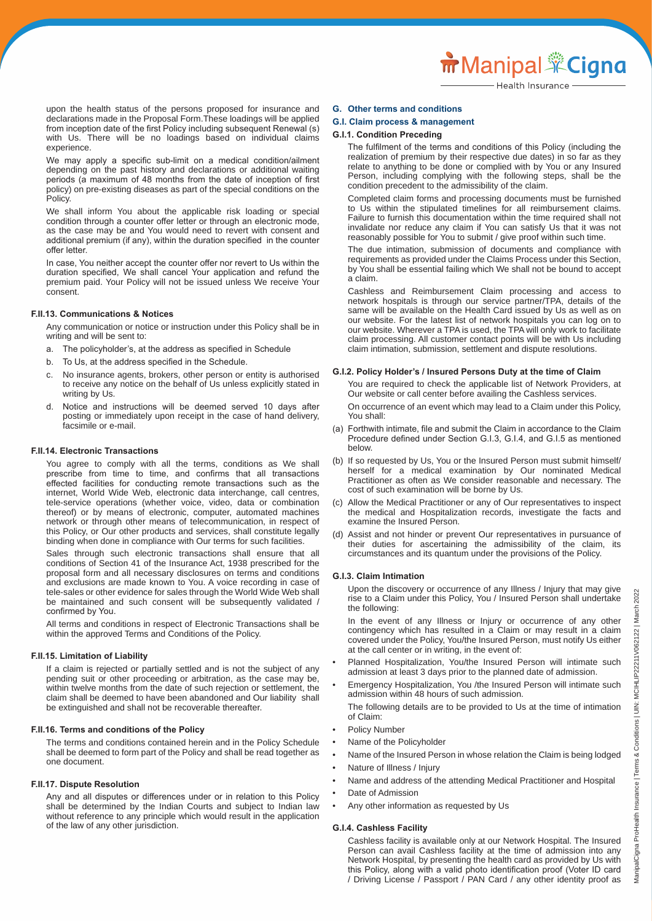upon the health status of the persons proposed for insurance and declarations made in the Proposal Form.These loadings will be applied from inception date of the first Policy including subsequent Renewal (s) with Us. There will be no loadings based on individual claims experience.

We may apply a specific sub-limit on a medical condition/ailment depending on the past history and declarations or additional waiting periods (a maximum of 48 months from the date of inception of first policy) on pre-existing diseases as part of the special conditions on the Policy.

We shall inform You about the applicable risk loading or special condition through a counter offer letter or through an electronic mode, as the case may be and You would need to revert with consent and additional premium (if any), within the duration specified in the counter offer letter.

In case, You neither accept the counter offer nor revert to Us within the duration specified, We shall cancel Your application and refund the premium paid. Your Policy will not be issued unless We receive Your consent.

#### F.II.13. Communications & Notices

Any communication or notice or instruction under this Policy shall be in writing and will be sent to:

a. The policyholder's, at the address as specified in Schedule

b. To Us, at the address specified in the Schedule.

c. No insurance agents, brokers, other person or entity is authorised to receive any notice on the behalf of Us unless explicitly stated in writing by Us.

d. Notice and instructions will be deemed served 10 days after posting or immediately upon receipt in the case of hand delivery, facsimile or e-mail.

#### F.II.14. Electronic Transactions

You agree to comply with all the terms, conditions as We shall prescribe from time to time, and confirms that all transactions effected facilities for conducting remote transactions such as the internet, World Wide Web, electronic data interchange, call centres, tele-service operations (whether voice, video, data or combination thereof) or by means of electronic, computer, automated machines network or through other means of telecommunication, in respect of this Policy, or Our other products and services, shall constitute legally binding when done in compliance with Our terms for such facilities.

Sales through such electronic transactions shall ensure that all conditions of Section 41 of the Insurance Act, 1938 prescribed for the proposal form and all necessary disclosures on terms and conditions and exclusions are made known to You. A voice recording in case of tele-sales or other evidence for sales through the World Wide Web shall be maintained and such consent will be subsequently validated / confirmed by You.

All terms and conditions in respect of Electronic Transactions shall be within the approved Terms and Conditions of the Policy.

#### F.II.15. Limitation of Liability

If a claim is rejected or partially settled and is not the subject of any pending suit or other proceeding or arbitration, as the case may be, within twelve months from the date of such rejection or settlement, the claim shall be deemed to have been abandoned and Our liability shall be extinguished and shall not be recoverable thereafter.

#### F.II.16. Terms and conditions of the Policy

The terms and conditions contained herein and in the Policy Schedule shall be deemed to form part of the Policy and shall be read together as one document.

#### F.II.17. Dispute Resolution

Any and all disputes or differences under or in relation to this Policy shall be determined by the Indian Courts and subject to Indian law without reference to any principle which would result in the application of the law of any other jurisdiction.

## G. Other terms and conditions

### G.I. Claim process & management

#### G.I.1. Condition Preceding

The fulfilment of the terms and conditions of this Policy (including the realization of premium by their respective due dates) in so far as they relate to anything to be done or complied with by You or any Insured Person, including complying with the following steps, shall be the condition precedent to the admissibility of the claim.

Completed claim forms and processing documents must be furnished to Us within the stipulated timelines for all reimbursement claims. Failure to furnish this documentation within the time required shall not invalidate nor reduce any claim if You can satisfy Us that it was not reasonably possible for You to submit / give proof within such time.

The due intimation, submission of documents and compliance with requirements as provided under the Claims Process under this Section, by You shall be essential failing which We shall not be bound to accept a claim.

Cashless and Reimbursement Claim processing and access to network hospitals is through our service partner/TPA, details of the same will be available on the Health Card issued by Us as well as on our website. For the latest list of network hospitals you can log on to our website. Wherever a TPA is used, the TPA will only work to facilitate claim processing. All customer contact points will be with Us including claim intimation, submission, settlement and dispute resolutions.

#### G.I.2. Policy Holder's / Insured Persons Duty at the time of Claim

You are required to check the applicable list of Network Providers, at Our website or call center before availing the Cashless services.

On occurrence of an event which may lead to a Claim under this Policy, You shall:

(a) Forthwith intimate, file and submit the Claim in accordance to the Claim Procedure defined under Section G.I.3, G.I.4, and G.I.5 as mentioned below.

(b) If so requested by Us, You or the Insured Person must submit himself/ herself for a medical examination by Our nominated Medical Practitioner as often as We consider reasonable and necessary. The cost of such examination will be borne by Us.

(c) Allow the Medical Practitioner or any of Our representatives to inspect the medical and Hospitalization records, investigate the facts and examine the Insured Person.

(d) Assist and not hinder or prevent Our representatives in pursuance of their duties for ascertaining the admissibility of the claim, its circumstances and its quantum under the provisions of the Policy.

#### G.I.3. Claim Intimation

Upon the discovery or occurrence of any Illness / Injury that may give rise to a Claim under this Policy, You / Insured Person shall undertake the following:

In the event of any Illness or Injury or occurrence of any other contingency which has resulted in a Claim or may result in a claim covered under the Policy, You/the Insured Person, must notify Us either at the call center or in writing, in the event of:

- Planned Hospitalization, You/the Insured Person will intimate such admission at least 3 days prior to the planned date of admission.
- Emergency Hospitalization, You /the Insured Person will intimate such admission within 48 hours of such admission.

The following details are to be provided to Us at the time of intimation of Claim:

- Policy Number
- Name of the Policyholder
- Name of the Insured Person in whose relation the Claim is being lodged
- Nature of Illness / Injury
- Name and address of the attending Medical Practitioner and Hospital
- Date of Admission
- Any other information as requested by Us

#### G.I.4. Cashless Facility

Cashless facility is available only at our Network Hospital. The Insured Person can avail Cashless facility at the time of admission into any Network Hospital, by presenting the health card as provided by Us with this Policy, along with a valid photo identification proof (Voter ID card / Driving License / Passport / PAN Card / any other identity proof as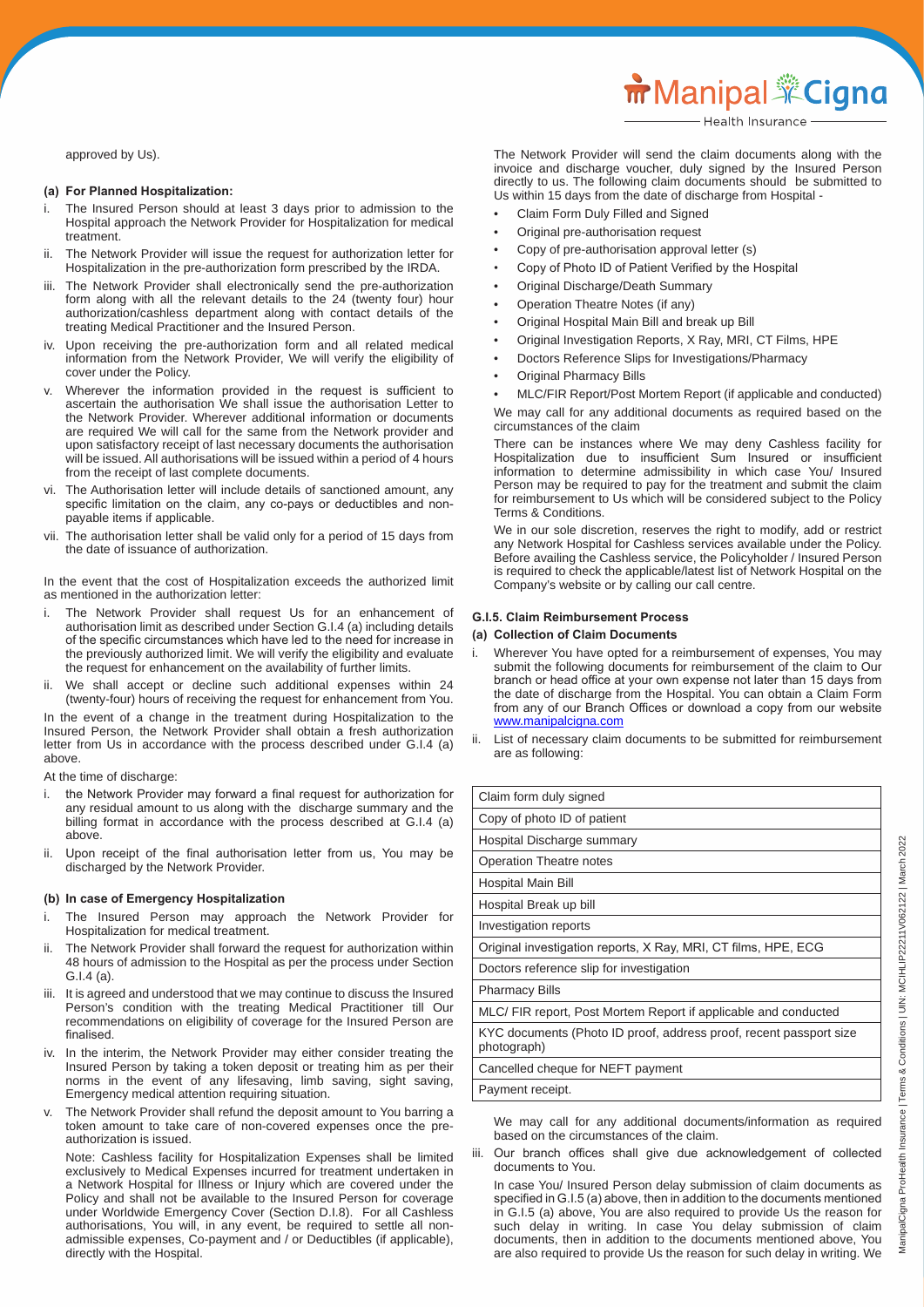approved by Us).

**(a) For Planned Hospitalization:**

i. The Insured Person should at least 3 days prior to admission to the Hospital approach the Network Provider for Hospitalization for medical treatment.

ii. The Network Provider will issue the request for authorization letter for Hospitalization in the pre-authorization form prescribed by the IRDA.

iii. The Network Provider shall electronically send the pre-authorization form along with all the relevant details to the 24 (twenty four) hour authorization/cashless department along with contact details of the treating Medical Practitioner and the Insured Person.

iv. Upon receiving the pre-authorization form and all related medical information from the Network Provider, We will verify the eligibility of cover under the Policy.

v. Wherever the information provided in the request is sufficient to ascertain the authorisation We shall issue the authorisation Letter to the Network Provider. Wherever additional information or documents are required We will call for the same from the Network provider and upon satisfactory receipt of last necessary documents the authorisation will be issued. All authorisations will be issued within a period of 4 hours from the receipt of last complete documents.

vi. The Authorisation letter will include details of sanctioned amount, any specific limitation on the claim, any co-pays or deductibles and non-payable items if applicable.

vii. The authorisation letter shall be valid only for a period of 15 days from the date of issuance of authorization.

In the event that the cost of Hospitalization exceeds the authorized limit as mentioned in the authorization letter:

i. The Network Provider shall request Us for an enhancement of authorisation limit as described under Section G.I.4 (a) including details of the specific circumstances which have led to the need for increase in the previously authorized limit. We will verify the eligibility and evaluate the request for enhancement on the availability of further limits.

ii. We shall accept or decline such additional expenses within 24 (twenty-four) hours of receiving the request for enhancement from You.

In the event of a change in the treatment during Hospitalization to the Insured Person, the Network Provider shall obtain a fresh authorization letter from Us in accordance with the process described under G.I.4 (a) above.

At the time of discharge:

i. the Network Provider may forward a final request for authorization for any residual amount to us along with the discharge summary and the billing format in accordance with the process described at G.I.4 (a) above.

ii. Upon receipt of the final authorisation letter from us, You may be discharged by the Network Provider.

**(b) In case of Emergency Hospitalization**

i. The Insured Person may approach the Network Provider for Hospitalization for medical treatment.

ii. The Network Provider shall forward the request for authorization within 48 hours of admission to the Hospital as per the process under Section G.I.4 (a).

iii. It is agreed and understood that we may continue to discuss the Insured Person's condition with the treating Medical Practitioner till Our recommendations on eligibility of coverage for the Insured Person are finalised.

iv. In the interim, the Network Provider may either consider treating the Insured Person by taking a token deposit or treating him as per their norms in the event of any lifesaving, limb saving, sight saving, Emergency medical attention requiring situation.

v. The Network Provider shall refund the deposit amount to You barring a token amount to take care of non-covered expenses once the pre-authorization is issued.

Note: Cashless facility for Hospitalization Expenses shall be limited exclusively to Medical Expenses incurred for treatment undertaken in a Network Hospital for Illness or Injury which are covered under the Policy and shall not be available to the Insured Person for coverage under Worldwide Emergency Cover (Section D.I.8). For all Cashless authorisations, You will, in any event, be required to settle all non-admissible expenses, Co-payment and / or Deductibles (if applicable), directly with the Hospital.

The Network Provider will send the claim documents along with the invoice and discharge voucher, duly signed by the Insured Person directly to us. The following claim documents should be submitted to Us within 15 days from the date of discharge from Hospital -

- Claim Form Duly Filled and Signed
- Original pre-authorisation request
- Copy of pre-authorisation approval letter (s)
- Copy of Photo ID of Patient Verified by the Hospital
- Original Discharge/Death Summary
- Operation Theatre Notes (if any)
- Original Hospital Main Bill and break up Bill
- Original Investigation Reports, X Ray, MRI, CT Films, HPE
- Doctors Reference Slips for Investigations/Pharmacy
- Original Pharmacy Bills
- MLC/FIR Report/Post Mortem Report (if applicable and conducted)

We may call for any additional documents as required based on the circumstances of the claim

There can be instances where We may deny Cashless facility for Hospitalization due to insufficient Sum Insured or insufficient information to determine admissibility in which case You/ Insured Person may be required to pay for the treatment and submit the claim for reimbursement to Us which will be considered subject to the Policy Terms & Conditions.

We in our sole discretion, reserves the right to modify, add or restrict any Network Hospital for Cashless services available under the Policy. Before availing the Cashless service, the Policyholder / Insured Person is required to check the applicable/latest list of Network Hospital on the Company's website or by calling our call centre.

**G.I.5. Claim Reimbursement Process**

**(a) Collection of Claim Documents**

i. Wherever You have opted for a reimbursement of expenses, You may submit the following documents for reimbursement of the claim to Our branch or head office at your own expense not later than 15 days from the date of discharge from the Hospital. You can obtain a Claim Form from any of our Branch Offices or download a copy from our website www.manipalcigna.com

ii. List of necessary claim documents to be submitted for reimbursement are as following:

| Claim form duly signed |
|---|
| Copy of photo ID of patient |
| Hospital Discharge summary |
| Operation Theatre notes |
| Hospital Main Bill |
| Hospital Break up bill |
| Investigation reports |
| Original investigation reports, X Ray, MRI, CT films, HPE, ECG |
| Doctors reference slip for investigation |
| Pharmacy Bills |
| MLC/ FIR report, Post Mortem Report if applicable and conducted |
| KYC documents (Photo ID proof, address proof, recent passport size photograph) |
| Cancelled cheque for NEFT payment |
| Payment receipt. |

We may call for any additional documents/information as required based on the circumstances of the claim.

iii. Our branch offices shall give due acknowledgement of collected documents to You.

In case You/ Insured Person delay submission of claim documents as specified in G.I.5 (a) above, then in addition to the documents mentioned in G.I.5 (a) above, You are also required to provide Us the reason for such delay in writing. In case You delay submission of claim documents, then in addition to the documents mentioned above, You are also required to provide Us the reason for such delay in writing. We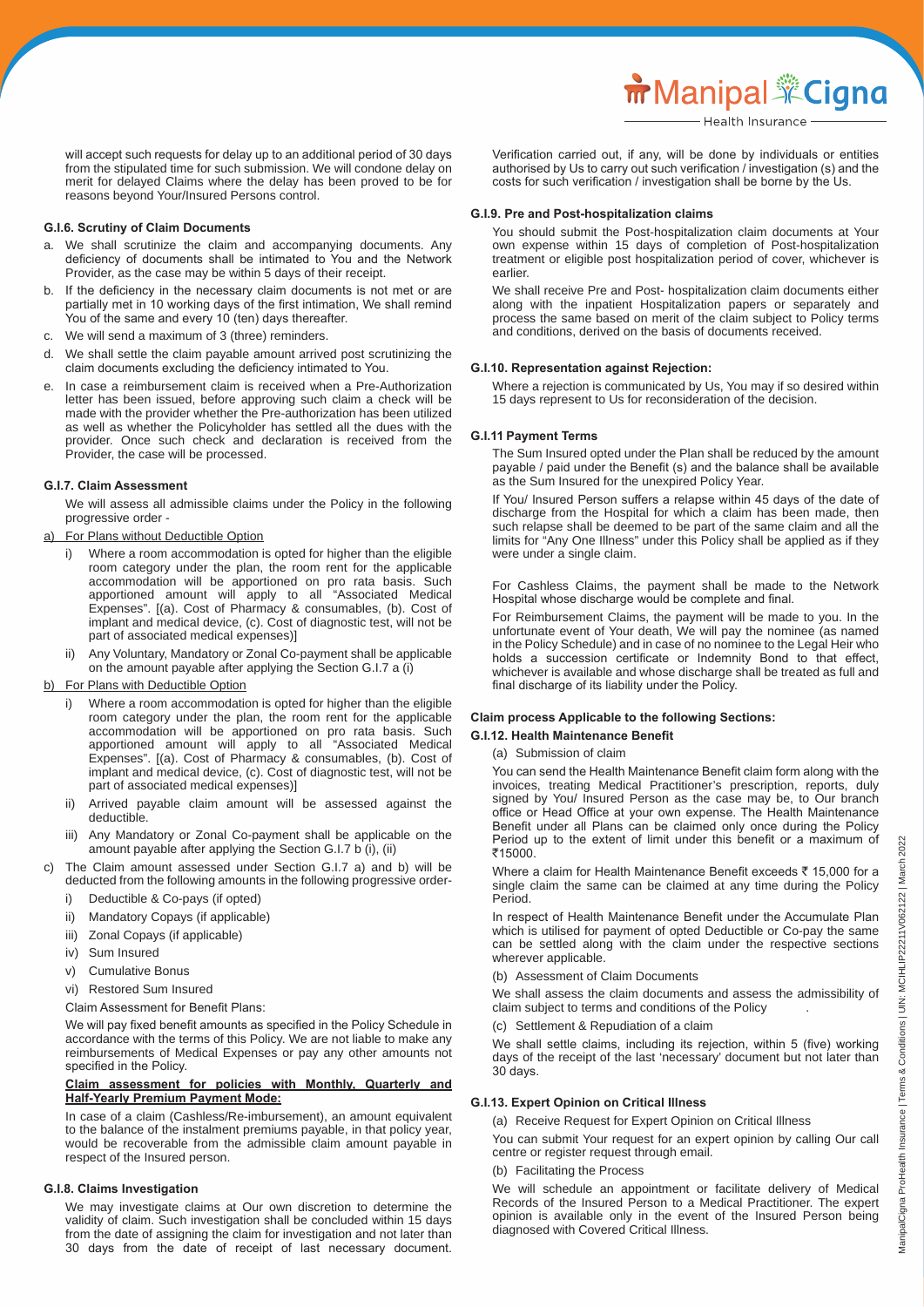will accept such requests for delay up to an additional period of 30 days from the stipulated time for such submission. We will condone delay on merit for delayed Claims where the delay has been proved to be for reasons beyond Your/Insured Persons control.

### G.I.6. Scrutiny of Claim Documents

a. We shall scrutinize the claim and accompanying documents. Any deficiency of documents shall be intimated to You and the Network Provider, as the case may be within 5 days of their receipt.

b. If the deficiency in the necessary claim documents is not met or are partially met in 10 working days of the first intimation, We shall remind You of the same and every 10 (ten) days thereafter.

c. We will send a maximum of 3 (three) reminders.

d. We shall settle the claim payable amount arrived post scrutinizing the claim documents excluding the deficiency intimated to You.

e. In case a reimbursement claim is received when a Pre-Authorization letter has been issued, before approving such claim a check will be made with the provider whether the Pre-authorization has been utilized as well as whether the Policyholder has settled all the dues with the provider. Once such check and declaration is received from the Provider, the case will be processed.

### G.I.7. Claim Assessment

We will assess all admissible claims under the Policy in the following progressive order -

a) For Plans without Deductible Option

i) Where a room accommodation is opted for higher than the eligible room category under the plan, the room rent for the applicable accommodation will be apportioned on pro rata basis. Such apportioned amount will apply to all "Associated Medical Expenses". [(a). Cost of Pharmacy & consumables, (b). Cost of implant and medical device, (c). Cost of diagnostic test, will not be part of associated medical expenses)]

ii) Any Voluntary, Mandatory or Zonal Co-payment shall be applicable on the amount payable after applying the Section G.I.7 a (i)

b) For Plans with Deductible Option

i) Where a room accommodation is opted for higher than the eligible room category under the plan, the room rent for the applicable accommodation will be apportioned on pro rata basis. Such apportioned amount will apply to all "Associated Medical Expenses". [(a). Cost of Pharmacy & consumables, (b). Cost of implant and medical device, (c). Cost of diagnostic test, will not be part of associated medical expenses)]

ii) Arrived payable claim amount will be assessed against the deductible.

iii) Any Mandatory or Zonal Co-payment shall be applicable on the amount payable after applying the Section G.I.7 b (i), (ii)

c) The Claim amount assessed under Section G.I.7 a) and b) will be deducted from the following amounts in the following progressive order-

i) Deductible & Co-pays (if opted)

ii) Mandatory Copays (if applicable)

iii) Zonal Copays (if applicable)

iv) Sum Insured

v) Cumulative Bonus

vi) Restored Sum Insured

Claim Assessment for Benefit Plans:

We will pay fixed benefit amounts as specified in the Policy Schedule in accordance with the terms of this Policy. We are not liable to make any reimbursements of Medical Expenses or pay any other amounts not specified in the Policy.

**Claim assessment for policies with Monthly, Quarterly and Half-Yearly Premium Payment Mode:**

In case of a claim (Cashless/Re-imbursement), an amount equivalent to the balance of the instalment premiums payable, in that policy year, would be recoverable from the admissible claim amount payable in respect of the Insured person.

### G.I.8. Claims Investigation

We may investigate claims at Our own discretion to determine the validity of claim. Such investigation shall be concluded within 15 days from the date of assigning the claim for investigation and not later than 30 days from the date of receipt of last necessary document. Verification carried out, if any, will be done by individuals or entities authorised by Us to carry out such verification / investigation (s) and the costs for such verification / investigation shall be borne by the Us.

### G.I.9. Pre and Post-hospitalization claims

You should submit the Post-hospitalization claim documents at Your own expense within 15 days of completion of Post-hospitalization treatment or eligible post hospitalization period of cover, whichever is earlier.

We shall receive Pre and Post- hospitalization claim documents either along with the inpatient Hospitalization papers or separately and process the same based on merit of the claim subject to Policy terms and conditions, derived on the basis of documents received.

### G.I.10. Representation against Rejection:

Where a rejection is communicated by Us, You may if so desired within 15 days represent to Us for reconsideration of the decision.

### G.I.11 Payment Terms

The Sum Insured opted under the Plan shall be reduced by the amount payable / paid under the Benefit (s) and the balance shall be available as the Sum Insured for the unexpired Policy Year.

If You/ Insured Person suffers a relapse within 45 days of the date of discharge from the Hospital for which a claim has been made, then such relapse shall be deemed to be part of the same claim and all the limits for "Any One Illness" under this Policy shall be applied as if they were under a single claim.

For Cashless Claims, the payment shall be made to the Network Hospital whose discharge would be complete and final.

For Reimbursement Claims, the payment will be made to you. In the unfortunate event of Your death, We will pay the nominee (as named in the Policy Schedule) and in case of no nominee to the Legal Heir who holds a succession certificate or Indemnity Bond to that effect, whichever is available and whose discharge shall be treated as full and final discharge of its liability under the Policy.

**Claim process Applicable to the following Sections:**

### G.I.12. Health Maintenance Benefit

(a) Submission of claim

You can send the Health Maintenance Benefit claim form along with the invoices, treating Medical Practitioner's prescription, reports, duly signed by You/ Insured Person as the case may be, to Our branch office or Head Office at your own expense. The Health Maintenance Benefit under all Plans can be claimed only once during the Policy Period up to the extent of limit under this benefit or a maximum of ₹15000.

Where a claim for Health Maintenance Benefit exceeds ₹ 15,000 for a single claim the same can be claimed at any time during the Policy Period.

In respect of Health Maintenance Benefit under the Accumulate Plan which is utilised for payment of opted Deductible or Co-pay the same can be settled along with the claim under the respective sections wherever applicable.

(b) Assessment of Claim Documents

We shall assess the claim documents and assess the admissibility of claim subject to terms and conditions of the Policy .

(c) Settlement & Repudiation of a claim

We shall settle claims, including its rejection, within 5 (five) working days of the receipt of the last 'necessary' document but not later than 30 days.

### G.I.13. Expert Opinion on Critical Illness

(a) Receive Request for Expert Opinion on Critical Illness

You can submit Your request for an expert opinion by calling Our call centre or register request through email.

(b) Facilitating the Process

We will schedule an appointment or facilitate delivery of Medical Records of the Insured Person to a Medical Practitioner. The expert opinion is available only in the event of the Insured Person being diagnosed with Covered Critical Illness.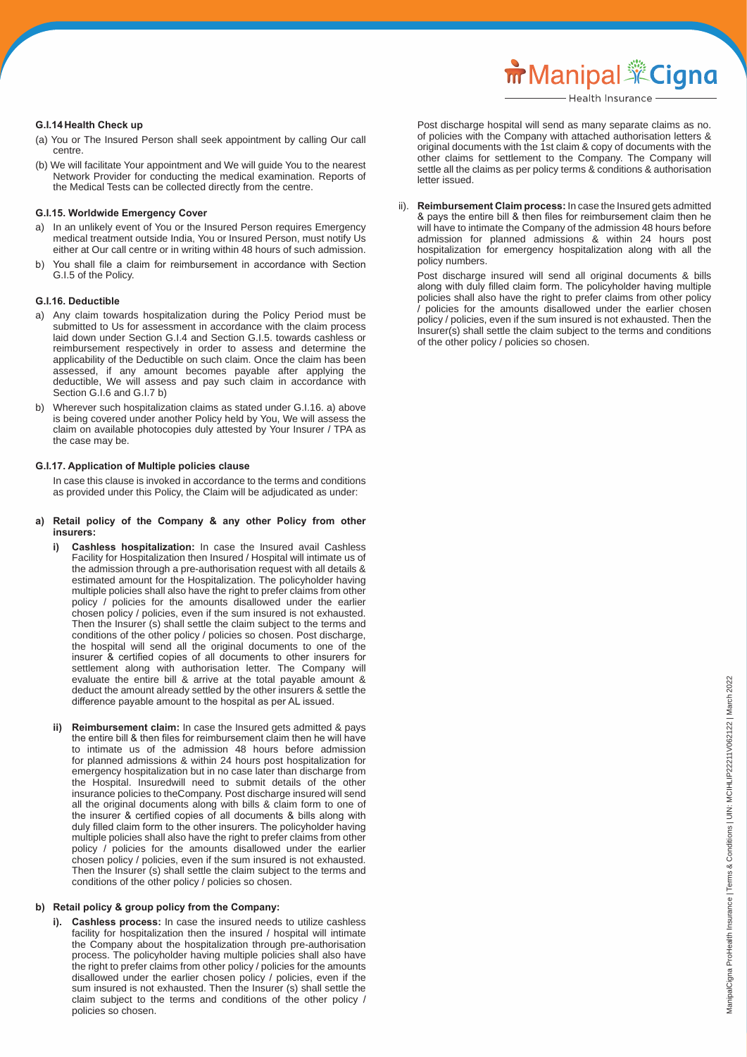### G.I.14 Health Check up

(a) You or The Insured Person shall seek appointment by calling Our call centre.

(b) We will facilitate Your appointment and We will guide You to the nearest Network Provider for conducting the medical examination. Reports of the Medical Tests can be collected directly from the centre.

### G.I.15. Worldwide Emergency Cover

a) In an unlikely event of You or the Insured Person requires Emergency medical treatment outside India, You or Insured Person, must notify Us either at Our call centre or in writing within 48 hours of such admission.

b) You shall file a claim for reimbursement in accordance with Section G.I.5 of the Policy.

### G.I.16. Deductible

a) Any claim towards hospitalization during the Policy Period must be submitted to Us for assessment in accordance with the claim process laid down under Section G.I.4 and Section G.I.5. towards cashless or reimbursement respectively in order to assess and determine the applicability of the Deductible on such claim. Once the claim has been assessed, if any amount becomes payable after applying the deductible, We will assess and pay such claim in accordance with Section G.I.6 and G.I.7 b)

b) Wherever such hospitalization claims as stated under G.I.16. a) above is being covered under another Policy held by You, We will assess the claim on available photocopies duly attested by Your Insurer / TPA as the case may be.

### G.I.17. Application of Multiple policies clause

In case this clause is invoked in accordance to the terms and conditions as provided under this Policy, the Claim will be adjudicated as under:

**a) Retail policy of the Company & any other Policy from other insurers:**

i) **Cashless hospitalization:** In case the Insured avail Cashless Facility for Hospitalization then Insured / Hospital will intimate us of the admission through a pre-authorisation request with all details & estimated amount for the Hospitalization. The policyholder having multiple policies shall also have the right to prefer claims from other policy / policies for the amounts disallowed under the earlier chosen policy / policies, even if the sum insured is not exhausted. Then the Insurer (s) shall settle the claim subject to the terms and conditions of the other policy / policies so chosen. Post discharge, the hospital will send all the original documents to one of the insurer & certified copies of all documents to other insurers for settlement along with authorisation letter. The Company will evaluate the entire bill & arrive at the total payable amount & deduct the amount already settled by the other insurers & settle the difference payable amount to the hospital as per AL issued.

ii) **Reimbursement claim:** In case the Insured gets admitted & pays the entire bill & then files for reimbursement claim then he will have to intimate us of the admission 48 hours before admission for planned admissions & within 24 hours post hospitalization for emergency hospitalization but in no case later than discharge from the Hospital. Insuredwill need to submit details of the other insurance policies to theCompany. Post discharge insured will send all the original documents along with bills & claim form to one of the insurer & certified copies of all documents & bills along with duly filled claim form to the other insurers. The policyholder having multiple policies shall also have the right to prefer claims from other policy / policies for the amounts disallowed under the earlier chosen policy / policies, even if the sum insured is not exhausted. Then the Insurer (s) shall settle the claim subject to the terms and conditions of the other policy / policies so chosen.

**b) Retail policy & group policy from the Company:**

i). **Cashless process:** In case the insured needs to utilize cashless facility for hospitalization then the insured / hospital will intimate the Company about the hospitalization through pre-authorisation process. The policyholder having multiple policies shall also have the right to prefer claims from other policy / policies for the amounts disallowed under the earlier chosen policy / policies, even if the sum insured is not exhausted. Then the Insurer (s) shall settle the claim subject to the terms and conditions of the other policy / policies so chosen.

Post discharge hospital will send as many separate claims as no. of policies with the Company with attached authorisation letters & original documents with the 1st claim & copy of documents with the other claims for settlement to the Company. The Company will settle all the claims as per policy terms & conditions & authorisation letter issued.

ii). **Reimbursement Claim process:** In case the Insured gets admitted & pays the entire bill & then files for reimbursement claim then he will have to intimate the Company of the admission 48 hours before admission for planned admissions & within 24 hours post hospitalization for emergency hospitalization along with all the policy numbers.

Post discharge insured will send all original documents & bills along with duly filled claim form. The policyholder having multiple policies shall also have the right to prefer claims from other policy / policies for the amounts disallowed under the earlier chosen policy / policies, even if the sum insured is not exhausted. Then the Insurer(s) shall settle the claim subject to the terms and conditions of the other policy / policies so chosen.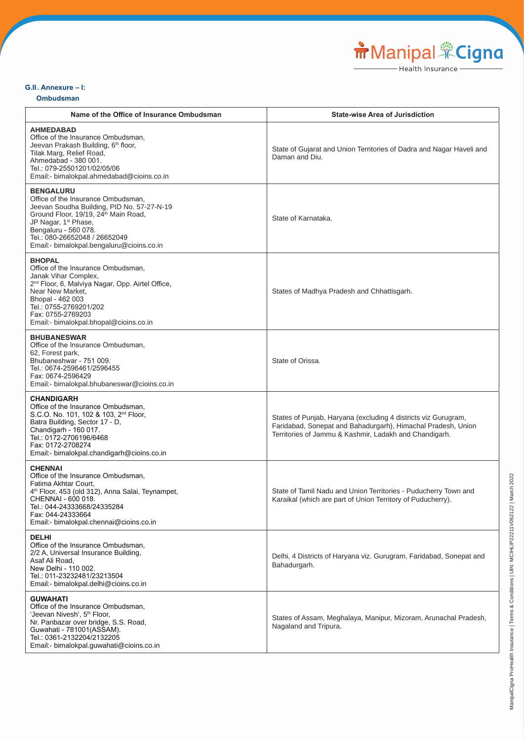**G.II. Annexure – I:**

**Ombudsman**

| Name of the Office of Insurance Ombudsman | State-wise Area of Jurisdiction |
|---|---|
| **AHMEDABAD**<br>Office of the Insurance Ombudsman,<br>Jeevan Prakash Building, 6th floor,<br>Tilak Marg, Relief Road,<br>Ahmedabad - 380 001.<br>Tel.: 079-25501201/02/05/06<br>Email:- bimalokpal.ahmedabad@cioins.co.in | State of Gujarat and Union Territories of Dadra and Nagar Haveli and Daman and Diu. |
| **BENGALURU**<br>Office of the Insurance Ombudsman,<br>Jeevan Soudha Building, PID No. 57-27-N-19<br>Ground Floor, 19/19, 24th Main Road,<br>JP Nagar, 1st Phase,<br>Bengaluru - 560 078.<br>Tel.: 080-26652048 / 26652049<br>Email:- bimalokpal.bengaluru@cioins.co.in | State of Karnataka. |
| **BHOPAL**<br>Office of the Insurance Ombudsman,<br>Janak Vihar Complex,<br>2nd Floor, 6, Malviya Nagar, Opp. Airtel Office,<br>Near New Market,<br>Bhopal - 462 003<br>Tel.: 0755-2769201/202<br>Fax: 0755-2769203<br>Email:- bimalokpal.bhopal@cioins.co.in | States of Madhya Pradesh and Chhattisgarh. |
| **BHUBANESWAR**<br>Office of the Insurance Ombudsman,<br>62, Forest park,<br>Bhubaneshwar - 751 009.<br>Tel.: 0674-2596461/2596455<br>Fax: 0674-2596429<br>Email:- bimalokpal.bhubaneswar@cioins.co.in | State of Orissa. |
| **CHANDIGARH**<br>Office of the Insurance Ombudsman,<br>S.C.O. No. 101, 102 & 103, 2nd Floor,<br>Batra Building, Sector 17 - D,<br>Chandigarh - 160 017.<br>Tel.: 0172-2706196/6468<br>Fax: 0172-2708274<br>Email:- bimalokpal.chandigarh@cioins.co.in | States of Punjab, Haryana (excluding 4 districts viz Gurugram, Faridabad, Sonepat and Bahadurgarh), Himachal Pradesh, Union Territories of Jammu & Kashmir, Ladakh and Chandigarh. |
| **CHENNAI**<br>Office of the Insurance Ombudsman,<br>Fatima Akhtar Court,<br>4th Floor, 453 (old 312), Anna Salai, Teynampet,<br>CHENNAI - 600 018.<br>Tel.: 044-24333668/24335284<br>Fax: 044-24333664<br>Email:- bimalokpal.chennai@cioins.co.in | State of Tamil Nadu and Union Territories - Puducherry Town and Karaikal (which are part of Union Territory of Puducherry). |
| **DELHI**<br>Office of the Insurance Ombudsman,<br>2/2 A, Universal Insurance Building,<br>Asaf Ali Road,<br>New Delhi - 110 002.<br>Tel.: 011-23232481/23213504<br>Email:- bimalokpal.delhi@cioins.co.in | Delhi, 4 Districts of Haryana viz. Gurugram, Faridabad, Sonepat and Bahadurgarh. |
| **GUWAHATI**<br>Office of the Insurance Ombudsman,<br>'Jeevan Nivesh', 5th Floor,<br>Nr. Panbazar over bridge, S.S. Road,<br>Guwahati - 781001(ASSAM).<br>Tel.: 0361-2132204/2132205<br>Email:- bimalokpal.guwahati@cioins.co.in | States of Assam, Meghalaya, Manipur, Mizoram, Arunachal Pradesh, Nagaland and Tripura. |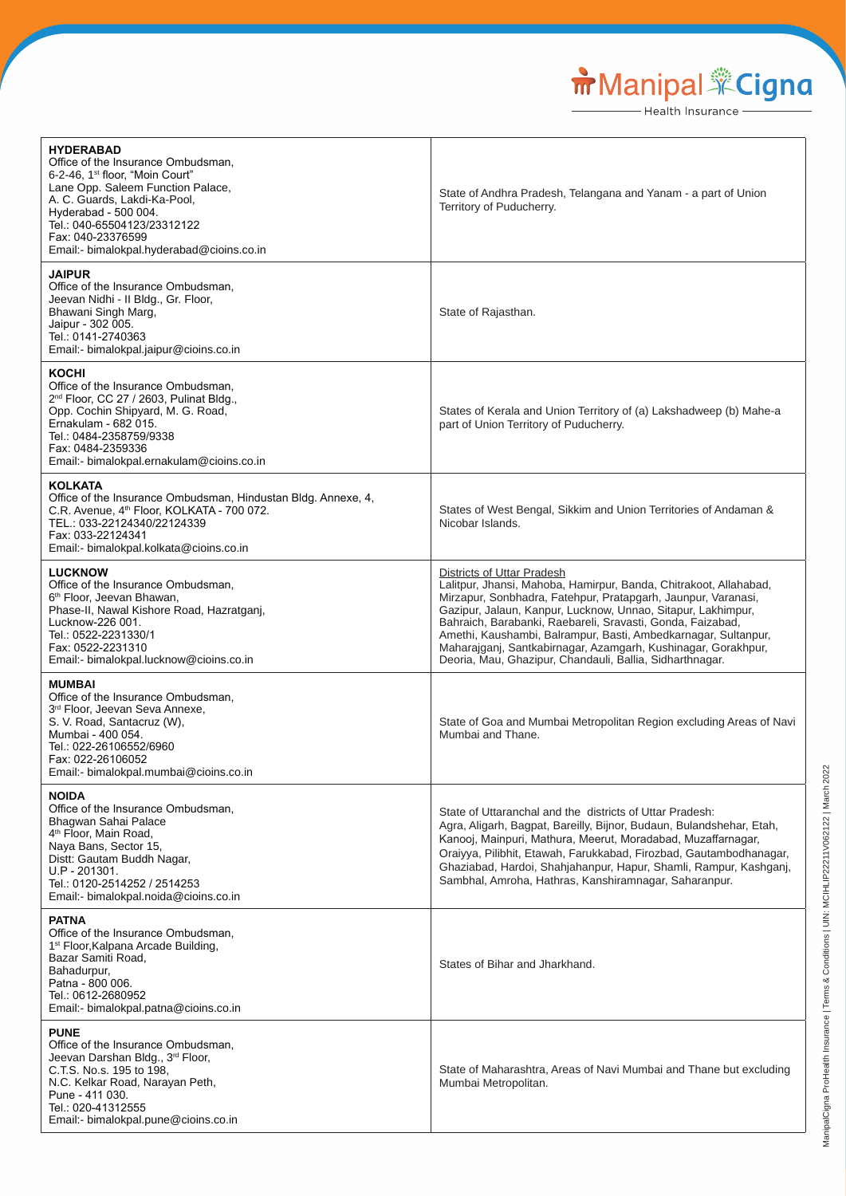| Office | Jurisdiction |
|---|---|
| **HYDERABAD**<br>Office of the Insurance Ombudsman,<br>6-2-46, 1st floor, "Moin Court"<br>Lane Opp. Saleem Function Palace,<br>A. C. Guards, Lakdi-Ka-Pool,<br>Hyderabad - 500 004.<br>Tel.: 040-65504123/23312122<br>Fax: 040-23376599<br>Email:- bimalokpal.hyderabad@cioins.co.in | State of Andhra Pradesh, Telangana and Yanam - a part of Union Territory of Puducherry. |
| **JAIPUR**<br>Office of the Insurance Ombudsman,<br>Jeevan Nidhi - II Bldg., Gr. Floor,<br>Bhawani Singh Marg,<br>Jaipur - 302 005.<br>Tel.: 0141-2740363<br>Email:- bimalokpal.jaipur@cioins.co.in | State of Rajasthan. |
| **KOCHI**<br>Office of the Insurance Ombudsman,<br>2nd Floor, CC 27 / 2603, Pulinat Bldg.,<br>Opp. Cochin Shipyard, M. G. Road,<br>Ernakulam - 682 015.<br>Tel.: 0484-2358759/9338<br>Fax: 0484-2359336<br>Email:- bimalokpal.ernakulam@cioins.co.in | States of Kerala and Union Territory of (a) Lakshadweep (b) Mahe-a part of Union Territory of Puducherry. |
| **KOLKATA**<br>Office of the Insurance Ombudsman, Hindustan Bldg. Annexe, 4,<br>C.R. Avenue, 4th Floor, KOLKATA - 700 072.<br>TEL.: 033-22124340/22124339<br>Fax: 033-22124341<br>Email:- bimalokpal.kolkata@cioins.co.in | States of West Bengal, Sikkim and Union Territories of Andaman & Nicobar Islands. |
| **LUCKNOW**<br>Office of the Insurance Ombudsman,<br>6th Floor, Jeevan Bhawan,<br>Phase-II, Nawal Kishore Road, Hazratganj,<br>Lucknow-226 001.<br>Tel.: 0522-2231330/1<br>Fax: 0522-2231310<br>Email:- bimalokpal.lucknow@cioins.co.in | Districts of Uttar Pradesh<br>Lalitpur, Jhansi, Mahoba, Hamirpur, Banda, Chitrakoot, Allahabad, Mirzapur, Sonbhadra, Fatehpur, Pratapgarh, Jaunpur, Varanasi, Gazipur, Jalaun, Kanpur, Lucknow, Unnao, Sitapur, Lakhimpur, Bahraich, Barabanki, Raebareli, Sravasti, Gonda, Faizabad, Amethi, Kaushambi, Balrampur, Basti, Ambedkarnagar, Sultanpur, Maharajganj, Santkabirnagar, Azamgarh, Kushinagar, Gorakhpur, Deoria, Mau, Ghazipur, Chandauli, Ballia, Sidharthnagar. |
| **MUMBAI**<br>Office of the Insurance Ombudsman,<br>3rd Floor, Jeevan Seva Annexe,<br>S. V. Road, Santacruz (W),<br>Mumbai - 400 054.<br>Tel.: 022-26106552/6960<br>Fax: 022-26106052<br>Email:- bimalokpal.mumbai@cioins.co.in | State of Goa and Mumbai Metropolitan Region excluding Areas of Navi Mumbai and Thane. |
| **NOIDA**<br>Office of the Insurance Ombudsman,<br>Bhagwan Sahai Palace<br>4th Floor, Main Road,<br>Naya Bans, Sector 15,<br>Distt: Gautam Buddh Nagar,<br>U.P - 201301.<br>Tel.: 0120-2514252 / 2514253<br>Email:- bimalokpal.noida@cioins.co.in | State of Uttaranchal and the districts of Uttar Pradesh:<br>Agra, Aligarh, Bagpat, Bareilly, Bijnor, Budaun, Bulandshehar, Etah, Kanooj, Mainpuri, Mathura, Meerut, Moradabad, Muzaffarnagar, Oraiyya, Pilibhit, Etawah, Farukkabad, Firozbad, Gautambodhanagar, Ghaziabad, Hardoi, Shahjahanpur, Hapur, Shamli, Rampur, Kashganj, Sambhal, Amroha, Hathras, Kanshiramnagar, Saharanpur. |
| **PATNA**<br>Office of the Insurance Ombudsman,<br>1st Floor,Kalpana Arcade Building,<br>Bazar Samiti Road,<br>Bahadurpur,<br>Patna - 800 006.<br>Tel.: 0612-2680952<br>Email:- bimalokpal.patna@cioins.co.in | States of Bihar and Jharkhand. |
| **PUNE**<br>Office of the Insurance Ombudsman,<br>Jeevan Darshan Bldg., 3rd Floor,<br>C.T.S. No.s. 195 to 198,<br>N.C. Kelkar Road, Narayan Peth,<br>Pune - 411 030.<br>Tel.: 020-41312555<br>Email:- bimalokpal.pune@cioins.co.in | State of Maharashtra, Areas of Navi Mumbai and Thane but excluding Mumbai Metropolitan. |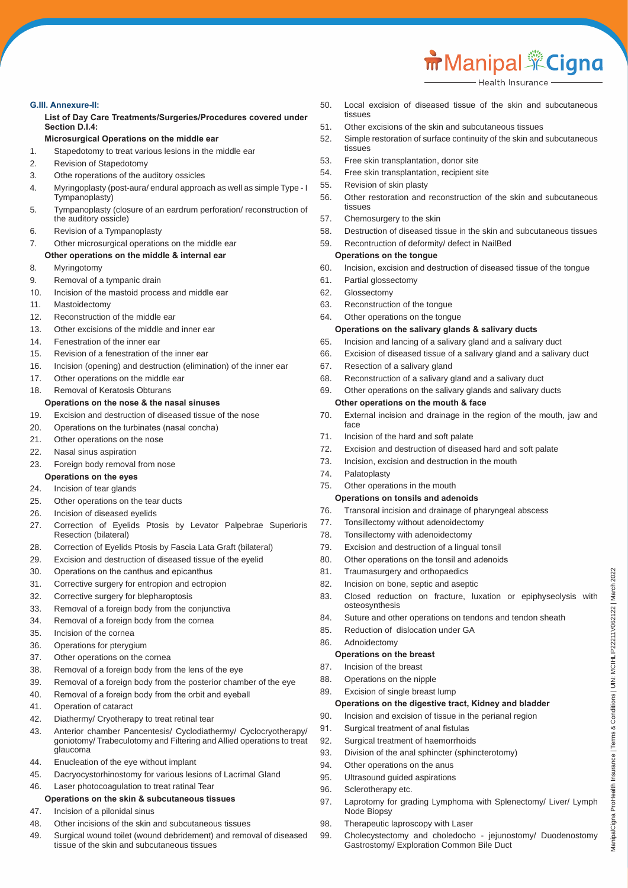### G.III. Annexure-II:

**List of Day Care Treatments/Surgeries/Procedures covered under Section D.I.4:**

**Microsurgical Operations on the middle ear**

1. Stapedotomy to treat various lesions in the middle ear
2. Revision of Stapedotomy
3. Othe roperations of the auditory ossicles
4. Myringoplasty (post-aura/ endural approach as well as simple Type - I Tympanoplasty)
5. Tympanoplasty (closure of an eardrum perforation/ reconstruction of the auditory ossicle)
6. Revision of a Tympanoplasty
7. Other microsurgical operations on the middle ear

**Other operations on the middle & internal ear**

8. Myringotomy
9. Removal of a tympanic drain
10. Incision of the mastoid process and middle ear
11. Mastoidectomy
12. Reconstruction of the middle ear
13. Other excisions of the middle and inner ear
14. Fenestration of the inner ear
15. Revision of a fenestration of the inner ear
16. Incision (opening) and destruction (elimination) of the inner ear
17. Other operations on the middle ear
18. Removal of Keratosis Obturans

**Operations on the nose & the nasal sinuses**

19. Excision and destruction of diseased tissue of the nose
20. Operations on the turbinates (nasal concha)
21. Other operations on the nose
22. Nasal sinus aspiration
23. Foreign body removal from nose

**Operations on the eyes**

24. Incision of tear glands
25. Other operations on the tear ducts
26. Incision of diseased eyelids
27. Correction of Eyelids Ptosis by Levator Palpebrae Superioris Resection (bilateral)
28. Correction of Eyelids Ptosis by Fascia Lata Graft (bilateral)
29. Excision and destruction of diseased tissue of the eyelid
30. Operations on the canthus and epicanthus
31. Corrective surgery for entropion and ectropion
32. Corrective surgery for blepharoptosis
33. Removal of a foreign body from the conjunctiva
34. Removal of a foreign body from the cornea
35. Incision of the cornea
36. Operations for pterygium
37. Other operations on the cornea
38. Removal of a foreign body from the lens of the eye
39. Removal of a foreign body from the posterior chamber of the eye
40. Removal of a foreign body from the orbit and eyeball
41. Operation of cataract
42. Diathermy/ Cryotherapy to treat retinal tear
43. Anterior chamber Pancentesis/ Cyclodiathermy/ Cyclocryotherapy/ goniotomy/ Trabeculotomy and Filtering and Allied operations to treat glaucoma
44. Enucleation of the eye without implant
45. Dacryocystorhinostomy for various lesions of Lacrimal Gland
46. Laser photocoagulation to treat ratinal Tear

**Operations on the skin & subcutaneous tissues**

47. Incision of a pilonidal sinus
48. Other incisions of the skin and subcutaneous tissues
49. Surgical wound toilet (wound debridement) and removal of diseased tissue of the skin and subcutaneous tissues
50. Local excision of diseased tissue of the skin and subcutaneous tissues
51. Other excisions of the skin and subcutaneous tissues
52. Simple restoration of surface continuity of the skin and subcutaneous tissues
53. Free skin transplantation, donor site
54. Free skin transplantation, recipient site
55. Revision of skin plasty
56. Other restoration and reconstruction of the skin and subcutaneous tissues
57. Chemosurgery to the skin
58. Destruction of diseased tissue in the skin and subcutaneous tissues
59. Recontruction of deformity/ defect in NailBed

**Operations on the tongue**

60. Incision, excision and destruction of diseased tissue of the tongue
61. Partial glossectomy
62. Glossectomy
63. Reconstruction of the tongue
64. Other operations on the tongue

**Operations on the salivary glands & salivary ducts**

65. Incision and lancing of a salivary gland and a salivary duct
66. Excision of diseased tissue of a salivary gland and a salivary duct
67. Resection of a salivary gland
68. Reconstruction of a salivary gland and a salivary duct
69. Other operations on the salivary glands and salivary ducts

**Other operations on the mouth & face**

70. External incision and drainage in the region of the mouth, jaw and face
71. Incision of the hard and soft palate
72. Excision and destruction of diseased hard and soft palate
73. Incision, excision and destruction in the mouth
74. Palatoplasty
75. Other operations in the mouth

**Operations on tonsils and adenoids**

76. Transoral incision and drainage of pharyngeal abscess
77. Tonsillectomy without adenoidectomy
78. Tonsillectomy with adenoidectomy
79. Excision and destruction of a lingual tonsil
80. Other operations on the tonsil and adenoids
81. Traumasurgery and orthopaedics
82. Incision on bone, septic and aseptic
83. Closed reduction on fracture, luxation or epiphyseolysis with osteosynthesis
84. Suture and other operations on tendons and tendon sheath
85. Reduction of dislocation under GA
86. Adnoidectomy

**Operations on the breast**

87. Incision of the breast
88. Operations on the nipple
89. Excision of single breast lump

**Operations on the digestive tract, Kidney and bladder**

90. Incision and excision of tissue in the perianal region
91. Surgical treatment of anal fistulas
92. Surgical treatment of haemorrhoids
93. Division of the anal sphincter (sphincterotomy)
94. Other operations on the anus
95. Ultrasound guided aspirations
96. Sclerotherapy etc.
97. Laprotomy for grading Lymphoma with Splenectomy/ Liver/ Lymph Node Biopsy
98. Therapeutic laproscopy with Laser
99. Cholecystectomy and choledocho - jejunostomy/ Duodenostomy Gastrostomy/ Exploration Common Bile Duct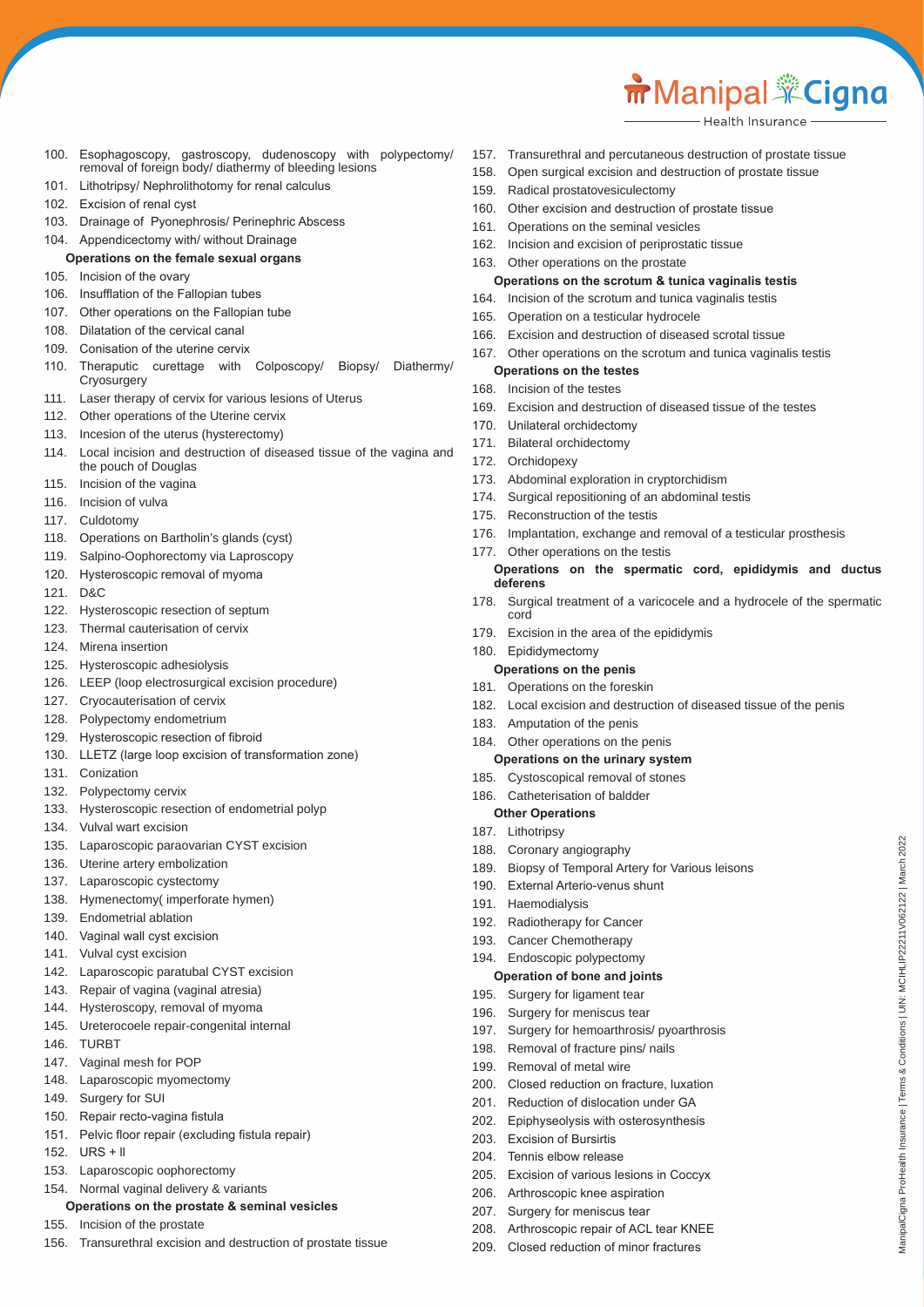100. Esophagoscopy, gastroscopy, dudenoscopy with polypectomy/ removal of foreign body/ diathermy of bleeding lesions
101. Lithotripsy/ Nephrolithotomy for renal calculus
102. Excision of renal cyst
103. Drainage of Pyonephrosis/ Perinephric Abscess
104. Appendicectomy with/ without Drainage

**Operations on the female sexual organs**

105. Incision of the ovary
106. Insufflation of the Fallopian tubes
107. Other operations on the Fallopian tube
108. Dilatation of the cervical canal
109. Conisation of the uterine cervix
110. Theraputic curettage with Colposcopy/ Biopsy/ Diathermy/ Cryosurgery
111. Laser therapy of cervix for various lesions of Uterus
112. Other operations of the Uterine cervix
113. Incesion of the uterus (hysterectomy)
114. Local incision and destruction of diseased tissue of the vagina and the pouch of Douglas
115. Incision of the vagina
116. Incision of vulva
117. Culdotomy
118. Operations on Bartholin's glands (cyst)
119. Salpino-Oophorectomy via Laproscopy
120. Hysteroscopic removal of myoma
121. D&C
122. Hysteroscopic resection of septum
123. Thermal cauterisation of cervix
124. Mirena insertion
125. Hysteroscopic adhesiolysis
126. LEEP (loop electrosurgical excision procedure)
127. Cryocauterisation of cervix
128. Polypectomy endometrium
129. Hysteroscopic resection of fibroid
130. LLETZ (large loop excision of transformation zone)
131. Conization
132. Polypectomy cervix
133. Hysteroscopic resection of endometrial polyp
134. Vulval wart excision
135. Laparoscopic paraovarian CYST excision
136. Uterine artery embolization
137. Laparoscopic cystectomy
138. Hymenectomy( imperforate hymen)
139. Endometrial ablation
140. Vaginal wall cyst excision
141. Vulval cyst excision
142. Laparoscopic paratubal CYST excision
143. Repair of vagina (vaginal atresia)
144. Hysteroscopy, removal of myoma
145. Ureterocoele repair-congenital internal
146. TURBT
147. Vaginal mesh for POP
148. Laparoscopic myomectomy
149. Surgery for SUI
150. Repair recto-vagina fistula
151. Pelvic floor repair (excluding fistula repair)
152. URS + ll
153. Laparoscopic oophorectomy
154. Normal vaginal delivery & variants

**Operations on the prostate & seminal vesicles**

155. Incision of the prostate
156. Transurethral excision and destruction of prostate tissue
157. Transurethral and percutaneous destruction of prostate tissue
158. Open surgical excision and destruction of prostate tissue
159. Radical prostatovesiculectomy
160. Other excision and destruction of prostate tissue
161. Operations on the seminal vesicles
162. Incision and excision of periprostatic tissue
163. Other operations on the prostate

**Operations on the scrotum & tunica vaginalis testis**

164. Incision of the scrotum and tunica vaginalis testis
165. Operation on a testicular hydrocele
166. Excision and destruction of diseased scrotal tissue
167. Other operations on the scrotum and tunica vaginalis testis

**Operations on the testes**

168. Incision of the testes
169. Excision and destruction of diseased tissue of the testes
170. Unilateral orchidectomy
171. Bilateral orchidectomy
172. Orchidopexy
173. Abdominal exploration in cryptorchidism
174. Surgical repositioning of an abdominal testis
175. Reconstruction of the testis
176. Implantation, exchange and removal of a testicular prosthesis
177. Other operations on the testis

**Operations on the spermatic cord, epididymis and ductus deferens**

178. Surgical treatment of a varicocele and a hydrocele of the spermatic cord
179. Excision in the area of the epididymis
180. Epididymectomy

**Operations on the penis**

181. Operations on the foreskin
182. Local excision and destruction of diseased tissue of the penis
183. Amputation of the penis
184. Other operations on the penis

**Operations on the urinary system**

185. Cystoscopical removal of stones
186. Catheterisation of baldder

**Other Operations**

187. Lithotripsy
188. Coronary angiography
189. Biopsy of Temporal Artery for Various leisons
190. External Arterio-venus shunt
191. Haemodialysis
192. Radiotherapy for Cancer
193. Cancer Chemotherapy
194. Endoscopic polypectomy

**Operation of bone and joints**

195. Surgery for ligament tear
196. Surgery for meniscus tear
197. Surgery for hemoarthrosis/ pyoarthrosis
198. Removal of fracture pins/ nails
199. Removal of metal wire
200. Closed reduction on fracture, luxation
201. Reduction of dislocation under GA
202. Epiphyseolysis with osterosynthesis
203. Excision of Bursirtis
204. Tennis elbow release
205. Excision of various lesions in Coccyx
206. Arthroscopic knee aspiration
207. Surgery for meniscus tear
208. Arthroscopic repair of ACL tear KNEE
209. Closed reduction of minor fractures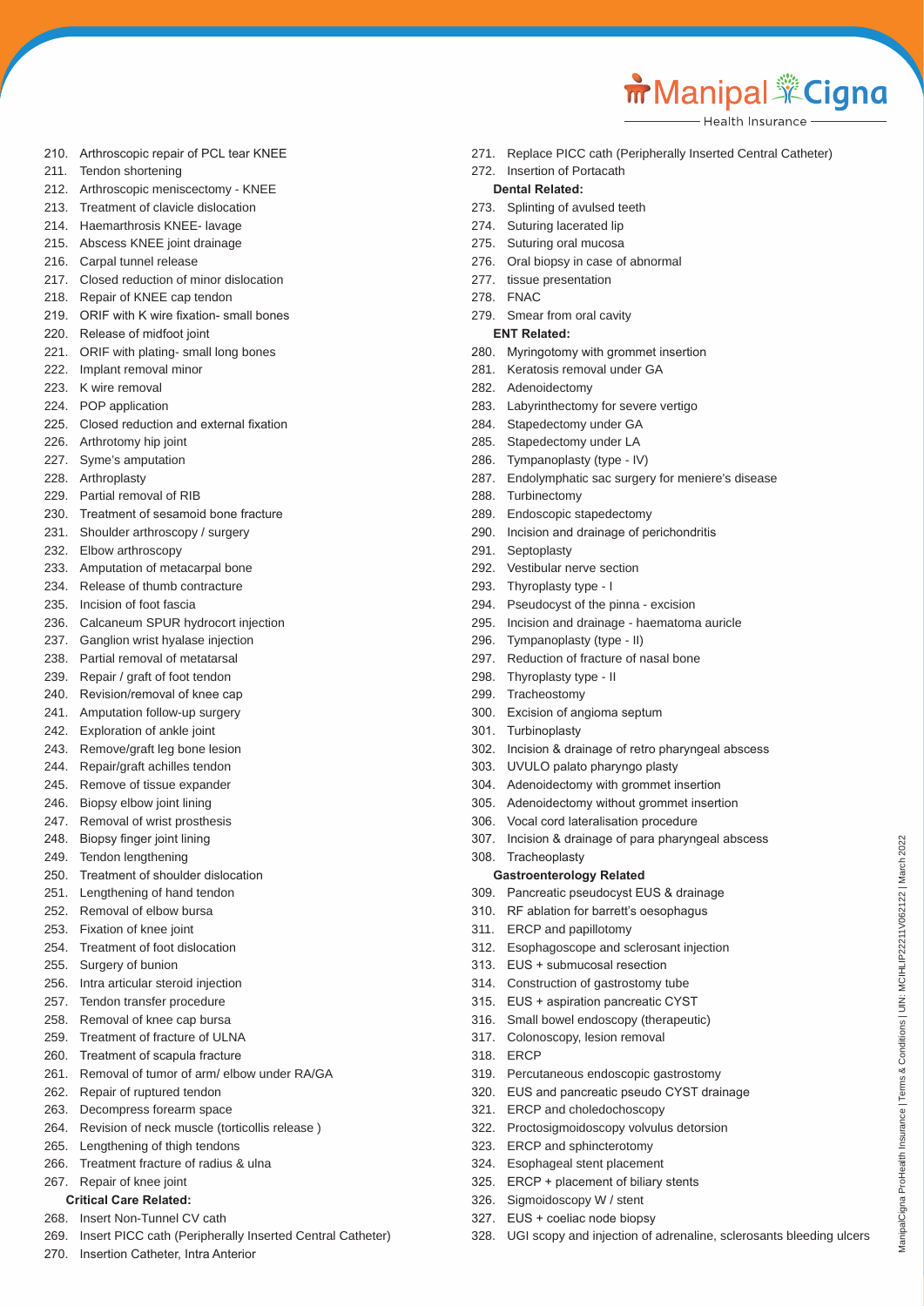210. Arthroscopic repair of PCL tear KNEE
211. Tendon shortening
212. Arthroscopic meniscectomy - KNEE
213. Treatment of clavicle dislocation
214. Haemarthrosis KNEE- lavage
215. Abscess KNEE joint drainage
216. Carpal tunnel release
217. Closed reduction of minor dislocation
218. Repair of KNEE cap tendon
219. ORIF with K wire fixation- small bones
220. Release of midfoot joint
221. ORIF with plating- small long bones
222. Implant removal minor
223. K wire removal
224. POP application
225. Closed reduction and external fixation
226. Arthrotomy hip joint
227. Syme's amputation
228. Arthroplasty
229. Partial removal of RIB
230. Treatment of sesamoid bone fracture
231. Shoulder arthroscopy / surgery
232. Elbow arthroscopy
233. Amputation of metacarpal bone
234. Release of thumb contracture
235. Incision of foot fascia
236. Calcaneum SPUR hydrocort injection
237. Ganglion wrist hyalase injection
238. Partial removal of metatarsal
239. Repair / graft of foot tendon
240. Revision/removal of knee cap
241. Amputation follow-up surgery
242. Exploration of ankle joint
243. Remove/graft leg bone lesion
244. Repair/graft achilles tendon
245. Remove of tissue expander
246. Biopsy elbow joint lining
247. Removal of wrist prosthesis
248. Biopsy finger joint lining
249. Tendon lengthening
250. Treatment of shoulder dislocation
251. Lengthening of hand tendon
252. Removal of elbow bursa
253. Fixation of knee joint
254. Treatment of foot dislocation
255. Surgery of bunion
256. Intra articular steroid injection
257. Tendon transfer procedure
258. Removal of knee cap bursa
259. Treatment of fracture of ULNA
260. Treatment of scapula fracture
261. Removal of tumor of arm/ elbow under RA/GA
262. Repair of ruptured tendon
263. Decompress forearm space
264. Revision of neck muscle (torticollis release )
265. Lengthening of thigh tendons
266. Treatment fracture of radius & ulna
267. Repair of knee joint

**Critical Care Related:**

268. Insert Non-Tunnel CV cath
269. Insert PICC cath (Peripherally Inserted Central Catheter)
270. Insertion Catheter, Intra Anterior
271. Replace PICC cath (Peripherally Inserted Central Catheter)
272. Insertion of Portacath

**Dental Related:**

273. Splinting of avulsed teeth
274. Suturing lacerated lip
275. Suturing oral mucosa
276. Oral biopsy in case of abnormal
277. tissue presentation
278. FNAC
279. Smear from oral cavity

**ENT Related:**

280. Myringotomy with grommet insertion
281. Keratosis removal under GA
282. Adenoidectomy
283. Labyrinthectomy for severe vertigo
284. Stapedectomy under GA
285. Stapedectomy under LA
286. Tympanoplasty (type - IV)
287. Endolymphatic sac surgery for meniere's disease
288. Turbinectomy
289. Endoscopic stapedectomy
290. Incision and drainage of perichondritis
291. Septoplasty
292. Vestibular nerve section
293. Thyroplasty type - I
294. Pseudocyst of the pinna - excision
295. Incision and drainage - haematoma auricle
296. Tympanoplasty (type - II)
297. Reduction of fracture of nasal bone
298. Thyroplasty type - II
299. Tracheostomy
300. Excision of angioma septum
301. Turbinoplasty
302. Incision & drainage of retro pharyngeal abscess
303. UVULO palato pharyngo plasty
304. Adenoidectomy with grommet insertion
305. Adenoidectomy without grommet insertion
306. Vocal cord lateralisation procedure
307. Incision & drainage of para pharyngeal abscess
308. Tracheoplasty

**Gastroenterology Related**

309. Pancreatic pseudocyst EUS & drainage
310. RF ablation for barrett's oesophagus
311. ERCP and papillotomy
312. Esophagoscope and sclerosant injection
313. EUS + submucosal resection
314. Construction of gastrostomy tube
315. EUS + aspiration pancreatic CYST
316. Small bowel endoscopy (therapeutic)
317. Colonoscopy, lesion removal
318. ERCP
319. Percutaneous endoscopic gastrostomy
320. EUS and pancreatic pseudo CYST drainage
321. ERCP and choledochoscopy
322. Proctosigmoidoscopy volvulus detorsion
323. ERCP and sphincterotomy
324. Esophageal stent placement
325. ERCP + placement of biliary stents
326. Sigmoidoscopy W / stent
327. EUS + coeliac node biopsy
328. UGI scopy and injection of adrenaline, sclerosants bleeding ulcers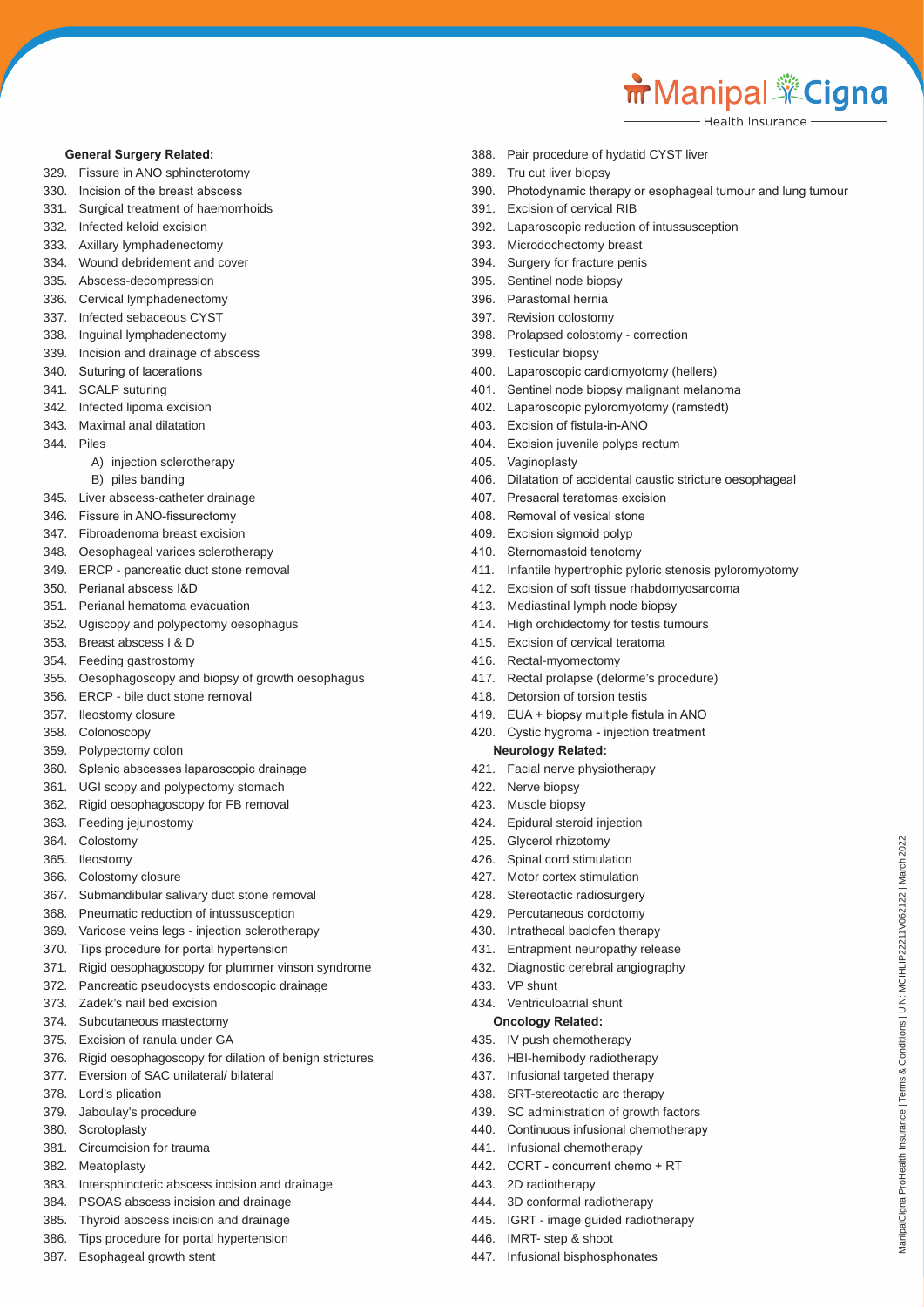**General Surgery Related:**

329. Fissure in ANO sphincterotomy
330. Incision of the breast abscess
331. Surgical treatment of haemorrhoids
332. Infected keloid excision
333. Axillary lymphadenectomy
334. Wound debridement and cover
335. Abscess-decompression
336. Cervical lymphadenectomy
337. Infected sebaceous CYST
338. Inguinal lymphadenectomy
339. Incision and drainage of abscess
340. Suturing of lacerations
341. SCALP suturing
342. Infected lipoma excision
343. Maximal anal dilatation
344. Piles
    A) injection sclerotherapy
    B) piles banding
345. Liver abscess-catheter drainage
346. Fissure in ANO-fissurectomy
347. Fibroadenoma breast excision
348. Oesophageal varices sclerotherapy
349. ERCP - pancreatic duct stone removal
350. Perianal abscess I&D
351. Perianal hematoma evacuation
352. Ugiscopy and polypectomy oesophagus
353. Breast abscess I & D
354. Feeding gastrostomy
355. Oesophagoscopy and biopsy of growth oesophagus
356. ERCP - bile duct stone removal
357. Ileostomy closure
358. Colonoscopy
359. Polypectomy colon
360. Splenic abscesses laparoscopic drainage
361. UGI scopy and polypectomy stomach
362. Rigid oesophagoscopy for FB removal
363. Feeding jejunostomy
364. Colostomy
365. Ileostomy
366. Colostomy closure
367. Submandibular salivary duct stone removal
368. Pneumatic reduction of intussusception
369. Varicose veins legs - injection sclerotherapy
370. Tips procedure for portal hypertension
371. Rigid oesophagoscopy for plummer vinson syndrome
372. Pancreatic pseudocysts endoscopic drainage
373. Zadek's nail bed excision
374. Subcutaneous mastectomy
375. Excision of ranula under GA
376. Rigid oesophagoscopy for dilation of benign strictures
377. Eversion of SAC unilateral/ bilateral
378. Lord's plication
379. Jaboulay's procedure
380. Scrotoplasty
381. Circumcision for trauma
382. Meatoplasty
383. Intersphincteric abscess incision and drainage
384. PSOAS abscess incision and drainage
385. Thyroid abscess incision and drainage
386. Tips procedure for portal hypertension
387. Esophageal growth stent
388. Pair procedure of hydatid CYST liver
389. Tru cut liver biopsy
390. Photodynamic therapy or esophageal tumour and lung tumour
391. Excision of cervical RIB
392. Laparoscopic reduction of intussusception
393. Microdochectomy breast
394. Surgery for fracture penis
395. Sentinel node biopsy
396. Parastomal hernia
397. Revision colostomy
398. Prolapsed colostomy - correction
399. Testicular biopsy
400. Laparoscopic cardiomyotomy (hellers)
401. Sentinel node biopsy malignant melanoma
402. Laparoscopic pyloromyotomy (ramstedt)
403. Excision of fistula-in-ANO
404. Excision juvenile polyps rectum
405. Vaginoplasty
406. Dilatation of accidental caustic stricture oesophageal
407. Presacral teratomas excision
408. Removal of vesical stone
409. Excision sigmoid polyp
410. Sternomastoid tenotomy
411. Infantile hypertrophic pyloric stenosis pyloromyotomy
412. Excision of soft tissue rhabdomyosarcoma
413. Mediastinal lymph node biopsy
414. High orchidectomy for testis tumours
415. Excision of cervical teratoma
416. Rectal-myomectomy
417. Rectal prolapse (delorme's procedure)
418. Detorsion of torsion testis
419. EUA + biopsy multiple fistula in ANO
420. Cystic hygroma - injection treatment

**Neurology Related:**

421. Facial nerve physiotherapy
422. Nerve biopsy
423. Muscle biopsy
424. Epidural steroid injection
425. Glycerol rhizotomy
426. Spinal cord stimulation
427. Motor cortex stimulation
428. Stereotactic radiosurgery
429. Percutaneous cordotomy
430. Intrathecal baclofen therapy
431. Entrapment neuropathy release
432. Diagnostic cerebral angiography
433. VP shunt
434. Ventriculoatrial shunt

**Oncology Related:**

435. IV push chemotherapy
436. HBI-hemibody radiotherapy
437. Infusional targeted therapy
438. SRT-stereotactic arc therapy
439. SC administration of growth factors
440. Continuous infusional chemotherapy
441. Infusional chemotherapy
442. CCRT - concurrent chemo + RT
443. 2D radiotherapy
444. 3D conformal radiotherapy
445. IGRT - image guided radiotherapy
446. IMRT- step & shoot
447. Infusional bisphosphonates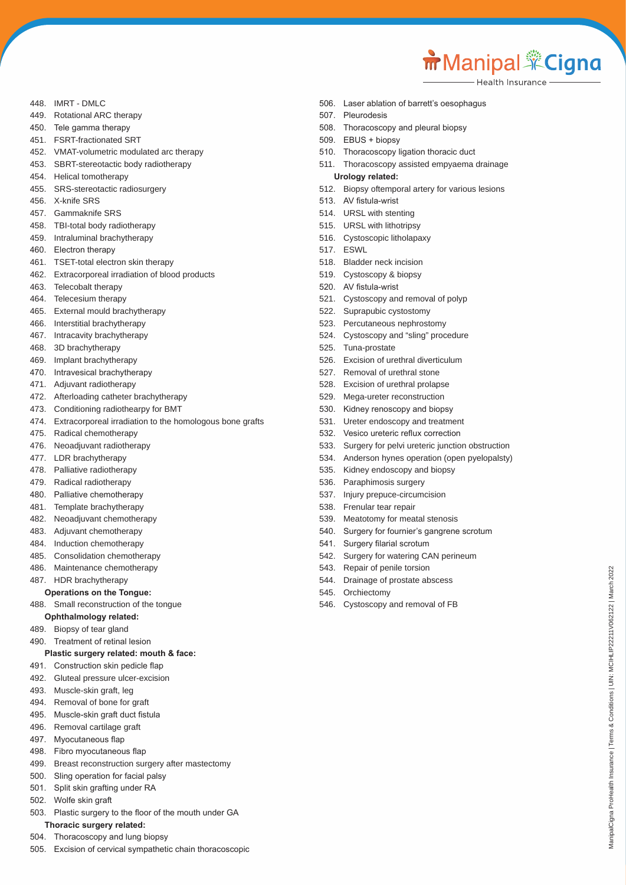448. IMRT - DMLC
449. Rotational ARC therapy
450. Tele gamma therapy
451. FSRT-fractionated SRT
452. VMAT-volumetric modulated arc therapy
453. SBRT-stereotactic body radiotherapy
454. Helical tomotherapy
455. SRS-stereotactic radiosurgery
456. X-knife SRS
457. Gammaknife SRS
458. TBI-total body radiotherapy
459. Intraluminal brachytherapy
460. Electron therapy
461. TSET-total electron skin therapy
462. Extracorporeal irradiation of blood products
463. Telecobalt therapy
464. Telecesium therapy
465. External mould brachytherapy
466. Interstitial brachytherapy
467. Intracavity brachytherapy
468. 3D brachytherapy
469. Implant brachytherapy
470. Intravesical brachytherapy
471. Adjuvant radiotherapy
472. Afterloading catheter brachytherapy
473. Conditioning radiothearpy for BMT
474. Extracorporeal irradiation to the homologous bone grafts
475. Radical chemotherapy
476. Neoadjuvant radiotherapy
477. LDR brachytherapy
478. Palliative radiotherapy
479. Radical radiotherapy
480. Palliative chemotherapy
481. Template brachytherapy
482. Neoadjuvant chemotherapy
483. Adjuvant chemotherapy
484. Induction chemotherapy
485. Consolidation chemotherapy
486. Maintenance chemotherapy
487. HDR brachytherapy

**Operations on the Tongue:**

488. Small reconstruction of the tongue

**Ophthalmology related:**

489. Biopsy of tear gland
490. Treatment of retinal lesion

**Plastic surgery related: mouth & face:**

491. Construction skin pedicle flap
492. Gluteal pressure ulcer-excision
493. Muscle-skin graft, leg
494. Removal of bone for graft
495. Muscle-skin graft duct fistula
496. Removal cartilage graft
497. Myocutaneous flap
498. Fibro myocutaneous flap
499. Breast reconstruction surgery after mastectomy
500. Sling operation for facial palsy
501. Split skin grafting under RA
502. Wolfe skin graft
503. Plastic surgery to the floor of the mouth under GA

**Thoracic surgery related:**

504. Thoracoscopy and lung biopsy
505. Excision of cervical sympathetic chain thoracoscopic
506. Laser ablation of barrett's oesophagus
507. Pleurodesis
508. Thoracoscopy and pleural biopsy
509. EBUS + biopsy
510. Thoracoscopy ligation thoracic duct
511. Thoracoscopy assisted empyaema drainage

**Urology related:**

512. Biopsy oftemporal artery for various lesions
513. AV fistula-wrist
514. URSL with stenting
515. URSL with lithotripsy
516. Cystoscopic litholapaxy
517. ESWL
518. Bladder neck incision
519. Cystoscopy & biopsy
520. AV fistula-wrist
521. Cystoscopy and removal of polyp
522. Suprapubic cystostomy
523. Percutaneous nephrostomy
524. Cystoscopy and "sling" procedure
525. Tuna-prostate
526. Excision of urethral diverticulum
527. Removal of urethral stone
528. Excision of urethral prolapse
529. Mega-ureter reconstruction
530. Kidney renoscopy and biopsy
531. Ureter endoscopy and treatment
532. Vesico ureteric reflux correction
533. Surgery for pelvi ureteric junction obstruction
534. Anderson hynes operation (open pyelopalsty)
535. Kidney endoscopy and biopsy
536. Paraphimosis surgery
537. Injury prepuce-circumcision
538. Frenular tear repair
539. Meatotomy for meatal stenosis
540. Surgery for fournier's gangrene scrotum
541. Surgery filarial scrotum
542. Surgery for watering CAN perineum
543. Repair of penile torsion
544. Drainage of prostate abscess
545. Orchiectomy
546. Cystoscopy and removal of FB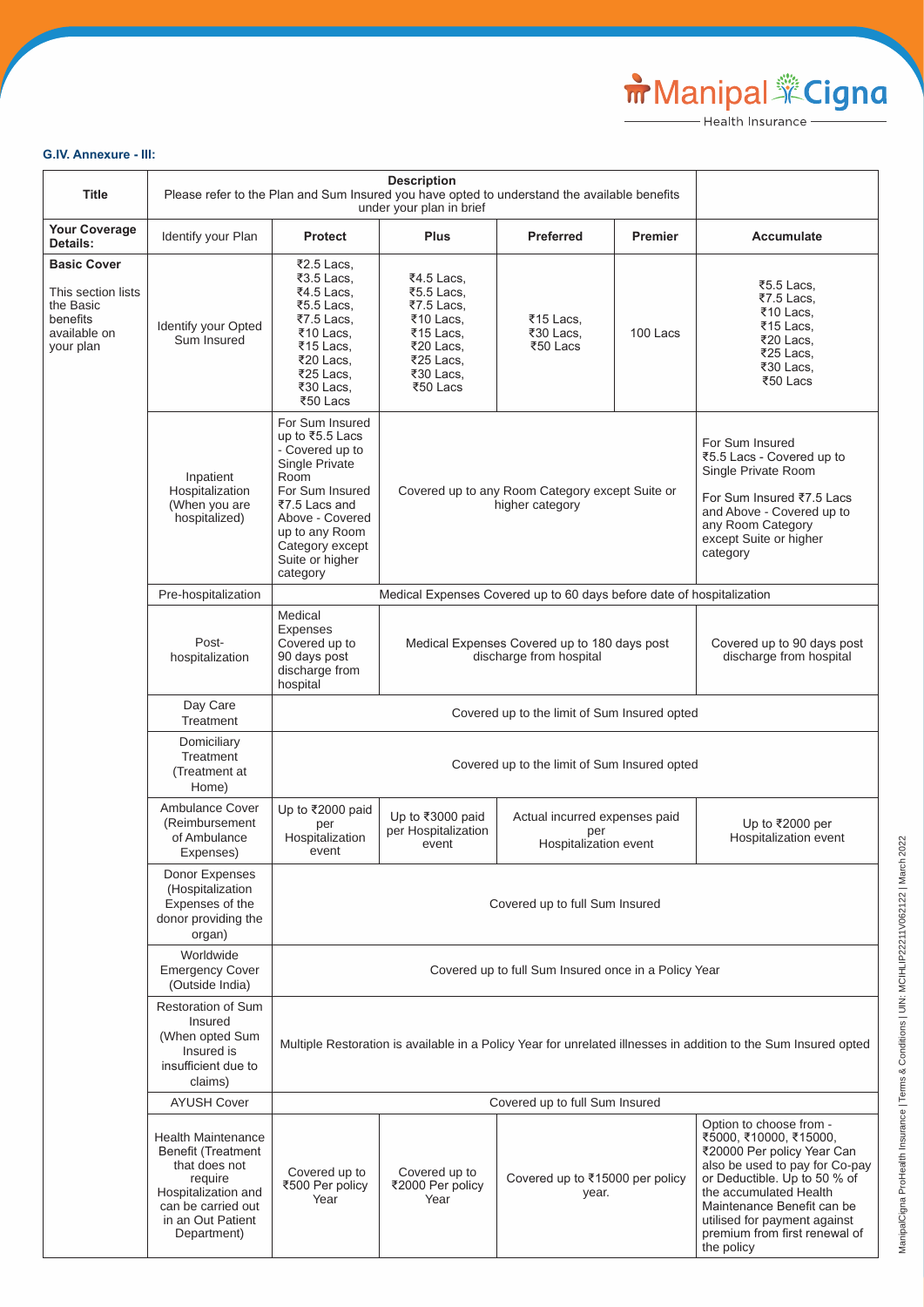**G.IV. Annexure - III:**

| Title | Description<br>Please refer to the Plan and Sum Insured you have opted to understand the available benefits under your plan in brief | | | | | |
|---|---|---|---|---|---|---|
| **Your Coverage Details:** | Identify your Plan | **Protect** | **Plus** | **Preferred** | **Premier** | **Accumulate** |
| **Basic Cover**<br><br>This section lists the Basic benefits available on your plan | Identify your Opted Sum Insured | ₹2.5 Lacs, ₹3.5 Lacs, ₹4.5 Lacs, ₹5.5 Lacs, ₹7.5 Lacs, ₹10 Lacs, ₹15 Lacs, ₹20 Lacs, ₹25 Lacs, ₹30 Lacs, ₹50 Lacs | ₹4.5 Lacs, ₹5.5 Lacs, ₹7.5 Lacs, ₹10 Lacs, ₹15 Lacs, ₹20 Lacs, ₹25 Lacs, ₹30 Lacs, ₹50 Lacs | ₹15 Lacs, ₹30 Lacs, ₹50 Lacs | 100 Lacs | ₹5.5 Lacs, ₹7.5 Lacs, ₹10 Lacs, ₹15 Lacs, ₹20 Lacs, ₹25 Lacs, ₹30 Lacs, ₹50 Lacs |
| | Inpatient Hospitalization (When you are hospitalized) | For Sum Insured up to ₹5.5 Lacs - Covered up to Single Private Room<br>For Sum Insured ₹7.5 Lacs and Above - Covered up to any Room Category except Suite or higher category | Covered up to any Room Category except Suite or higher category | | | For Sum Insured ₹5.5 Lacs - Covered up to Single Private Room<br><br>For Sum Insured ₹7.5 Lacs and Above - Covered up to any Room Category except Suite or higher category |
| | Pre-hospitalization | Medical Expenses Covered up to 60 days before date of hospitalization | | | | |
| | Post-hospitalization | Medical Expenses Covered up to 90 days post discharge from hospital | Medical Expenses Covered up to 180 days post discharge from hospital | | | Covered up to 90 days post discharge from hospital |
| | Day Care Treatment | Covered up to the limit of Sum Insured opted | | | | |
| | Domiciliary Treatment (Treatment at Home) | Covered up to the limit of Sum Insured opted | | | | |
| | Ambulance Cover (Reimbursement of Ambulance Expenses) | Up to ₹2000 paid per Hospitalization event | Up to ₹3000 paid per Hospitalization event | Actual incurred expenses paid per Hospitalization event | | Up to ₹2000 per Hospitalization event |
| | Donor Expenses (Hospitalization Expenses of the donor providing the organ) | Covered up to full Sum Insured | | | | |
| | Worldwide Emergency Cover (Outside India) | Covered up to full Sum Insured once in a Policy Year | | | | |
| | Restoration of Sum Insured (When opted Sum Insured is insufficient due to claims) | Multiple Restoration is available in a Policy Year for unrelated illnesses in addition to the Sum Insured opted | | | | |
| | AYUSH Cover | Covered up to full Sum Insured | | | | |
| | Health Maintenance Benefit (Treatment that does not require Hospitalization and can be carried out in an Out Patient Department) | Covered up to ₹500 Per policy Year | Covered up to ₹2000 Per policy Year | Covered up to ₹15000 per policy year. | | Option to choose from - ₹5000, ₹10000, ₹15000, ₹20000 Per policy Year Can also be used to pay for Co-pay or Deductible. Up to 50 % of the accumulated Health Maintenance Benefit can be utilised for payment against premium from first renewal of the policy |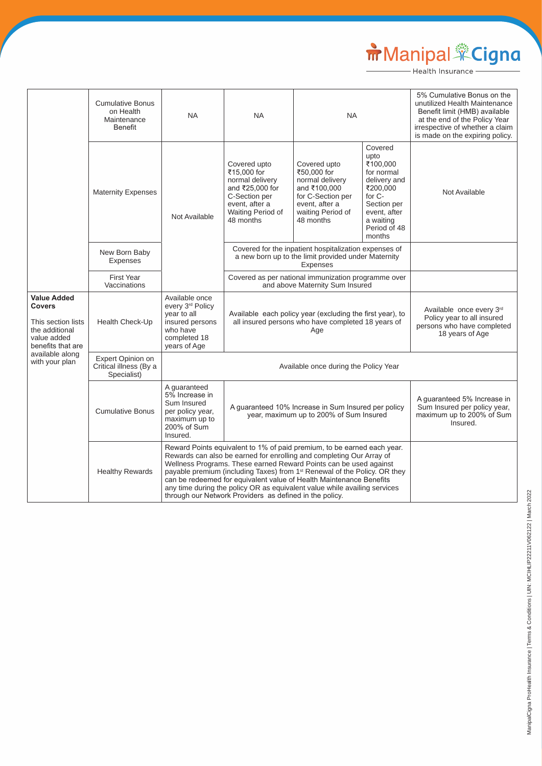| | | | | | | |
|---|---|---|---|---|---|---|
| | Cumulative Bonus on Health Maintenance Benefit | NA | NA | NA | | 5% Cumulative Bonus on the unutilized Health Maintenance Benefit limit (HMB) available at the end of the Policy Year irrespective of whether a claim is made on the expiring policy. |
| | Maternity Expenses | Not Available | Covered upto ₹15,000 for normal delivery and ₹25,000 for C-Section per event, after a Waiting Period of 48 months | Covered upto ₹50,000 for normal delivery and ₹100,000 for C-Section per event, after a waiting Period of 48 months | Covered upto ₹100,000 for normal delivery and ₹200,000 for C-Section per event, after a waiting Period of 48 months | Not Available |
| | New Born Baby Expenses | | Covered for the inpatient hospitalization expenses of a new born up to the limit provided under Maternity Expenses | | | |
| | First Year Vaccinations | | Covered as per national immunization programme over and above Maternity Sum Insured | | | |
| **Value Added Covers** This section lists the additional value added benefits that are available along with your plan | Health Check-Up | Available once every 3rd Policy year to all insured persons who have completed 18 years of Age | Available each policy year (excluding the first year), to all insured persons who have completed 18 years of Age | | | Available once every 3rd Policy year to all insured persons who have completed 18 years of Age |
| | Expert Opinion on Critical illness (By a Specialist) | Available once during the Policy Year | | | | |
| | Cumulative Bonus | A guaranteed 5% Increase in Sum Insured per policy year, maximum up to 200% of Sum Insured. | A guaranteed 10% Increase in Sum Insured per policy year, maximum up to 200% of Sum Insured | | | A guaranteed 5% Increase in Sum Insured per policy year, maximum up to 200% of Sum Insured. |
| | Healthy Rewards | Reward Points equivalent to 1% of paid premium, to be earned each year. Rewards can also be earned for enrolling and completing Our Array of Wellness Programs. These earned Reward Points can be used against payable premium (including Taxes) from 1st Renewal of the Policy. OR they can be redeemed for equivalent value of Health Maintenance Benefits any time during the policy OR as equivalent value while availing services through our Network Providers as defined in the policy. | | | | |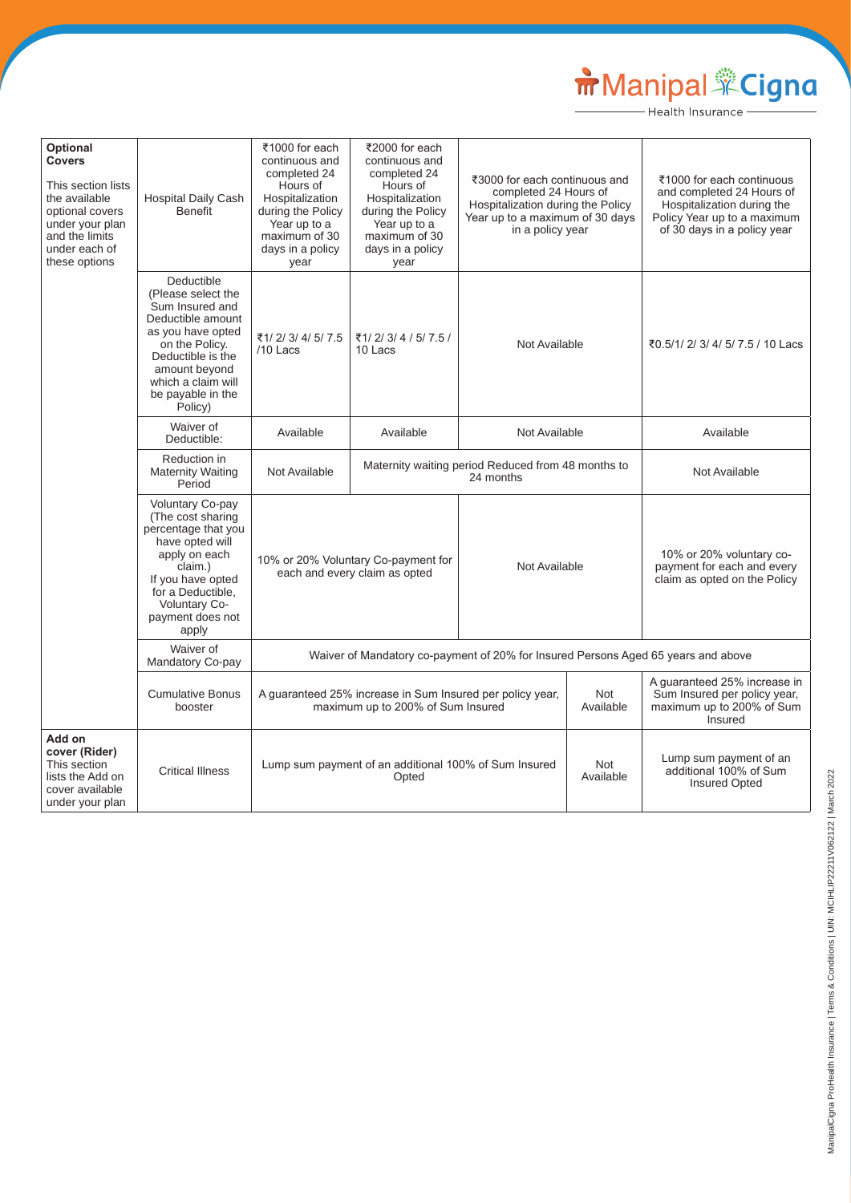| | | | | | | |
|---|---|---|---|---|---|---|
| **Optional Covers** This section lists the available optional covers under your plan and the limits under each of these options | Hospital Daily Cash Benefit | ₹1000 for each continuous and completed 24 Hours of Hospitalization during the Policy Year up to a maximum of 30 days in a policy year | ₹2000 for each continuous and completed 24 Hours of Hospitalization during the Policy Year up to a maximum of 30 days in a policy year | ₹3000 for each continuous and completed 24 Hours of Hospitalization during the Policy Year up to a maximum of 30 days in a policy year | | ₹1000 for each continuous and completed 24 Hours of Hospitalization during the Policy Year up to a maximum of 30 days in a policy year |
| | Deductible (Please select the Sum Insured and Deductible amount as you have opted on the Policy. Deductible is the amount beyond which a claim will be payable in the Policy) | ₹1/ 2/ 3/ 4/ 5/ 7.5 /10 Lacs | ₹1/ 2/ 3/ 4 / 5/ 7.5 / 10 Lacs | Not Available | | ₹0.5/1/ 2/ 3/ 4/ 5/ 7.5 / 10 Lacs |
| | Waiver of Deductible: | Available | Available | Not Available | | Available |
| | Reduction in Maternity Waiting Period | Not Available | Maternity waiting period Reduced from 48 months to 24 months | | | Not Available |
| | Voluntary Co-pay (The cost sharing percentage that you have opted will apply on each claim.) If you have opted for a Deductible, Voluntary Co-payment does not apply | 10% or 20% Voluntary Co-payment for each and every claim as opted | | Not Available | | 10% or 20% voluntary co-payment for each and every claim as opted on the Policy |
| | Waiver of Mandatory Co-pay | Waiver of Mandatory co-payment of 20% for Insured Persons Aged 65 years and above | | | | |
| | Cumulative Bonus booster | A guaranteed 25% increase in Sum Insured per policy year, maximum up to 200% of Sum Insured | | | Not Available | A guaranteed 25% increase in Sum Insured per policy year, maximum up to 200% of Sum Insured |
| **Add on cover (Rider)** This section lists the Add on cover available under your plan | Critical Illness | Lump sum payment of an additional 100% of Sum Insured Opted | | | Not Available | Lump sum payment of an additional 100% of Sum Insured Opted |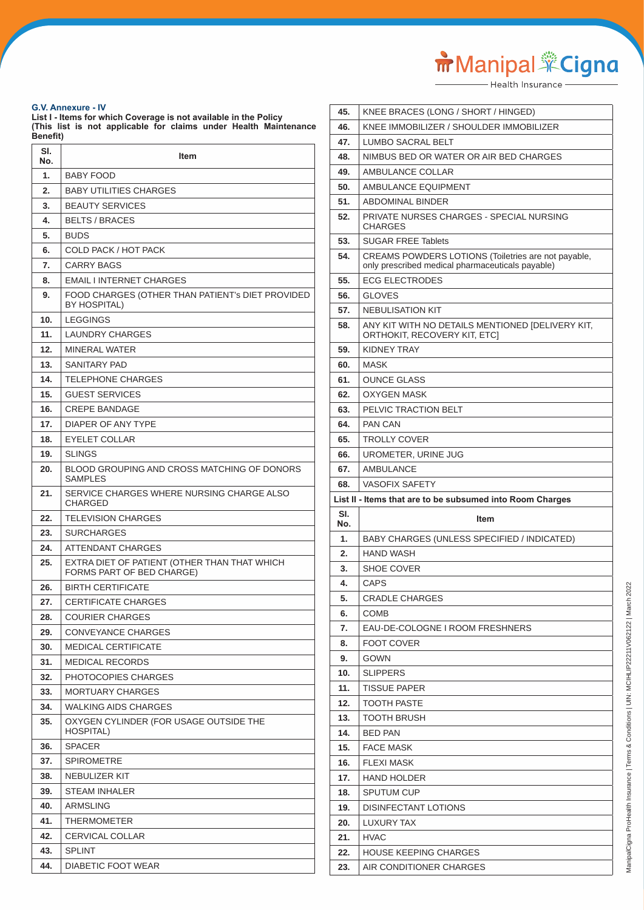**G.V. Annexure - IV**

**List I - Items for which Coverage is not available in the Policy**
**(This list is not applicable for claims under Health Maintenance Benefit)**

| Sl. No. | Item |
|---|---|
| 1. | BABY FOOD |
| 2. | BABY UTILITIES CHARGES |
| 3. | BEAUTY SERVICES |
| 4. | BELTS / BRACES |
| 5. | BUDS |
| 6. | COLD PACK / HOT PACK |
| 7. | CARRY BAGS |
| 8. | EMAIL I INTERNET CHARGES |
| 9. | FOOD CHARGES (OTHER THAN PATIENT's DIET PROVIDED BY HOSPITAL) |
| 10. | LEGGINGS |
| 11. | LAUNDRY CHARGES |
| 12. | MINERAL WATER |
| 13. | SANITARY PAD |
| 14. | TELEPHONE CHARGES |
| 15. | GUEST SERVICES |
| 16. | CREPE BANDAGE |
| 17. | DIAPER OF ANY TYPE |
| 18. | EYELET COLLAR |
| 19. | SLINGS |
| 20. | BLOOD GROUPING AND CROSS MATCHING OF DONORS SAMPLES |
| 21. | SERVICE CHARGES WHERE NURSING CHARGE ALSO CHARGED |
| 22. | TELEVISION CHARGES |
| 23. | SURCHARGES |
| 24. | ATTENDANT CHARGES |
| 25. | EXTRA DIET OF PATIENT (OTHER THAN THAT WHICH FORMS PART OF BED CHARGE) |
| 26. | BIRTH CERTIFICATE |
| 27. | CERTIFICATE CHARGES |
| 28. | COURIER CHARGES |
| 29. | CONVEYANCE CHARGES |
| 30. | MEDICAL CERTIFICATE |
| 31. | MEDICAL RECORDS |
| 32. | PHOTOCOPIES CHARGES |
| 33. | MORTUARY CHARGES |
| 34. | WALKING AIDS CHARGES |
| 35. | OXYGEN CYLINDER (FOR USAGE OUTSIDE THE HOSPITAL) |
| 36. | SPACER |
| 37. | SPIROMETRE |
| 38. | NEBULIZER KIT |
| 39. | STEAM INHALER |
| 40. | ARMSLING |
| 41. | THERMOMETER |
| 42. | CERVICAL COLLAR |
| 43. | SPLINT |
| 44. | DIABETIC FOOT WEAR |
| 45. | KNEE BRACES (LONG / SHORT / HINGED) |
| 46. | KNEE IMMOBILIZER / SHOULDER IMMOBILIZER |
| 47. | LUMBO SACRAL BELT |
| 48. | NIMBUS BED OR WATER OR AIR BED CHARGES |
| 49. | AMBULANCE COLLAR |
| 50. | AMBULANCE EQUIPMENT |
| 51. | ABDOMINAL BINDER |
| 52. | PRIVATE NURSES CHARGES - SPECIAL NURSING CHARGES |
| 53. | SUGAR FREE Tablets |
| 54. | CREAMS POWDERS LOTIONS (Toiletries are not payable, only prescribed medical pharmaceuticals payable) |
| 55. | ECG ELECTRODES |
| 56. | GLOVES |
| 57. | NEBULISATION KIT |
| 58. | ANY KIT WITH NO DETAILS MENTIONED [DELIVERY KIT, ORTHOKIT, RECOVERY KIT, ETC] |
| 59. | KIDNEY TRAY |
| 60. | MASK |
| 61. | OUNCE GLASS |
| 62. | OXYGEN MASK |
| 63. | PELVIC TRACTION BELT |
| 64. | PAN CAN |
| 65. | TROLLY COVER |
| 66. | UROMETER, URINE JUG |
| 67. | AMBULANCE |
| 68. | VASOFIX SAFETY |

**List II - Items that are to be subsumed into Room Charges**

| Sl. No. | Item |
|---|---|
| 1. | BABY CHARGES (UNLESS SPECIFIED / INDICATED) |
| 2. | HAND WASH |
| 3. | SHOE COVER |
| 4. | CAPS |
| 5. | CRADLE CHARGES |
| 6. | COMB |
| 7. | EAU-DE-COLOGNE I ROOM FRESHNERS |
| 8. | FOOT COVER |
| 9. | GOWN |
| 10. | SLIPPERS |
| 11. | TISSUE PAPER |
| 12. | TOOTH PASTE |
| 13. | TOOTH BRUSH |
| 14. | BED PAN |
| 15. | FACE MASK |
| 16. | FLEXI MASK |
| 17. | HAND HOLDER |
| 18. | SPUTUM CUP |
| 19. | DISINFECTANT LOTIONS |
| 20. | LUXURY TAX |
| 21. | HVAC |
| 22. | HOUSE KEEPING CHARGES |
| 23. | AIR CONDITIONER CHARGES |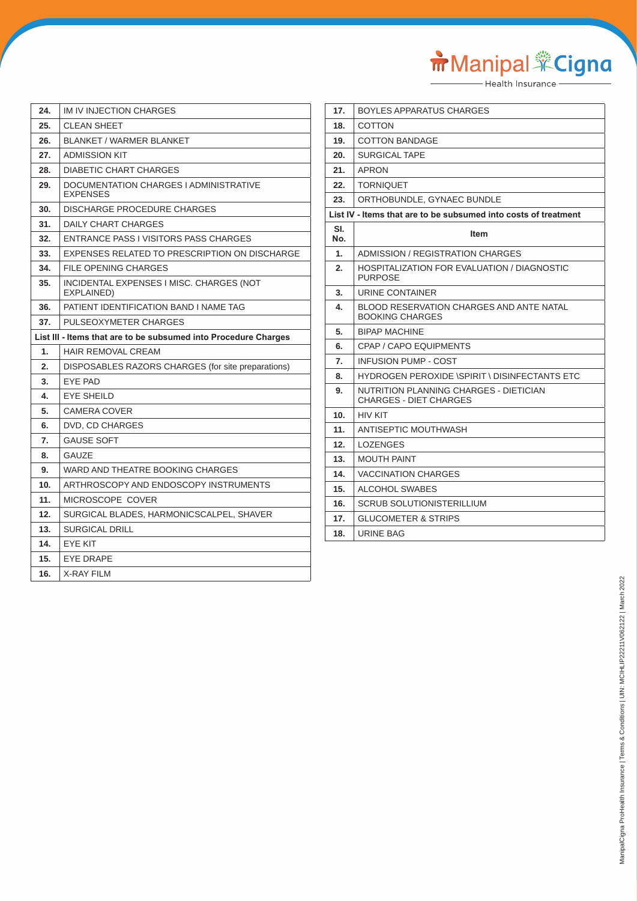| | |
|---|---|
| **24.** | IM IV INJECTION CHARGES |
| **25.** | CLEAN SHEET |
| **26.** | BLANKET / WARMER BLANKET |
| **27.** | ADMISSION KIT |
| **28.** | DIABETIC CHART CHARGES |
| **29.** | DOCUMENTATION CHARGES I ADMINISTRATIVE EXPENSES |
| **30.** | DISCHARGE PROCEDURE CHARGES |
| **31.** | DAILY CHART CHARGES |
| **32.** | ENTRANCE PASS I VISITORS PASS CHARGES |
| **33.** | EXPENSES RELATED TO PRESCRIPTION ON DISCHARGE |
| **34.** | FILE OPENING CHARGES |
| **35.** | INCIDENTAL EXPENSES I MISC. CHARGES (NOT EXPLAINED) |
| **36.** | PATIENT IDENTIFICATION BAND I NAME TAG |
| **37.** | PULSEOXYMETER CHARGES |

**List III - Items that are to be subsumed into Procedure Charges**

| | |
|---|---|
| **1.** | HAIR REMOVAL CREAM |
| **2.** | DISPOSABLES RAZORS CHARGES (for site preparations) |
| **3.** | EYE PAD |
| **4.** | EYE SHEILD |
| **5.** | CAMERA COVER |
| **6.** | DVD, CD CHARGES |
| **7.** | GAUSE SOFT |
| **8.** | GAUZE |
| **9.** | WARD AND THEATRE BOOKING CHARGES |
| **10.** | ARTHROSCOPY AND ENDOSCOPY INSTRUMENTS |
| **11.** | MICROSCOPE COVER |
| **12.** | SURGICAL BLADES, HARMONICSCALPEL, SHAVER |
| **13.** | SURGICAL DRILL |
| **14.** | EYE KIT |
| **15.** | EYE DRAPE |
| **16.** | X-RAY FILM |
| **17.** | BOYLES APPARATUS CHARGES |
| **18.** | COTTON |
| **19.** | COTTON BANDAGE |
| **20.** | SURGICAL TAPE |
| **21.** | APRON |
| **22.** | TORNIQUET |
| **23.** | ORTHOBUNDLE, GYNAEC BUNDLE |

**List IV - Items that are to be subsumed into costs of treatment**

| Sl. No. | Item |
|---|---|
| **1.** | ADMISSION / REGISTRATION CHARGES |
| **2.** | HOSPITALIZATION FOR EVALUATION / DIAGNOSTIC PURPOSE |
| **3.** | URINE CONTAINER |
| **4.** | BLOOD RESERVATION CHARGES AND ANTE NATAL BOOKING CHARGES |
| **5.** | BIPAP MACHINE |
| **6.** | CPAP / CAPO EQUIPMENTS |
| **7.** | INFUSION PUMP - COST |
| **8.** | HYDROGEN PEROXIDE \SPIRIT \ DISINFECTANTS ETC |
| **9.** | NUTRITION PLANNING CHARGES - DIETICIAN CHARGES - DIET CHARGES |
| **10.** | HIV KIT |
| **11.** | ANTISEPTIC MOUTHWASH |
| **12.** | LOZENGES |
| **13.** | MOUTH PAINT |
| **14.** | VACCINATION CHARGES |
| **15.** | ALCOHOL SWABES |
| **16.** | SCRUB SOLUTIONISTERILLIUM |
| **17.** | GLUCOMETER & STRIPS |
| **18.** | URINE BAG |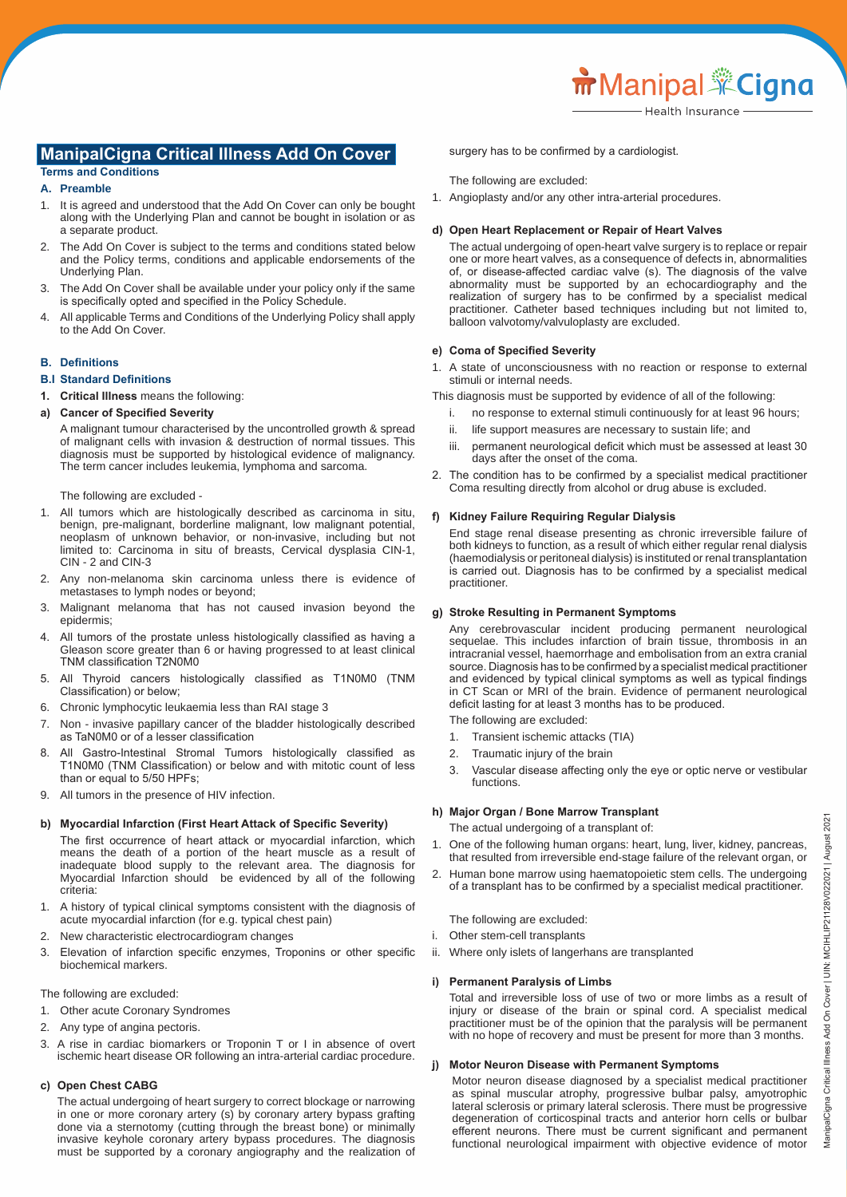# ManipalCigna Critical Illness Add On Cover

**Terms and Conditions**

**A. Preamble**

1. It is agreed and understood that the Add On Cover can only be bought along with the Underlying Plan and cannot be bought in isolation or as a separate product.
2. The Add On Cover is subject to the terms and conditions stated below and the Policy terms, conditions and applicable endorsements of the Underlying Plan.
3. The Add On Cover shall be available under your policy only if the same is specifically opted and specified in the Policy Schedule.
4. All applicable Terms and Conditions of the Underlying Policy shall apply to the Add On Cover.

**B. Definitions**

**B.I Standard Definitions**

1. **Critical Illness** means the following:

**a) Cancer of Specified Severity**

A malignant tumour characterised by the uncontrolled growth & spread of malignant cells with invasion & destruction of normal tissues. This diagnosis must be supported by histological evidence of malignancy. The term cancer includes leukemia, lymphoma and sarcoma.

The following are excluded -

1. All tumors which are histologically described as carcinoma in situ, benign, pre-malignant, borderline malignant, low malignant potential, neoplasm of unknown behavior, or non-invasive, including but not limited to: Carcinoma in situ of breasts, Cervical dysplasia CIN-1, CIN - 2 and CIN-3
2. Any non-melanoma skin carcinoma unless there is evidence of metastases to lymph nodes or beyond;
3. Malignant melanoma that has not caused invasion beyond the epidermis;
4. All tumors of the prostate unless histologically classified as having a Gleason score greater than 6 or having progressed to at least clinical TNM classification T2N0M0
5. All Thyroid cancers histologically classified as T1N0M0 (TNM Classification) or below;
6. Chronic lymphocytic leukaemia less than RAI stage 3
7. Non - invasive papillary cancer of the bladder histologically described as TaN0M0 or of a lesser classification
8. All Gastro-Intestinal Stromal Tumors histologically classified as T1N0M0 (TNM Classification) or below and with mitotic count of less than or equal to 5/50 HPFs;
9. All tumors in the presence of HIV infection.

**b) Myocardial Infarction (First Heart Attack of Specific Severity)**

The first occurrence of heart attack or myocardial infarction, which means the death of a portion of the heart muscle as a result of inadequate blood supply to the relevant area. The diagnosis for Myocardial Infarction should be evidenced by all of the following criteria:

1. A history of typical clinical symptoms consistent with the diagnosis of acute myocardial infarction (for e.g. typical chest pain)
2. New characteristic electrocardiogram changes
3. Elevation of infarction specific enzymes, Troponins or other specific biochemical markers.

The following are excluded:

1. Other acute Coronary Syndromes
2. Any type of angina pectoris.
3. A rise in cardiac biomarkers or Troponin T or I in absence of overt ischemic heart disease OR following an intra-arterial cardiac procedure.

**c) Open Chest CABG**

The actual undergoing of heart surgery to correct blockage or narrowing in one or more coronary artery (s) by coronary artery bypass grafting done via a sternotomy (cutting through the breast bone) or minimally invasive keyhole coronary artery bypass procedures. The diagnosis must be supported by a coronary angiography and the realization of surgery has to be confirmed by a cardiologist.

The following are excluded:

1. Angioplasty and/or any other intra-arterial procedures.

**d) Open Heart Replacement or Repair of Heart Valves**

The actual undergoing of open-heart valve surgery is to replace or repair one or more heart valves, as a consequence of defects in, abnormalities of, or disease-affected cardiac valve (s). The diagnosis of the valve abnormality must be supported by an echocardiography and the realization of surgery has to be confirmed by a specialist medical practitioner. Catheter based techniques including but not limited to, balloon valvotomy/valvuloplasty are excluded.

**e) Coma of Specified Severity**

1. A state of unconsciousness with no reaction or response to external stimuli or internal needs.

This diagnosis must be supported by evidence of all of the following:

i. no response to external stimuli continuously for at least 96 hours;
ii. life support measures are necessary to sustain life; and
iii. permanent neurological deficit which must be assessed at least 30 days after the onset of the coma.

2. The condition has to be confirmed by a specialist medical practitioner Coma resulting directly from alcohol or drug abuse is excluded.

**f) Kidney Failure Requiring Regular Dialysis**

End stage renal disease presenting as chronic irreversible failure of both kidneys to function, as a result of which either regular renal dialysis (haemodialysis or peritoneal dialysis) is instituted or renal transplantation is carried out. Diagnosis has to be confirmed by a specialist medical practitioner.

**g) Stroke Resulting in Permanent Symptoms**

Any cerebrovascular incident producing permanent neurological sequelae. This includes infarction of brain tissue, thrombosis in an intracranial vessel, haemorrhage and embolisation from an extra cranial source. Diagnosis has to be confirmed by a specialist medical practitioner and evidenced by typical clinical symptoms as well as typical findings in CT Scan or MRI of the brain. Evidence of permanent neurological deficit lasting for at least 3 months has to be produced.

The following are excluded:

1. Transient ischemic attacks (TIA)
2. Traumatic injury of the brain
3. Vascular disease affecting only the eye or optic nerve or vestibular functions.

**h) Major Organ / Bone Marrow Transplant**

The actual undergoing of a transplant of:

1. One of the following human organs: heart, lung, liver, kidney, pancreas, that resulted from irreversible end-stage failure of the relevant organ, or
2. Human bone marrow using haematopoietic stem cells. The undergoing of a transplant has to be confirmed by a specialist medical practitioner.

The following are excluded:

i. Other stem-cell transplants
ii. Where only islets of langerhans are transplanted

**i) Permanent Paralysis of Limbs**

Total and irreversible loss of use of two or more limbs as a result of injury or disease of the brain or spinal cord. A specialist medical practitioner must be of the opinion that the paralysis will be permanent with no hope of recovery and must be present for more than 3 months.

**j) Motor Neuron Disease with Permanent Symptoms**

Motor neuron disease diagnosed by a specialist medical practitioner as spinal muscular atrophy, progressive bulbar palsy, amyotrophic lateral sclerosis or primary lateral sclerosis. There must be progressive degeneration of corticospinal tracts and anterior horn cells or bulbar efferent neurons. There must be current significant and permanent functional neurological impairment with objective evidence of motor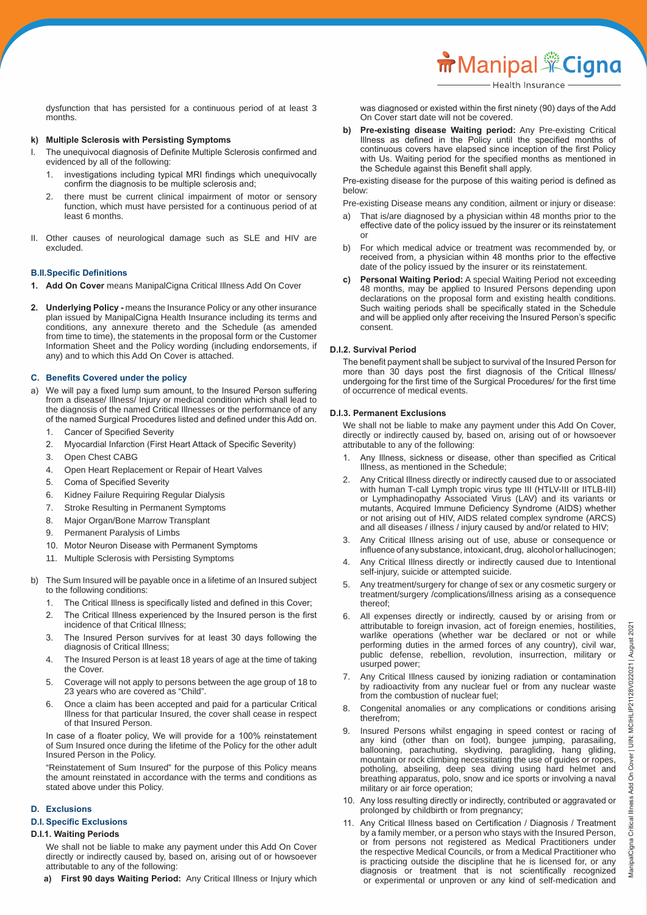dysfunction that has persisted for a continuous period of at least 3 months.

**k) Multiple Sclerosis with Persisting Symptoms**

I. The unequivocal diagnosis of Definite Multiple Sclerosis confirmed and evidenced by all of the following:

   1. investigations including typical MRI findings which unequivocally confirm the diagnosis to be multiple sclerosis and;
   2. there must be current clinical impairment of motor or sensory function, which must have persisted for a continuous period of at least 6 months.

II. Other causes of neurological damage such as SLE and HIV are excluded.

### B.II. Specific Definitions

1. **Add On Cover** means ManipalCigna Critical Illness Add On Cover
2. **Underlying Policy -** means the Insurance Policy or any other insurance plan issued by ManipalCigna Health Insurance including its terms and conditions, any annexure thereto and the Schedule (as amended from time to time), the statements in the proposal form or the Customer Information Sheet and the Policy wording (including endorsements, if any) and to which this Add On Cover is attached.

### C. Benefits Covered under the policy

a) We will pay a fixed lump sum amount, to the Insured Person suffering from a disease/ Illness/ Injury or medical condition which shall lead to the diagnosis of the named Critical Illnesses or the performance of any of the named Surgical Procedures listed and defined under this Add on.

   1. Cancer of Specified Severity
   2. Myocardial Infarction (First Heart Attack of Specific Severity)
   3. Open Chest CABG
   4. Open Heart Replacement or Repair of Heart Valves
   5. Coma of Specified Severity
   6. Kidney Failure Requiring Regular Dialysis
   7. Stroke Resulting in Permanent Symptoms
   8. Major Organ/Bone Marrow Transplant
   9. Permanent Paralysis of Limbs
   10. Motor Neuron Disease with Permanent Symptoms
   11. Multiple Sclerosis with Persisting Symptoms

b) The Sum Insured will be payable once in a lifetime of an Insured subject to the following conditions:

   1. The Critical Illness is specifically listed and defined in this Cover;
   2. The Critical Illness experienced by the Insured person is the first incidence of that Critical Illness;
   3. The Insured Person survives for at least 30 days following the diagnosis of Critical Illness;
   4. The Insured Person is at least 18 years of age at the time of taking the Cover.
   5. Coverage will not apply to persons between the age group of 18 to 23 years who are covered as "Child".
   6. Once a claim has been accepted and paid for a particular Critical Illness for that particular Insured, the cover shall cease in respect of that Insured Person.

   In case of a floater policy, We will provide for a 100% reinstatement of Sum Insured once during the lifetime of the Policy for the other adult Insured Person in the Policy.

   "Reinstatement of Sum Insured" for the purpose of this Policy means the amount reinstated in accordance with the terms and conditions as stated above under this Policy.

### D. Exclusions

### D.I. Specific Exclusions

#### D.I.1. Waiting Periods

We shall not be liable to make any payment under this Add On Cover directly or indirectly caused by, based on, arising out of or howsoever attributable to any of the following:

a) **First 90 days Waiting Period:** Any Critical Illness or Injury which was diagnosed or existed within the first ninety (90) days of the Add On Cover start date will not be covered.

b) **Pre-existing disease Waiting period:** Any Pre-existing Critical Illness as defined in the Policy until the specified months of continuous covers have elapsed since inception of the first Policy with Us. Waiting period for the specified months as mentioned in the Schedule against this Benefit shall apply.

Pre-existing disease for the purpose of this waiting period is defined as below:

Pre-existing Disease means any condition, ailment or injury or disease:

a) That is/are diagnosed by a physician within 48 months prior to the effective date of the policy issued by the insurer or its reinstatement or

b) For which medical advice or treatment was recommended by, or received from, a physician within 48 months prior to the effective date of the policy issued by the insurer or its reinstatement.

c) **Personal Waiting Period:** A special Waiting Period not exceeding 48 months, may be applied to Insured Persons depending upon declarations on the proposal form and existing health conditions. Such waiting periods shall be specifically stated in the Schedule and will be applied only after receiving the Insured Person's specific consent.

#### D.I.2. Survival Period

The benefit payment shall be subject to survival of the Insured Person for more than 30 days post the first diagnosis of the Critical Illness/ undergoing for the first time of the Surgical Procedures/ for the first time of occurrence of medical events.

#### D.I.3. Permanent Exclusions

We shall not be liable to make any payment under this Add On Cover, directly or indirectly caused by, based on, arising out of or howsoever attributable to any of the following:

1. Any Illness, sickness or disease, other than specified as Critical Illness, as mentioned in the Schedule;
2. Any Critical Illness directly or indirectly caused due to or associated with human T-call Lymph tropic virus type III (HTLV-III or IITLB-III) or Lymphadinopathy Associated Virus (LAV) and its variants or mutants, Acquired Immune Deficiency Syndrome (AIDS) whether or not arising out of HIV, AIDS related complex syndrome (ARCS) and all diseases / illness / injury caused by and/or related to HIV;
3. Any Critical Illness arising out of use, abuse or consequence or influence of any substance, intoxicant, drug, alcohol or hallucinogen;
4. Any Critical Illness directly or indirectly caused due to Intentional self-injury, suicide or attempted suicide.
5. Any treatment/surgery for change of sex or any cosmetic surgery or treatment/surgery /complications/illness arising as a consequence thereof;
6. All expenses directly or indirectly, caused by or arising from or attributable to foreign invasion, act of foreign enemies, hostilities, warlike operations (whether war be declared or not or while performing duties in the armed forces of any country), civil war, public defense, rebellion, revolution, insurrection, military or usurped power;
7. Any Critical Illness caused by ionizing radiation or contamination by radioactivity from any nuclear fuel or from any nuclear waste from the combustion of nuclear fuel;
8. Congenital anomalies or any complications or conditions arising therefrom;
9. Insured Persons whilst engaging in speed contest or racing of any kind (other than on foot), bungee jumping, parasailing, ballooning, parachuting, skydiving, paragliding, hang gliding, mountain or rock climbing necessitating the use of guides or ropes, potholing, abseiling, deep sea diving using hard helmet and breathing apparatus, polo, snow and ice sports or involving a naval military or air force operation;
10. Any loss resulting directly or indirectly, contributed or aggravated or prolonged by childbirth or from pregnancy;
11. Any Critical Illness based on Certification / Diagnosis / Treatment by a family member, or a person who stays with the Insured Person, or from persons not registered as Medical Practitioners under the respective Medical Councils, or from a Medical Practitioner who is practicing outside the discipline that he is licensed for, or any diagnosis or treatment that is not scientifically recognized or experimental or unproven or any kind of self-medication and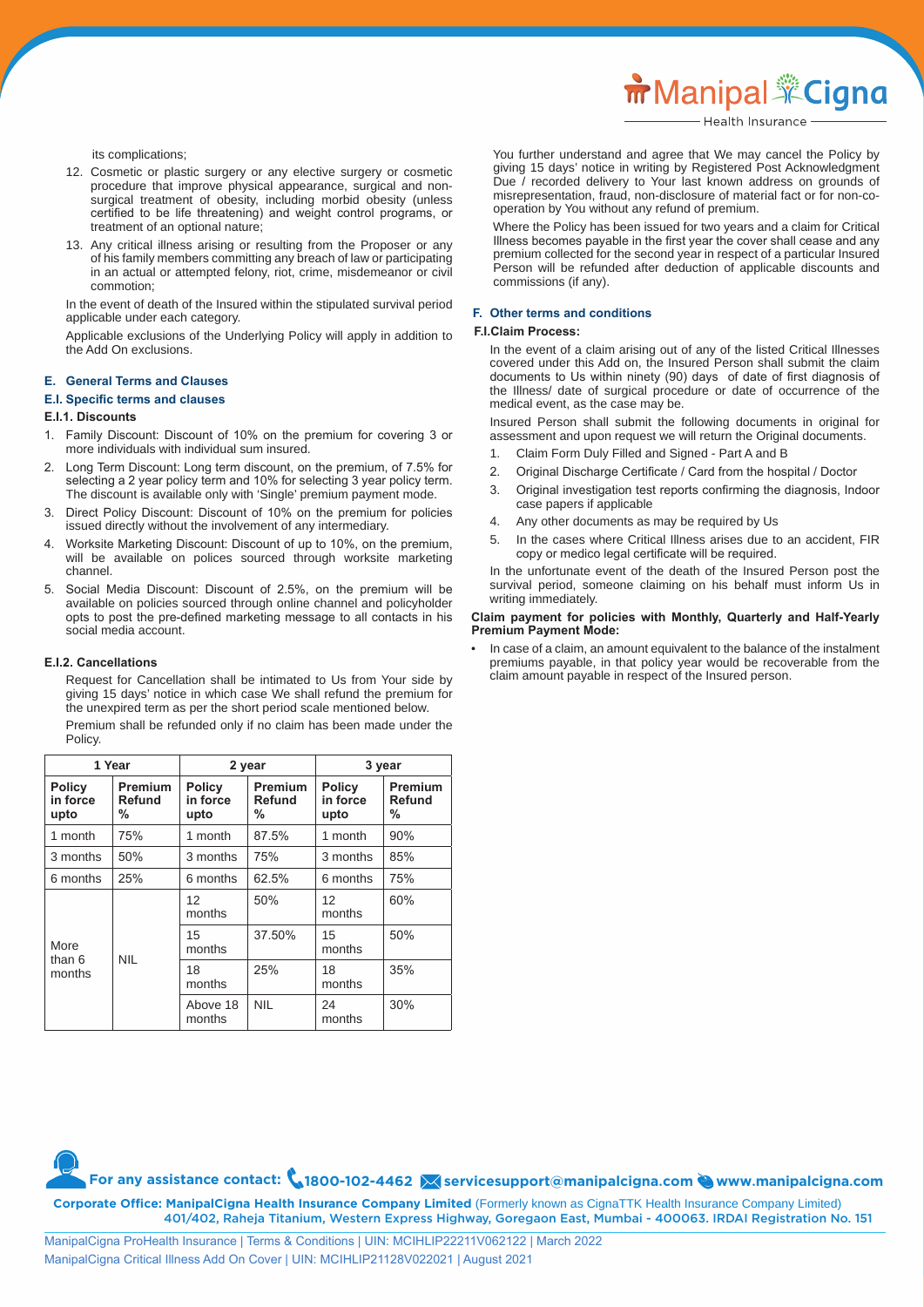its complications;

12. Cosmetic or plastic surgery or any elective surgery or cosmetic procedure that improve physical appearance, surgical and non-surgical treatment of obesity, including morbid obesity (unless certified to be life threatening) and weight control programs, or treatment of an optional nature;
13. Any critical illness arising or resulting from the Proposer or any of his family members committing any breach of law or participating in an actual or attempted felony, riot, crime, misdemeanor or civil commotion;

In the event of death of the Insured within the stipulated survival period applicable under each category.

Applicable exclusions of the Underlying Policy will apply in addition to the Add On exclusions.

## E. General Terms and Clauses

### E.I. Specific terms and clauses

#### E.I.1. Discounts

1. Family Discount: Discount of 10% on the premium for covering 3 or more individuals with individual sum insured.
2. Long Term Discount: Long term discount, on the premium, of 7.5% for selecting a 2 year policy term and 10% for selecting 3 year policy term. The discount is available only with 'Single' premium payment mode.
3. Direct Policy Discount: Discount of 10% on the premium for policies issued directly without the involvement of any intermediary.
4. Worksite Marketing Discount: Discount of up to 10%, on the premium, will be available on polices sourced through worksite marketing channel.
5. Social Media Discount: Discount of 2.5%, on the premium will be available on policies sourced through online channel and policyholder opts to post the pre-defined marketing message to all contacts in his social media account.

#### E.I.2. Cancellations

Request for Cancellation shall be intimated to Us from Your side by giving 15 days' notice in which case We shall refund the premium for the unexpired term as per the short period scale mentioned below.

Premium shall be refunded only if no claim has been made under the Policy.

| 1 Year | | 2 year | | 3 year | |
|---|---|---|---|---|---|
| Policy in force upto | Premium Refund % | Policy in force upto | Premium Refund % | Policy in force upto | Premium Refund % |
| 1 month | 75% | 1 month | 87.5% | 1 month | 90% |
| 3 months | 50% | 3 months | 75% | 3 months | 85% |
| 6 months | 25% | 6 months | 62.5% | 6 months | 75% |
| More than 6 months | NIL | 12 months | 50% | 12 months | 60% |
| | | 15 months | 37.50% | 15 months | 50% |
| | | 18 months | 25% | 18 months | 35% |
| | | Above 18 months | NIL | 24 months | 30% |

You further understand and agree that We may cancel the Policy by giving 15 days' notice in writing by Registered Post Acknowledgment Due / recorded delivery to Your last known address on grounds of misrepresentation, fraud, non-disclosure of material fact or for non-co-operation by You without any refund of premium.

Where the Policy has been issued for two years and a claim for Critical Illness becomes payable in the first year the cover shall cease and any premium collected for the second year in respect of a particular Insured Person will be refunded after deduction of applicable discounts and commissions (if any).

## F. Other terms and conditions

### F.I.Claim Process:

In the event of a claim arising out of any of the listed Critical Illnesses covered under this Add on, the Insured Person shall submit the claim documents to Us within ninety (90) days of date of first diagnosis of the Illness/ date of surgical procedure or date of occurrence of the medical event, as the case may be.

Insured Person shall submit the following documents in original for assessment and upon request we will return the Original documents.

1. Claim Form Duly Filled and Signed - Part A and B
2. Original Discharge Certificate / Card from the hospital / Doctor
3. Original investigation test reports confirming the diagnosis, Indoor case papers if applicable
4. Any other documents as may be required by Us
5. In the cases where Critical Illness arises due to an accident, FIR copy or medico legal certificate will be required.

In the unfortunate event of the death of the Insured Person post the survival period, someone claiming on his behalf must inform Us in writing immediately.

**Claim payment for policies with Monthly, Quarterly and Half-Yearly Premium Payment Mode:**

- In case of a claim, an amount equivalent to the balance of the instalment premiums payable, in that policy year would be recoverable from the claim amount payable in respect of the Insured person.

For any assistance contact: 1800-102-4462 servicesupport@manipalcigna.com www.manipalcigna.com

**Corporate Office: ManipalCigna Health Insurance Company Limited** (Formerly known as CignaTTK Health Insurance Company Limited) 401/402, Raheja Titanium, Western Express Highway, Goregaon East, Mumbai - 400063. IRDAI Registration No. 151

ManipalCigna ProHealth Insurance | Terms & Conditions | UIN: MCIHLIP22211V062122 | March 2022
ManipalCigna Critical Illness Add On Cover | UIN: MCIHLIP21128V022021 | August 2021